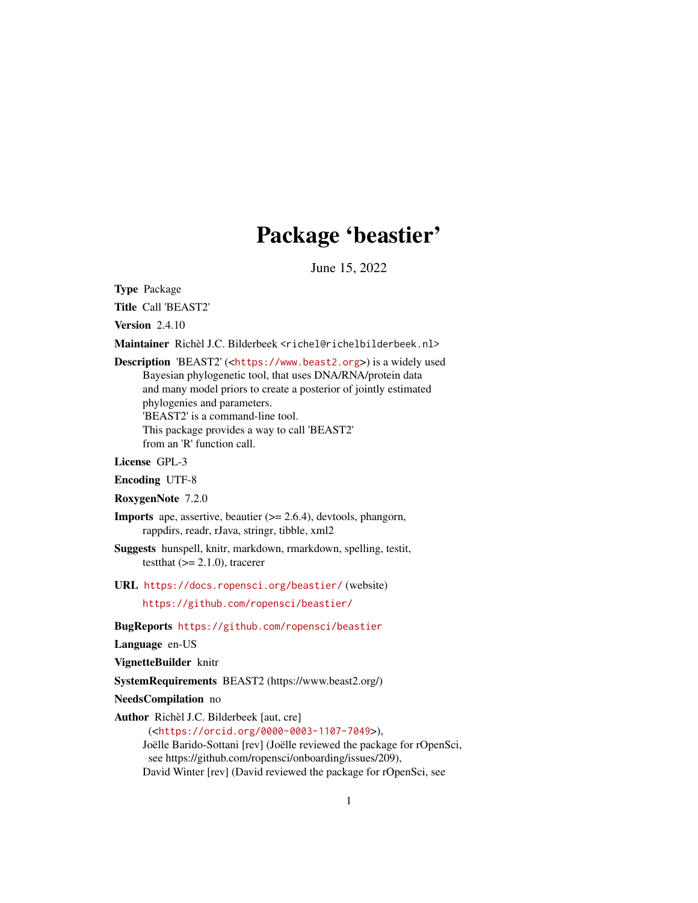# Package 'beastier'

June 15, 2022

**Type** Package

**Title** Call 'BEAST2'

**Version** 2.4.10

**Maintainer** Richèl J.C. Bilderbeek <richel@richelbilderbeek.nl>

**Description** 'BEAST2' (<https://www.beast2.org>) is a widely used Bayesian phylogenetic tool, that uses DNA/RNA/protein data and many model priors to create a posterior of jointly estimated phylogenies and parameters. 'BEAST2' is a command-line tool. This package provides a way to call 'BEAST2' from an 'R' function call.

**License** GPL-3

**Encoding** UTF-8

**RoxygenNote** 7.2.0

**Imports** ape, assertive, beautier (>= 2.6.4), devtools, phangorn, rappdirs, readr, rJava, stringr, tibble, xml2

**Suggests** hunspell, knitr, markdown, rmarkdown, spelling, testit, testthat (>= 2.1.0), tracerer

**URL** https://docs.ropensci.org/beastier/ (website) https://github.com/ropensci/beastier/

**BugReports** https://github.com/ropensci/beastier

**Language** en-US

**VignetteBuilder** knitr

**SystemRequirements** BEAST2 (https://www.beast2.org/)

**NeedsCompilation** no

**Author** Richèl J.C. Bilderbeek [aut, cre] (<https://orcid.org/0000-0003-1107-7049>), Joëlle Barido-Sottani [rev] (Joëlle reviewed the package for rOpenSci, see https://github.com/ropensci/onboarding/issues/209), David Winter [rev] (David reviewed the package for rOpenSci, see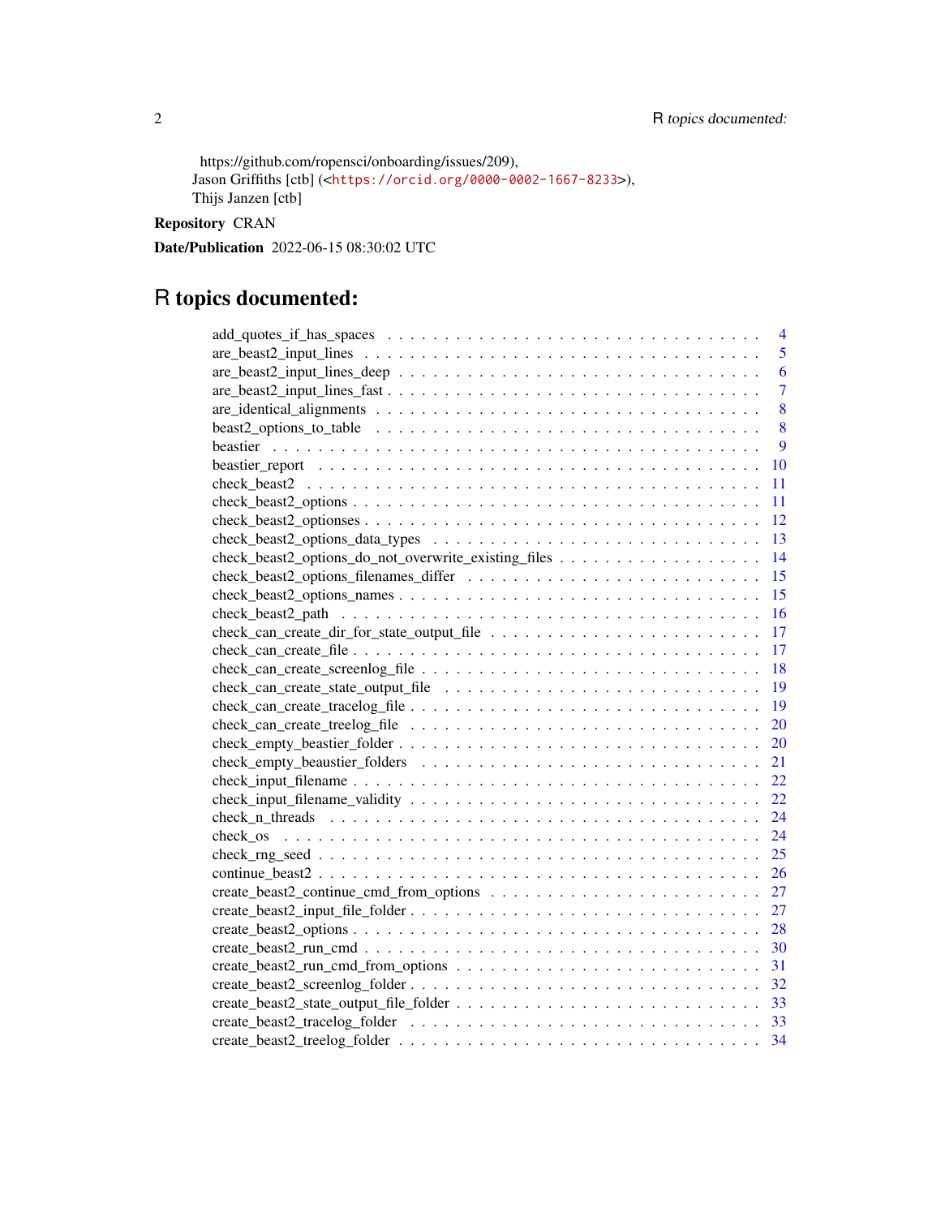https://github.com/ropensci/onboarding/issues/209),
Jason Griffiths [ctb] (<https://orcid.org/0000-0002-1667-8233>),
Thijs Janzen [ctb]

**Repository** CRAN

**Date/Publication** 2022-06-15 08:30:02 UTC

# R topics documented:

| | |
|---|---|
| add_quotes_if_has_spaces | 4 |
| are_beast2_input_lines | 5 |
| are_beast2_input_lines_deep | 6 |
| are_beast2_input_lines_fast | 7 |
| are_identical_alignments | 8 |
| beast2_options_to_table | 8 |
| beastier | 9 |
| beastier_report | 10 |
| check_beast2 | 11 |
| check_beast2_options | 11 |
| check_beast2_optionses | 12 |
| check_beast2_options_data_types | 13 |
| check_beast2_options_do_not_overwrite_existing_files | 14 |
| check_beast2_options_filenames_differ | 15 |
| check_beast2_options_names | 15 |
| check_beast2_path | 16 |
| check_can_create_dir_for_state_output_file | 17 |
| check_can_create_file | 17 |
| check_can_create_screenlog_file | 18 |
| check_can_create_state_output_file | 19 |
| check_can_create_tracelog_file | 19 |
| check_can_create_treelog_file | 20 |
| check_empty_beastier_folder | 20 |
| check_empty_beaustier_folders | 21 |
| check_input_filename | 22 |
| check_input_filename_validity | 22 |
| check_n_threads | 24 |
| check_os | 24 |
| check_rng_seed | 25 |
| continue_beast2 | 26 |
| create_beast2_continue_cmd_from_options | 27 |
| create_beast2_input_file_folder | 27 |
| create_beast2_options | 28 |
| create_beast2_run_cmd | 30 |
| create_beast2_run_cmd_from_options | 31 |
| create_beast2_screenlog_folder | 32 |
| create_beast2_state_output_file_folder | 33 |
| create_beast2_tracelog_folder | 33 |
| create_beast2_treelog_folder | 34 |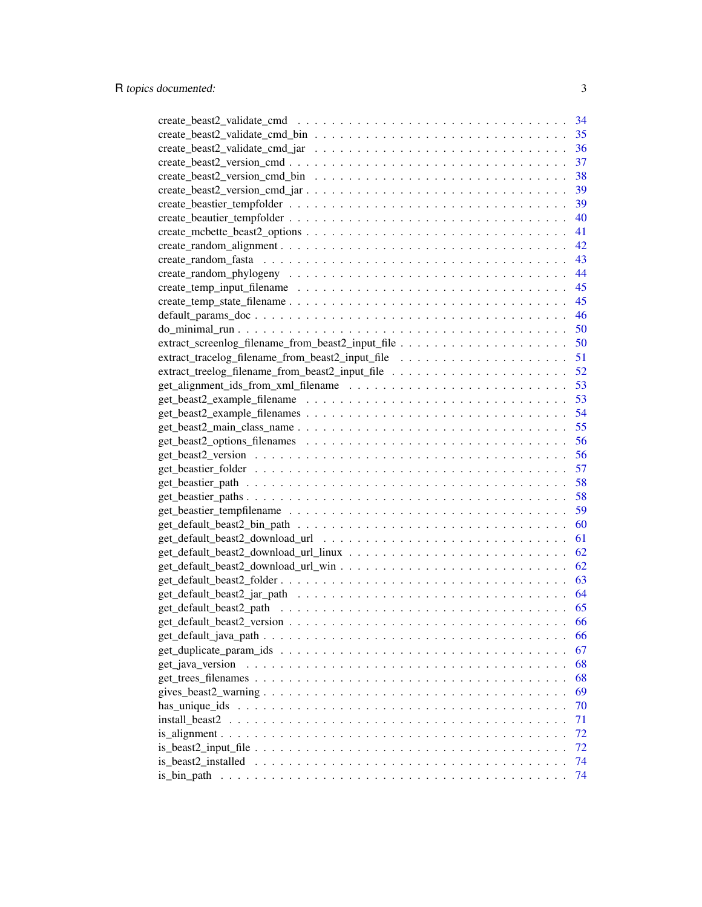create_beast2_validate_cmd . . . . . . . . . . 34
create_beast2_validate_cmd_bin . . . . . . . . . . 35
create_beast2_validate_cmd_jar . . . . . . . . . . 36
create_beast2_version_cmd . . . . . . . . . . 37
create_beast2_version_cmd_bin . . . . . . . . . . 38
create_beast2_version_cmd_jar . . . . . . . . . . 39
create_beastier_tempfolder . . . . . . . . . . 39
create_beautier_tempfolder . . . . . . . . . . 40
create_mcbette_beast2_options . . . . . . . . . . 41
create_random_alignment . . . . . . . . . . 42
create_random_fasta . . . . . . . . . . 43
create_random_phylogeny . . . . . . . . . . 44
create_temp_input_filename . . . . . . . . . . 45
create_temp_state_filename . . . . . . . . . . 45
default_params_doc . . . . . . . . . . 46
do_minimal_run . . . . . . . . . . 50
extract_screenlog_filename_from_beast2_input_file . . . . . . . . . . 50
extract_tracelog_filename_from_beast2_input_file . . . . . . . . . . 51
extract_treelog_filename_from_beast2_input_file . . . . . . . . . . 52
get_alignment_ids_from_xml_filename . . . . . . . . . . 53
get_beast2_example_filename . . . . . . . . . . 53
get_beast2_example_filenames . . . . . . . . . . 54
get_beast2_main_class_name . . . . . . . . . . 55
get_beast2_options_filenames . . . . . . . . . . 56
get_beast2_version . . . . . . . . . . 56
get_beastier_folder . . . . . . . . . . 57
get_beastier_path . . . . . . . . . . 58
get_beastier_paths . . . . . . . . . . 58
get_beastier_tempfilename . . . . . . . . . . 59
get_default_beast2_bin_path . . . . . . . . . . 60
get_default_beast2_download_url . . . . . . . . . . 61
get_default_beast2_download_url_linux . . . . . . . . . . 62
get_default_beast2_download_url_win . . . . . . . . . . 62
get_default_beast2_folder . . . . . . . . . . 63
get_default_beast2_jar_path . . . . . . . . . . 64
get_default_beast2_path . . . . . . . . . . 65
get_default_beast2_version . . . . . . . . . . 66
get_default_java_path . . . . . . . . . . 66
get_duplicate_param_ids . . . . . . . . . . 67
get_java_version . . . . . . . . . . 68
get_trees_filenames . . . . . . . . . . 68
gives_beast2_warning . . . . . . . . . . 69
has_unique_ids . . . . . . . . . . 70
install_beast2 . . . . . . . . . . 71
is_alignment . . . . . . . . . . 72
is_beast2_input_file . . . . . . . . . . 72
is_beast2_installed . . . . . . . . . . 74
is_bin_path . . . . . . . . . . 74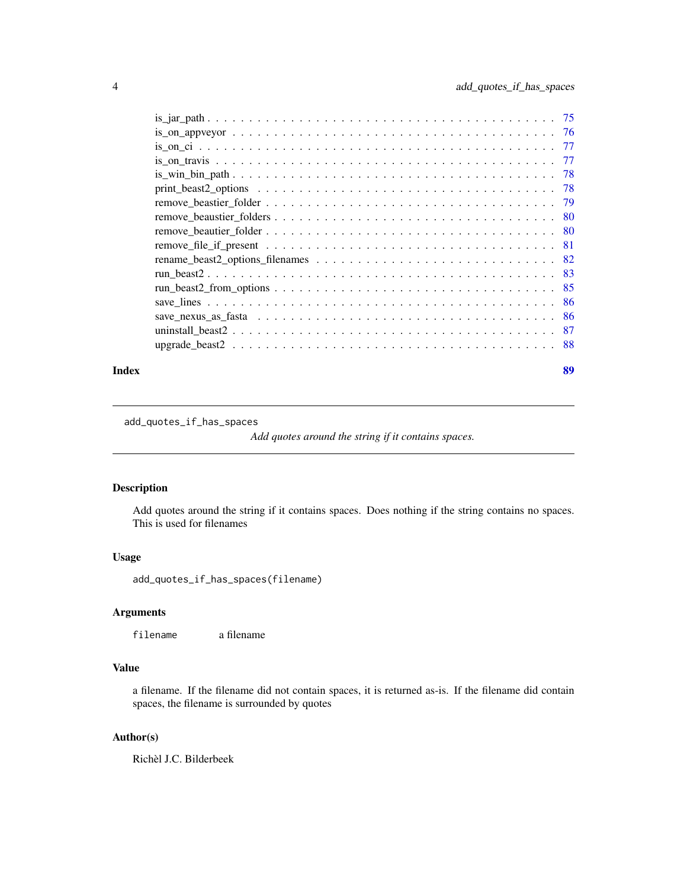is_jar_path . . . . . . . . . . . . . . . . . . . . . . . . . . . . . . . . . . . . . . . 75
is_on_appveyor . . . . . . . . . . . . . . . . . . . . . . . . . . . . . . . . . . . . . 76
is_on_ci . . . . . . . . . . . . . . . . . . . . . . . . . . . . . . . . . . . . . . . . . 77
is_on_travis . . . . . . . . . . . . . . . . . . . . . . . . . . . . . . . . . . . . . . . 77
is_win_bin_path . . . . . . . . . . . . . . . . . . . . . . . . . . . . . . . . . . . . . 78
print_beast2_options . . . . . . . . . . . . . . . . . . . . . . . . . . . . . . . . . . 78
remove_beastier_folder . . . . . . . . . . . . . . . . . . . . . . . . . . . . . . . . . 79
remove_beaustier_folders . . . . . . . . . . . . . . . . . . . . . . . . . . . . . . . . 80
remove_beautier_folder . . . . . . . . . . . . . . . . . . . . . . . . . . . . . . . . . 80
remove_file_if_present . . . . . . . . . . . . . . . . . . . . . . . . . . . . . . . . . 81
rename_beast2_options_filenames . . . . . . . . . . . . . . . . . . . . . . . . . . . . 82
run_beast2 . . . . . . . . . . . . . . . . . . . . . . . . . . . . . . . . . . . . . . . . 83
run_beast2_from_options . . . . . . . . . . . . . . . . . . . . . . . . . . . . . . . . . 85
save_lines . . . . . . . . . . . . . . . . . . . . . . . . . . . . . . . . . . . . . . . . 86
save_nexus_as_fasta . . . . . . . . . . . . . . . . . . . . . . . . . . . . . . . . . . . 86
uninstall_beast2 . . . . . . . . . . . . . . . . . . . . . . . . . . . . . . . . . . . . . 87
upgrade_beast2 . . . . . . . . . . . . . . . . . . . . . . . . . . . . . . . . . . . . . . 88

**Index** **89**

---

`add_quotes_if_has_spaces` *Add quotes around the string if it contains spaces.*

---

### Description

Add quotes around the string if it contains spaces. Does nothing if the string contains no spaces. This is used for filenames

### Usage

```
add_quotes_if_has_spaces(filename)
```

### Arguments

| | |
|---|---|
| `filename` | a filename |

### Value

a filename. If the filename did not contain spaces, it is returned as-is. If the filename did contain spaces, the filename is surrounded by quotes

### Author(s)

Richèl J.C. Bilderbeek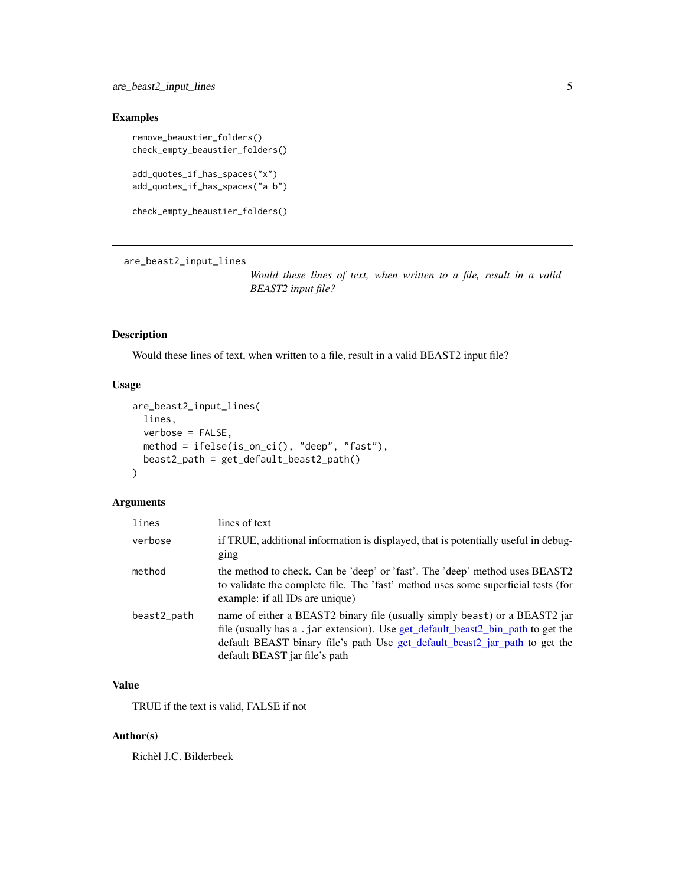## Examples

```
remove_beaustier_folders()
check_empty_beaustier_folders()

add_quotes_if_has_spaces("x")
add_quotes_if_has_spaces("a b")

check_empty_beaustier_folders()
```

---

# are_beast2_input_lines

*Would these lines of text, when written to a file, result in a valid BEAST2 input file?*

---

## Description

Would these lines of text, when written to a file, result in a valid BEAST2 input file?

## Usage

```
are_beast2_input_lines(
  lines,
  verbose = FALSE,
  method = ifelse(is_on_ci(), "deep", "fast"),
  beast2_path = get_default_beast2_path()
)
```

## Arguments

| | |
|---|---|
| `lines` | lines of text |
| `verbose` | if TRUE, additional information is displayed, that is potentially useful in debugging |
| `method` | the method to check. Can be 'deep' or 'fast'. The 'deep' method uses BEAST2 to validate the complete file. The 'fast' method uses some superficial tests (for example: if all IDs are unique) |
| `beast2_path` | name of either a BEAST2 binary file (usually simply `beast`) or a BEAST2 jar file (usually has a `.jar` extension). Use get_default_beast2_bin_path to get the default BEAST binary file's path Use get_default_beast2_jar_path to get the default BEAST jar file's path |

## Value

TRUE if the text is valid, FALSE if not

## Author(s)

Richèl J.C. Bilderbeek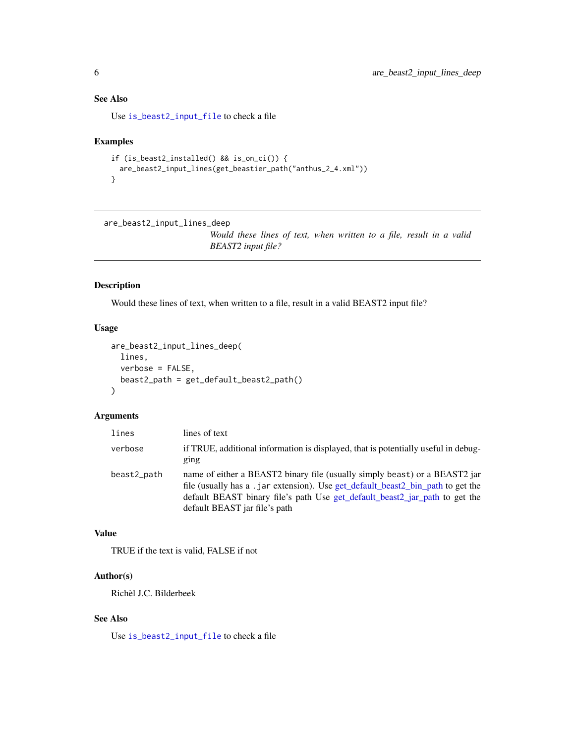### See Also

Use `is_beast2_input_file` to check a file

### Examples

```
if (is_beast2_installed() && is_on_ci()) {
  are_beast2_input_lines(get_beastier_path("anthus_2_4.xml"))
}
```

---

## are_beast2_input_lines_deep

*Would these lines of text, when written to a file, result in a valid BEAST2 input file?*

---

### Description

Would these lines of text, when written to a file, result in a valid BEAST2 input file?

### Usage

```
are_beast2_input_lines_deep(
  lines,
  verbose = FALSE,
  beast2_path = get_default_beast2_path()
)
```

### Arguments

| | |
|---|---|
| lines | lines of text |
| verbose | if TRUE, additional information is displayed, that is potentially useful in debugging |
| beast2_path | name of either a BEAST2 binary file (usually simply `beast`) or a BEAST2 jar file (usually has a `.jar` extension). Use get_default_beast2_bin_path to get the default BEAST binary file's path Use get_default_beast2_jar_path to get the default BEAST jar file's path |

### Value

TRUE if the text is valid, FALSE if not

### Author(s)

Richèl J.C. Bilderbeek

### See Also

Use `is_beast2_input_file` to check a file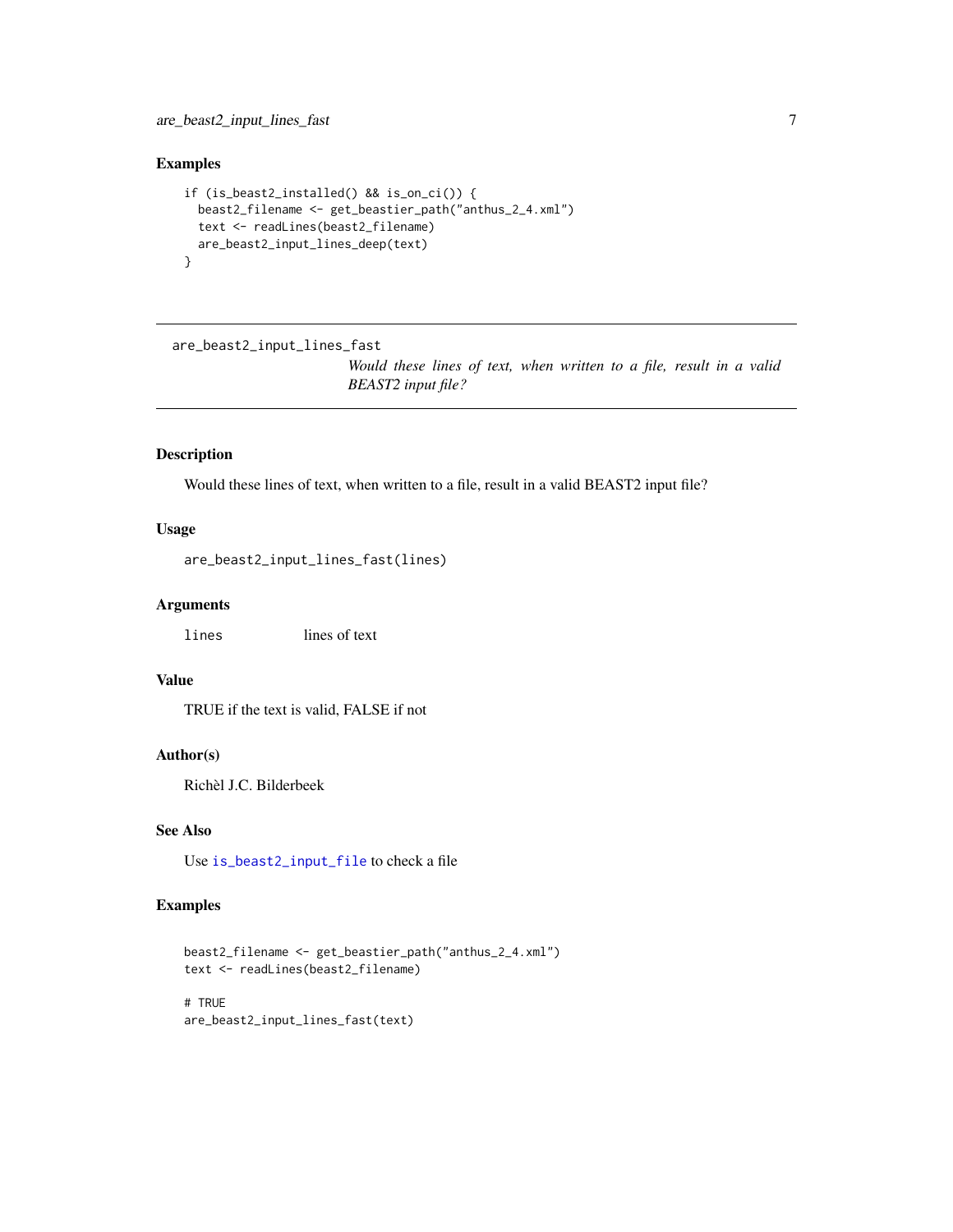### Examples

```
if (is_beast2_installed() && is_on_ci()) {
  beast2_filename <- get_beastier_path("anthus_2_4.xml")
  text <- readLines(beast2_filename)
  are_beast2_input_lines_deep(text)
}
```

---

## are_beast2_input_lines_fast

*Would these lines of text, when written to a file, result in a valid BEAST2 input file?*

---

### Description

Would these lines of text, when written to a file, result in a valid BEAST2 input file?

### Usage

```
are_beast2_input_lines_fast(lines)
```

### Arguments

| | |
|---|---|
| `lines` | lines of text |

### Value

TRUE if the text is valid, FALSE if not

### Author(s)

Richèl J.C. Bilderbeek

### See Also

Use `is_beast2_input_file` to check a file

### Examples

```
beast2_filename <- get_beastier_path("anthus_2_4.xml")
text <- readLines(beast2_filename)

# TRUE
are_beast2_input_lines_fast(text)
```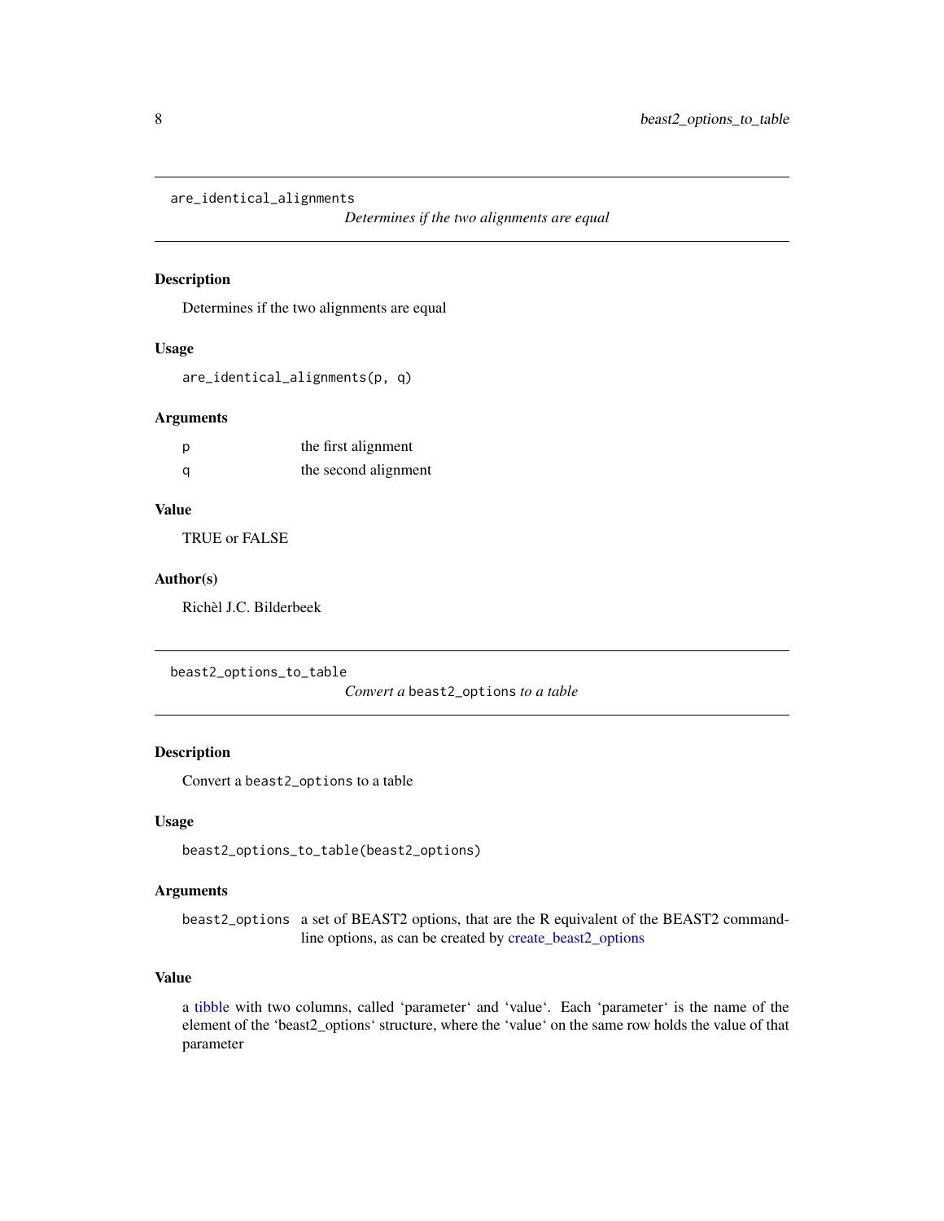## are_identical_alignments

*Determines if the two alignments are equal*

### Description

Determines if the two alignments are equal

### Usage

```
are_identical_alignments(p, q)
```

### Arguments

| | |
|---|---|
| p | the first alignment |
| q | the second alignment |

### Value

TRUE or FALSE

### Author(s)

Richèl J.C. Bilderbeek

## beast2_options_to_table

*Convert a* `beast2_options` *to a table*

### Description

Convert a `beast2_options` to a table

### Usage

```
beast2_options_to_table(beast2_options)
```

### Arguments

| | |
|---|---|
| beast2_options | a set of BEAST2 options, that are the R equivalent of the BEAST2 command-line options, as can be created by create_beast2_options |

### Value

a tibble with two columns, called 'parameter' and 'value'. Each 'parameter' is the name of the element of the 'beast2_options' structure, where the 'value' on the same row holds the value of that parameter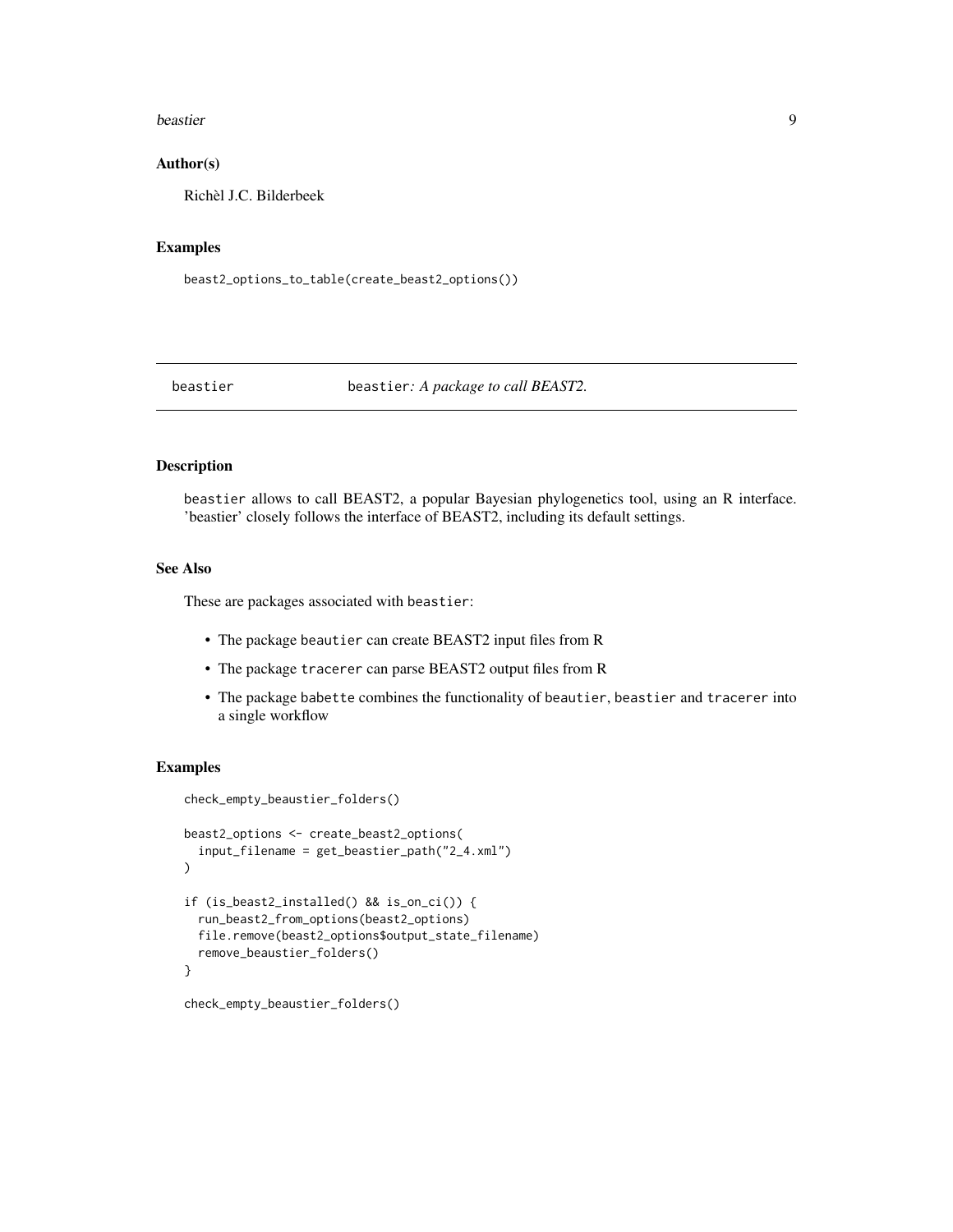## Author(s)

Richèl J.C. Bilderbeek

## Examples

```
beast2_options_to_table(create_beast2_options())
```

---

# beastier — beastier: *A package to call BEAST2.*

---

## Description

beastier allows to call BEAST2, a popular Bayesian phylogenetics tool, using an R interface. 'beastier' closely follows the interface of BEAST2, including its default settings.

## See Also

These are packages associated with beastier:

- The package beautier can create BEAST2 input files from R
- The package tracerer can parse BEAST2 output files from R
- The package babette combines the functionality of beautier, beastier and tracerer into a single workflow

## Examples

```
check_empty_beaustier_folders()

beast2_options <- create_beast2_options(
  input_filename = get_beastier_path("2_4.xml")
)

if (is_beast2_installed() && is_on_ci()) {
  run_beast2_from_options(beast2_options)
  file.remove(beast2_options$output_state_filename)
  remove_beaustier_folders()
}

check_empty_beaustier_folders()
```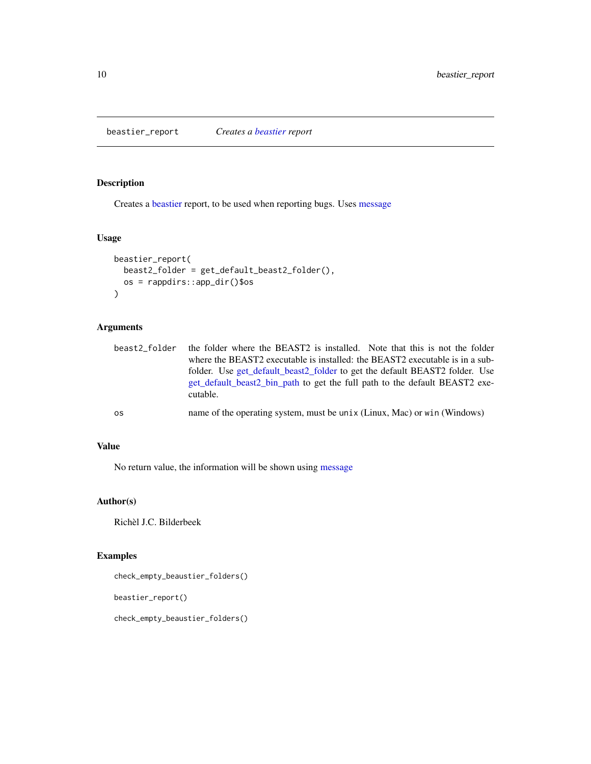beastier_report    *Creates a beastier report*

## Description

Creates a beastier report, to be used when reporting bugs. Uses message

## Usage

```
beastier_report(
  beast2_folder = get_default_beast2_folder(),
  os = rappdirs::app_dir()$os
)
```

## Arguments

| | |
|---|---|
| beast2_folder | the folder where the BEAST2 is installed. Note that this is not the folder where the BEAST2 executable is installed: the BEAST2 executable is in a subfolder. Use get_default_beast2_folder to get the default BEAST2 folder. Use get_default_beast2_bin_path to get the full path to the default BEAST2 executable. |
| os | name of the operating system, must be `unix` (Linux, Mac) or `win` (Windows) |

## Value

No return value, the information will be shown using message

## Author(s)

Richèl J.C. Bilderbeek

## Examples

```
check_empty_beaustier_folders()

beastier_report()

check_empty_beaustier_folders()
```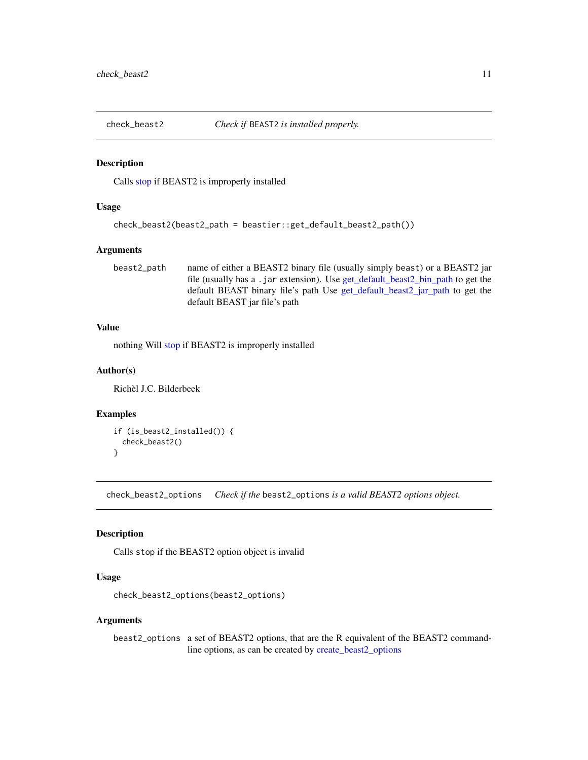## check_beast2 — *Check if* `BEAST2` *is installed properly.*

### Description

Calls stop if BEAST2 is improperly installed

### Usage

```
check_beast2(beast2_path = beastier::get_default_beast2_path())
```

### Arguments

| | |
|---|---|
| `beast2_path` | name of either a BEAST2 binary file (usually simply `beast`) or a BEAST2 jar file (usually has a `.jar` extension). Use get_default_beast2_bin_path to get the default BEAST binary file's path Use get_default_beast2_jar_path to get the default BEAST jar file's path |

### Value

nothing Will stop if BEAST2 is improperly installed

### Author(s)

Richèl J.C. Bilderbeek

### Examples

```
if (is_beast2_installed()) {
  check_beast2()
}
```

## check_beast2_options — *Check if the* `beast2_options` *is a valid BEAST2 options object.*

### Description

Calls `stop` if the BEAST2 option object is invalid

### Usage

```
check_beast2_options(beast2_options)
```

### Arguments

| | |
|---|---|
| `beast2_options` | a set of BEAST2 options, that are the R equivalent of the BEAST2 command-line options, as can be created by create_beast2_options |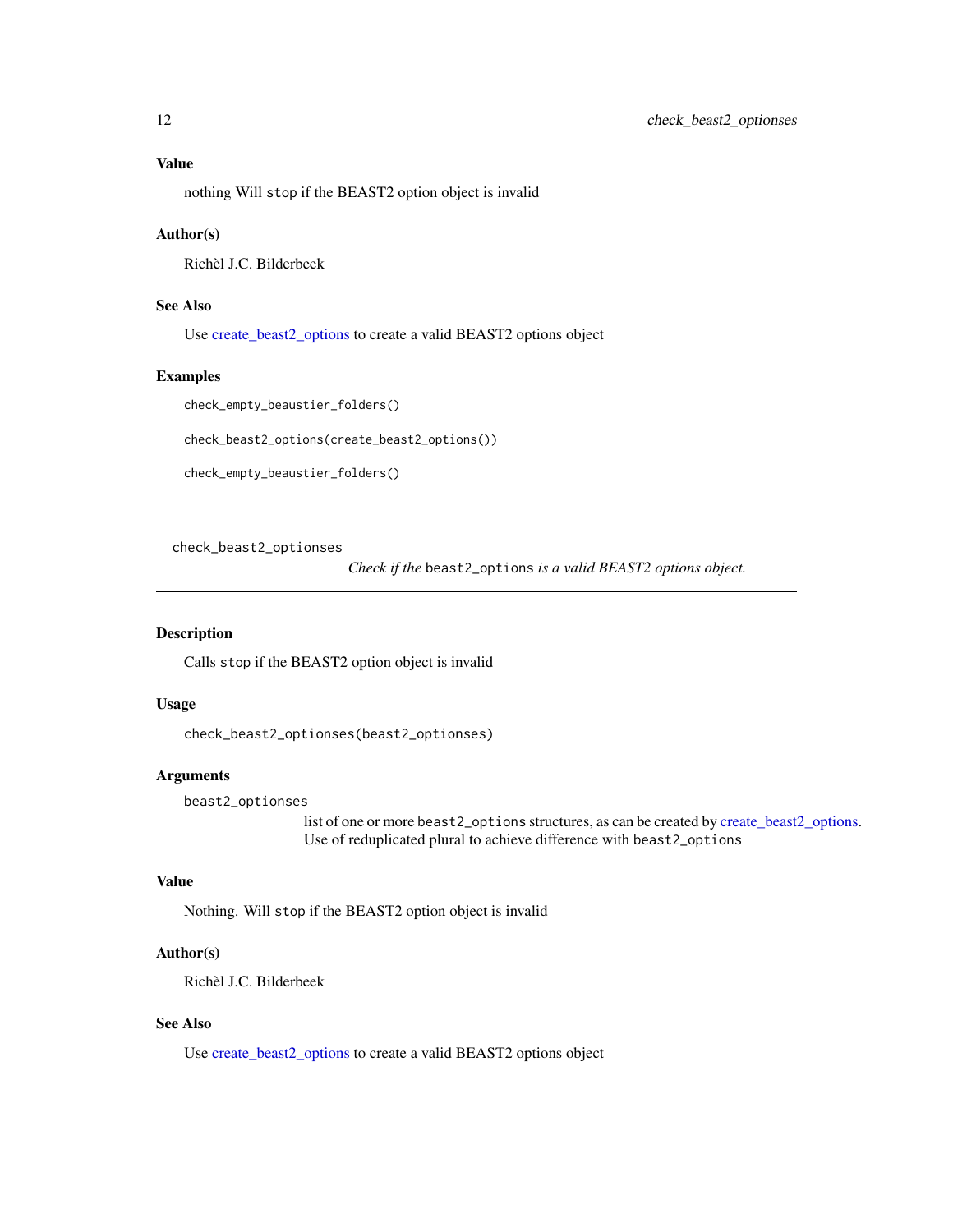### Value

nothing Will `stop` if the BEAST2 option object is invalid

### Author(s)

Richèl J.C. Bilderbeek

### See Also

Use create_beast2_options to create a valid BEAST2 options object

### Examples

```
check_empty_beaustier_folders()

check_beast2_options(create_beast2_options())

check_empty_beaustier_folders()
```

---

## check_beast2_optionses

*Check if the* `beast2_options` *is a valid BEAST2 options object.*

---

### Description

Calls `stop` if the BEAST2 option object is invalid

### Usage

```
check_beast2_optionses(beast2_optionses)
```

### Arguments

| | |
|---|---|
| `beast2_optionses` | list of one or more `beast2_options` structures, as can be created by create_beast2_options. Use of reduplicated plural to achieve difference with `beast2_options` |

### Value

Nothing. Will `stop` if the BEAST2 option object is invalid

### Author(s)

Richèl J.C. Bilderbeek

### See Also

Use create_beast2_options to create a valid BEAST2 options object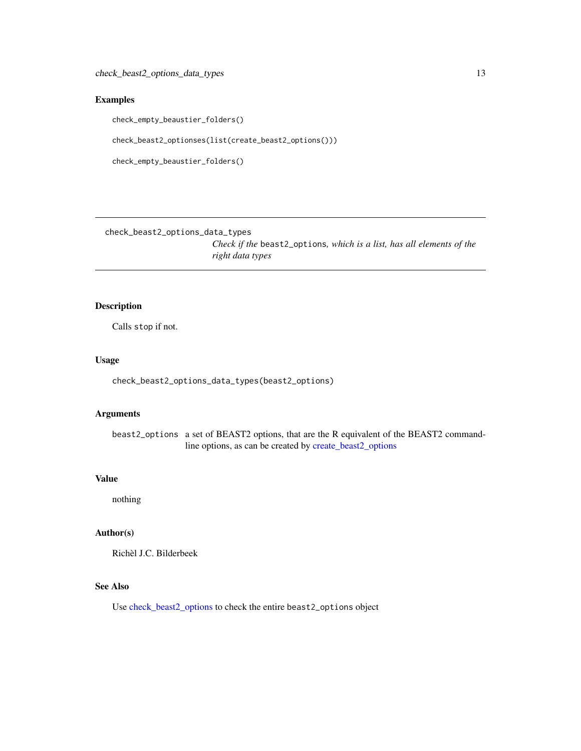## Examples

```
check_empty_beaustier_folders()

check_beast2_optionses(list(create_beast2_options()))

check_empty_beaustier_folders()
```

---

check_beast2_options_data_types

*Check if the* beast2_options*, which is a list, has all elements of the right data types*

---

### Description

Calls stop if not.

### Usage

```
check_beast2_options_data_types(beast2_options)
```

### Arguments

| | |
|---|---|
| beast2_options | a set of BEAST2 options, that are the R equivalent of the BEAST2 command-line options, as can be created by create_beast2_options |

### Value

nothing

### Author(s)

Richèl J.C. Bilderbeek

### See Also

Use check_beast2_options to check the entire beast2_options object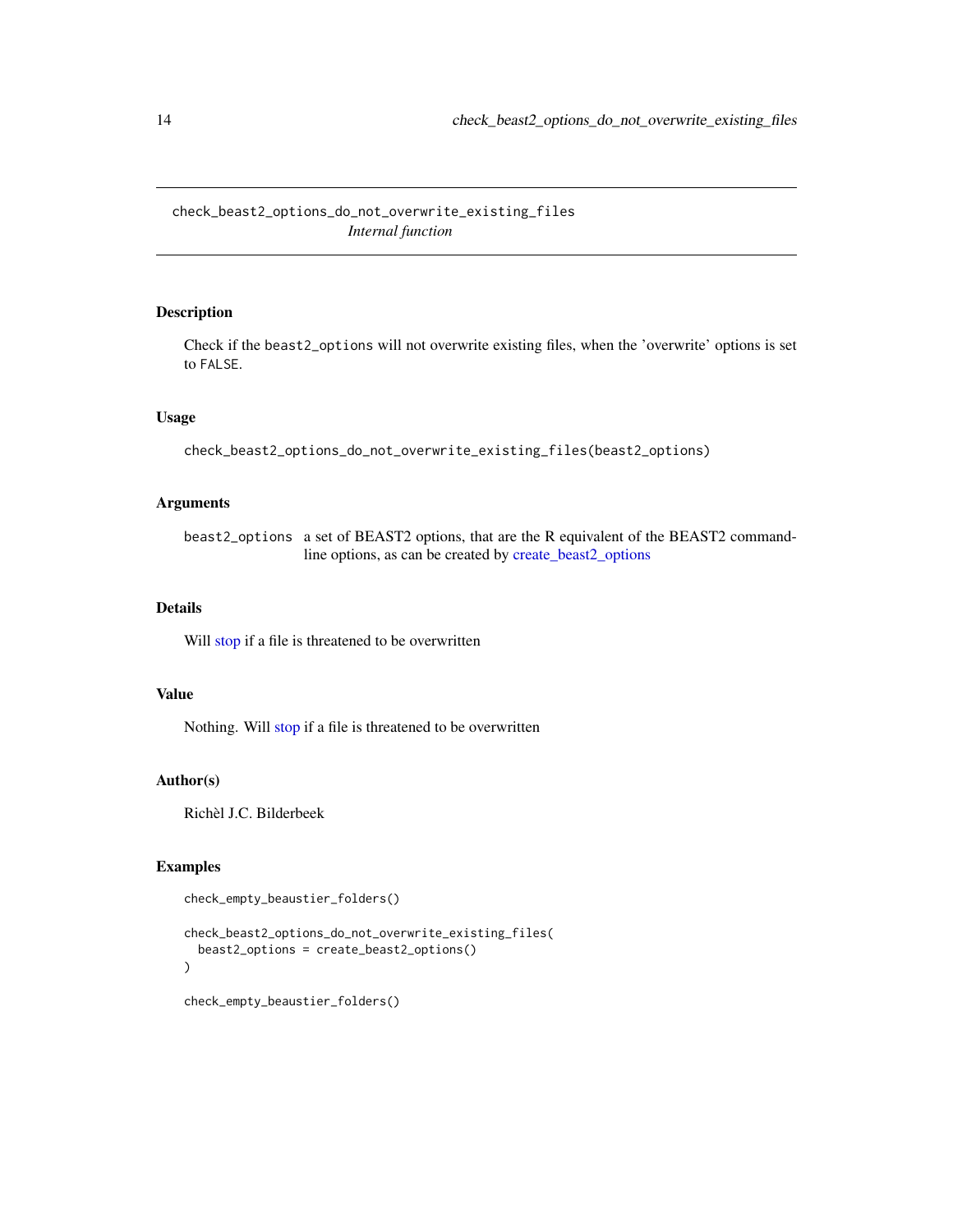# check_beast2_options_do_not_overwrite_existing_files

*Internal function*

## Description

Check if the `beast2_options` will not overwrite existing files, when the 'overwrite' options is set to `FALSE`.

## Usage

```
check_beast2_options_do_not_overwrite_existing_files(beast2_options)
```

## Arguments

| | |
|---|---|
| `beast2_options` | a set of BEAST2 options, that are the R equivalent of the BEAST2 command-line options, as can be created by create_beast2_options |

## Details

Will stop if a file is threatened to be overwritten

## Value

Nothing. Will stop if a file is threatened to be overwritten

## Author(s)

Richèl J.C. Bilderbeek

## Examples

```
check_empty_beaustier_folders()

check_beast2_options_do_not_overwrite_existing_files(
  beast2_options = create_beast2_options()
)

check_empty_beaustier_folders()
```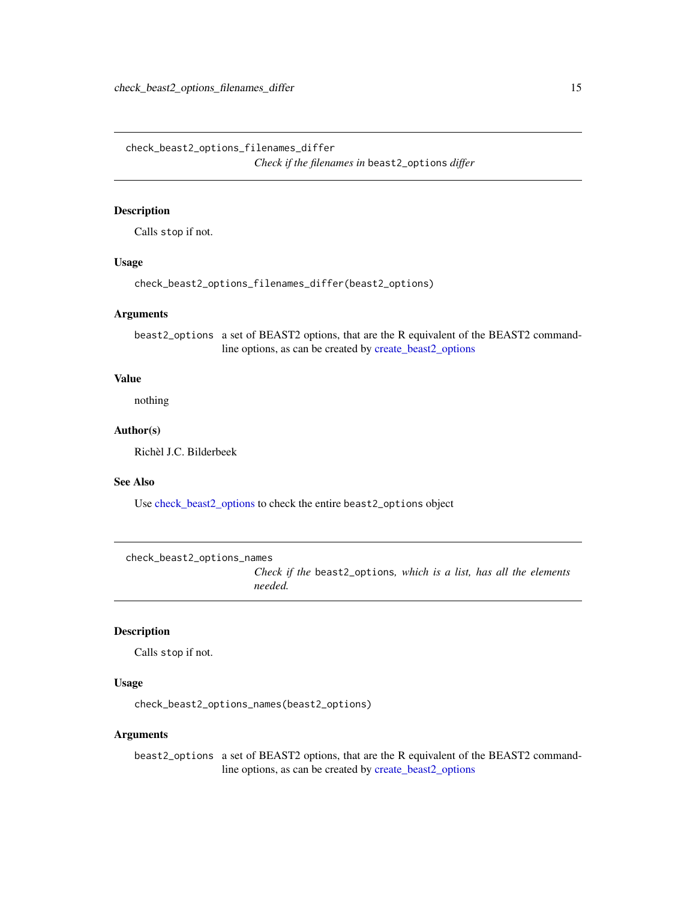## check_beast2_options_filenames_differ

*Check if the filenames in* `beast2_options` *differ*

### Description

Calls `stop` if not.

### Usage

```
check_beast2_options_filenames_differ(beast2_options)
```

### Arguments

| | |
|---|---|
| `beast2_options` | a set of BEAST2 options, that are the R equivalent of the BEAST2 command-line options, as can be created by create_beast2_options |

### Value

nothing

### Author(s)

Richèl J.C. Bilderbeek

### See Also

Use check_beast2_options to check the entire `beast2_options` object

## check_beast2_options_names

*Check if the* `beast2_options`*, which is a list, has all the elements needed.*

### Description

Calls `stop` if not.

### Usage

```
check_beast2_options_names(beast2_options)
```

### Arguments

| | |
|---|---|
| `beast2_options` | a set of BEAST2 options, that are the R equivalent of the BEAST2 command-line options, as can be created by create_beast2_options |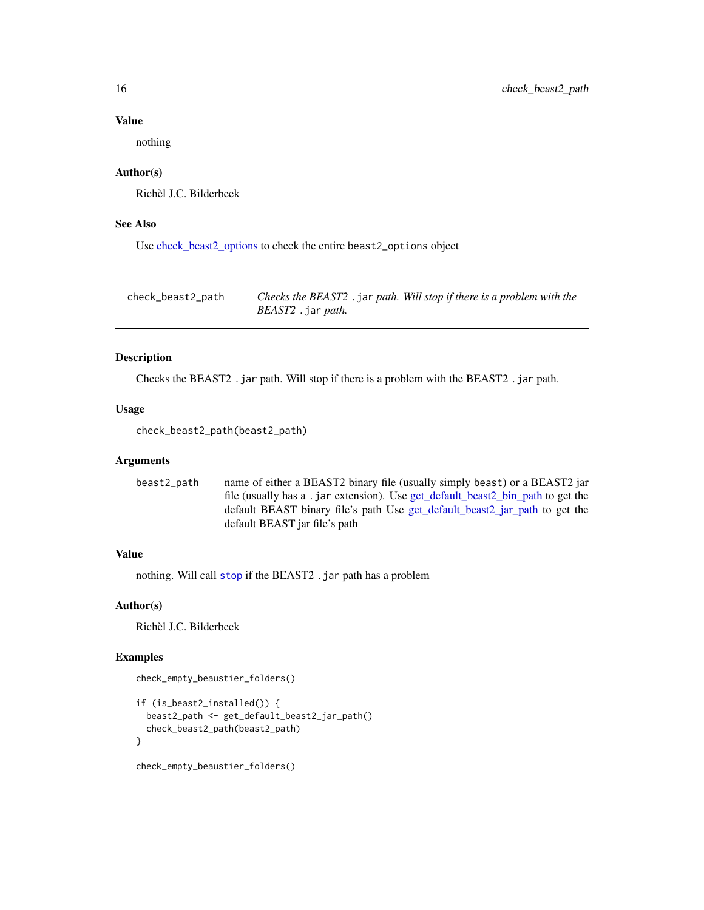### Value

nothing

### Author(s)

Richèl J.C. Bilderbeek

### See Also

Use check_beast2_options to check the entire `beast2_options` object

---

## check_beast2_path

*Checks the BEAST2 `.jar` path. Will stop if there is a problem with the BEAST2 `.jar` path.*

---

### Description

Checks the BEAST2 `.jar` path. Will stop if there is a problem with the BEAST2 `.jar` path.

### Usage

```
check_beast2_path(beast2_path)
```

### Arguments

| | |
|---|---|
| `beast2_path` | name of either a BEAST2 binary file (usually simply `beast`) or a BEAST2 jar file (usually has a `.jar` extension). Use get_default_beast2_bin_path to get the default BEAST binary file's path Use get_default_beast2_jar_path to get the default BEAST jar file's path |

### Value

nothing. Will call `stop` if the BEAST2 `.jar` path has a problem

### Author(s)

Richèl J.C. Bilderbeek

### Examples

```
check_empty_beaustier_folders()

if (is_beast2_installed()) {
  beast2_path <- get_default_beast2_jar_path()
  check_beast2_path(beast2_path)
}

check_empty_beaustier_folders()
```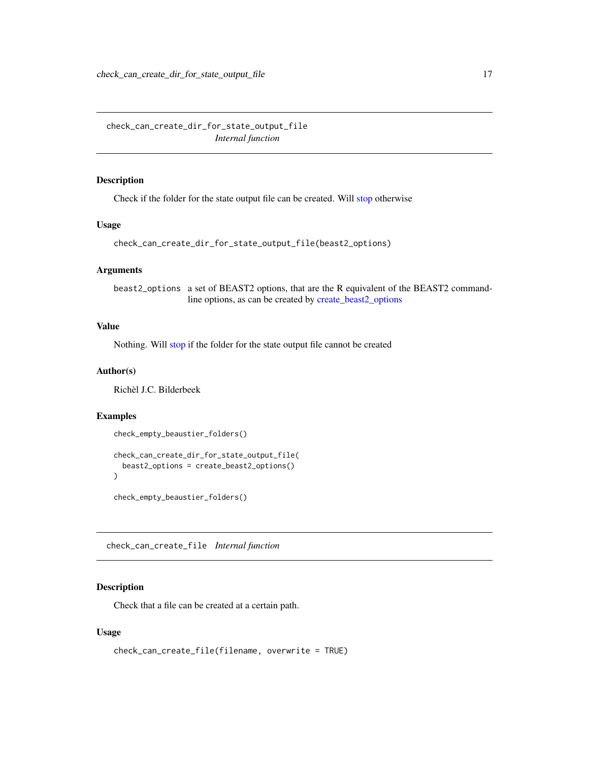## check_can_create_dir_for_state_output_file *Internal function*

### Description

Check if the folder for the state output file can be created. Will stop otherwise

### Usage

```
check_can_create_dir_for_state_output_file(beast2_options)
```

### Arguments

| | |
|---|---|
| beast2_options | a set of BEAST2 options, that are the R equivalent of the BEAST2 command-line options, as can be created by create_beast2_options |

### Value

Nothing. Will stop if the folder for the state output file cannot be created

### Author(s)

Richèl J.C. Bilderbeek

### Examples

```
check_empty_beaustier_folders()

check_can_create_dir_for_state_output_file(
  beast2_options = create_beast2_options()
)

check_empty_beaustier_folders()
```

## check_can_create_file *Internal function*

### Description

Check that a file can be created at a certain path.

### Usage

```
check_can_create_file(filename, overwrite = TRUE)
```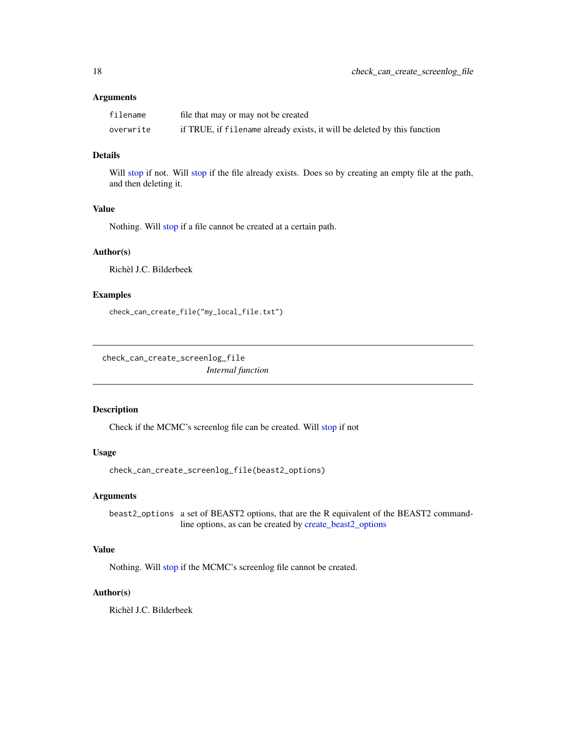### Arguments

| | |
|---|---|
| `filename` | file that may or may not be created |
| `overwrite` | if TRUE, if `filename` already exists, it will be deleted by this function |

### Details

Will stop if not. Will stop if the file already exists. Does so by creating an empty file at the path, and then deleting it.

### Value

Nothing. Will stop if a file cannot be created at a certain path.

### Author(s)

Richèl J.C. Bilderbeek

### Examples

```
check_can_create_file("my_local_file.txt")
```

---

## check_can_create_screenlog_file    *Internal function*

---

### Description

Check if the MCMC's screenlog file can be created. Will stop if not

### Usage

```
check_can_create_screenlog_file(beast2_options)
```

### Arguments

| | |
|---|---|
| `beast2_options` | a set of BEAST2 options, that are the R equivalent of the BEAST2 command-line options, as can be created by create_beast2_options |

### Value

Nothing. Will stop if the MCMC's screenlog file cannot be created.

### Author(s)

Richèl J.C. Bilderbeek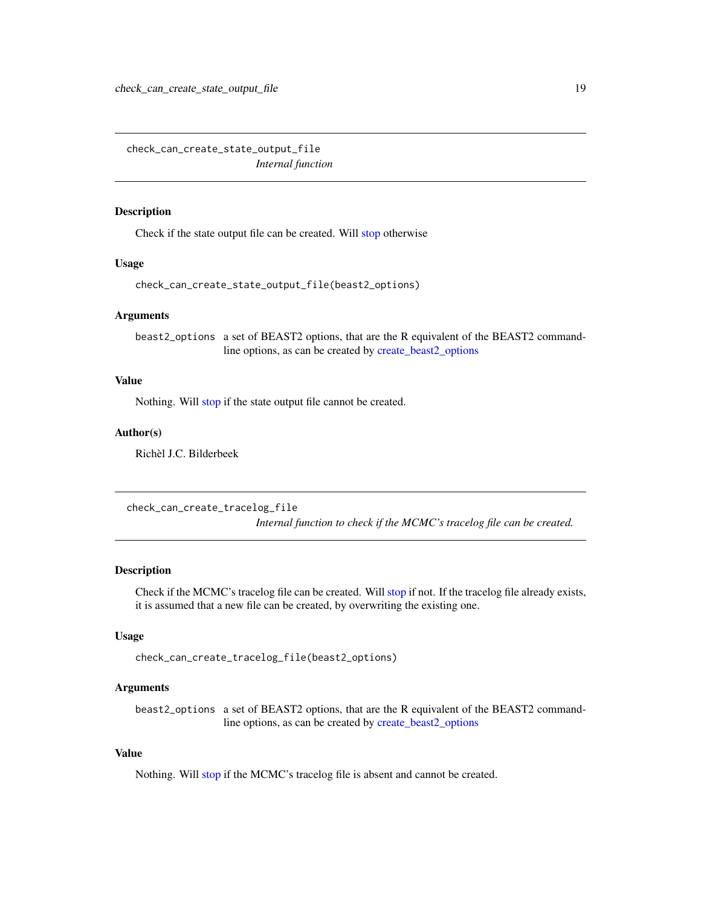## check_can_create_state_output_file

*Internal function*

### Description

Check if the state output file can be created. Will stop otherwise

### Usage

```
check_can_create_state_output_file(beast2_options)
```

### Arguments

| | |
|---|---|
| beast2_options | a set of BEAST2 options, that are the R equivalent of the BEAST2 command-line options, as can be created by create_beast2_options |

### Value

Nothing. Will stop if the state output file cannot be created.

### Author(s)

Richèl J.C. Bilderbeek

## check_can_create_tracelog_file

*Internal function to check if the MCMC's tracelog file can be created.*

### Description

Check if the MCMC's tracelog file can be created. Will stop if not. If the tracelog file already exists, it is assumed that a new file can be created, by overwriting the existing one.

### Usage

```
check_can_create_tracelog_file(beast2_options)
```

### Arguments

| | |
|---|---|
| beast2_options | a set of BEAST2 options, that are the R equivalent of the BEAST2 command-line options, as can be created by create_beast2_options |

### Value

Nothing. Will stop if the MCMC's tracelog file is absent and cannot be created.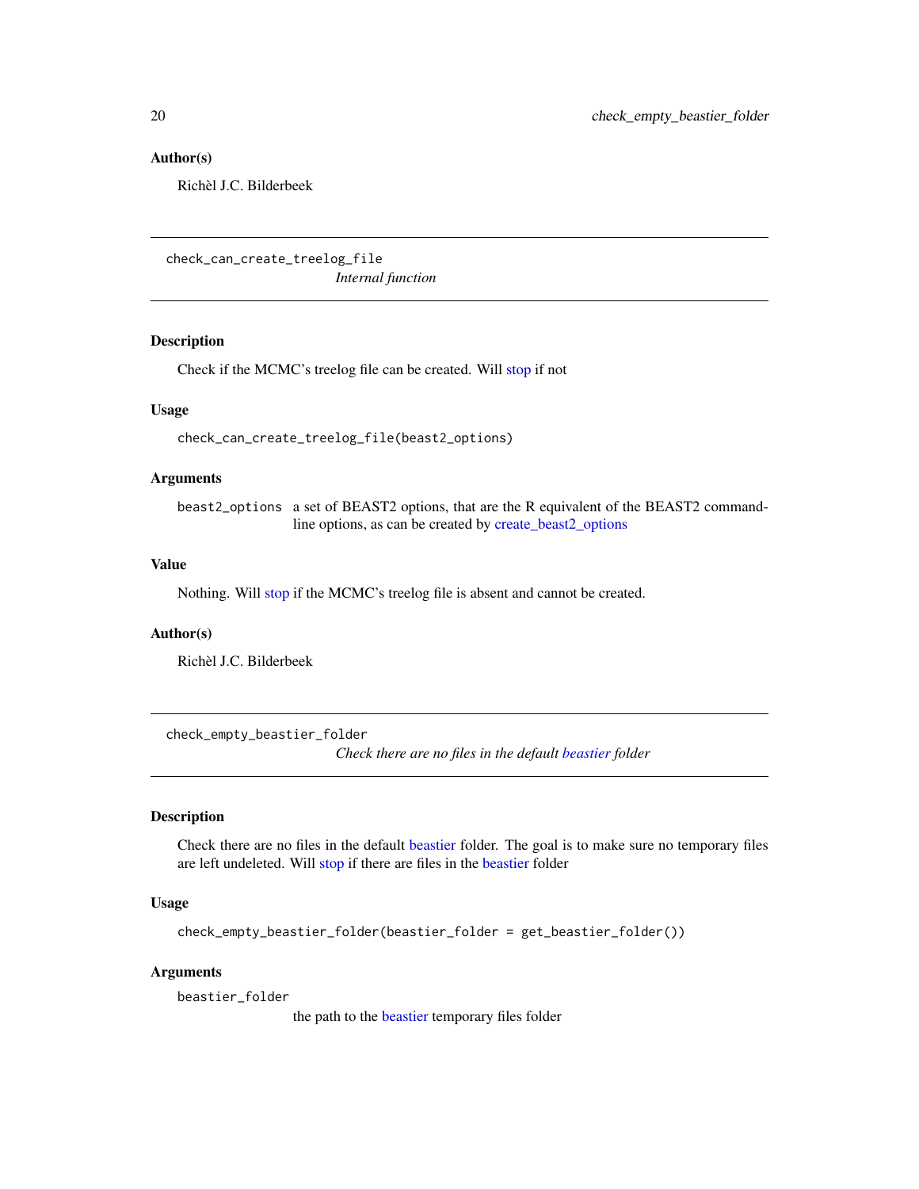**Author(s)**

Richèl J.C. Bilderbeek

---

## check_can_create_treelog_file    *Internal function*

---

### Description

Check if the MCMC's treelog file can be created. Will stop if not

### Usage

```
check_can_create_treelog_file(beast2_options)
```

### Arguments

| | |
|---|---|
| beast2_options | a set of BEAST2 options, that are the R equivalent of the BEAST2 command-line options, as can be created by create_beast2_options |

### Value

Nothing. Will stop if the MCMC's treelog file is absent and cannot be created.

### Author(s)

Richèl J.C. Bilderbeek

---

## check_empty_beastier_folder    *Check there are no files in the default beastier folder*

---

### Description

Check there are no files in the default beastier folder. The goal is to make sure no temporary files are left undeleted. Will stop if there are files in the beastier folder

### Usage

```
check_empty_beastier_folder(beastier_folder = get_beastier_folder())
```

### Arguments

| | |
|---|---|
| beastier_folder | the path to the beastier temporary files folder |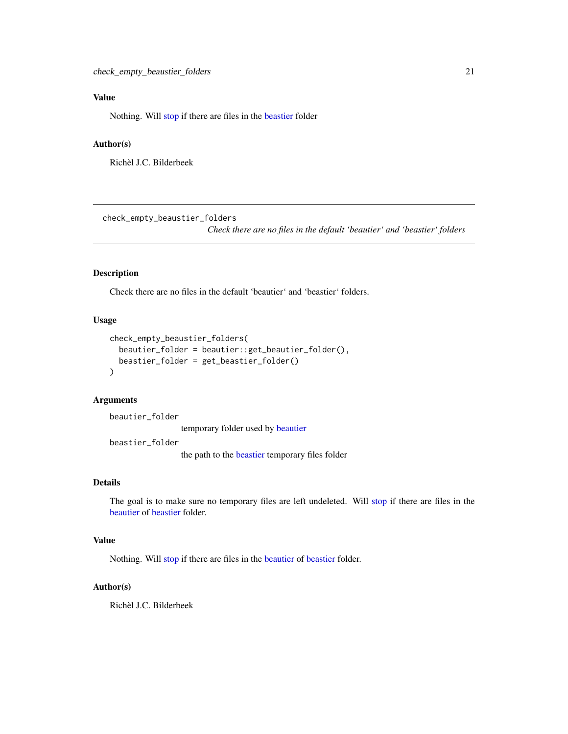### Value

Nothing. Will stop if there are files in the beastier folder

### Author(s)

Richèl J.C. Bilderbeek

---

## check_empty_beaustier_folders

*Check there are no files in the default 'beautier' and 'beastier' folders*

### Description

Check there are no files in the default 'beautier' and 'beastier' folders.

### Usage

```
check_empty_beaustier_folders(
  beautier_folder = beautier::get_beautier_folder(),
  beastier_folder = get_beastier_folder()
)
```

### Arguments

`beautier_folder`
: temporary folder used by beautier

`beastier_folder`
: the path to the beastier temporary files folder

### Details

The goal is to make sure no temporary files are left undeleted. Will stop if there are files in the beautier of beastier folder.

### Value

Nothing. Will stop if there are files in the beautier of beastier folder.

### Author(s)

Richèl J.C. Bilderbeek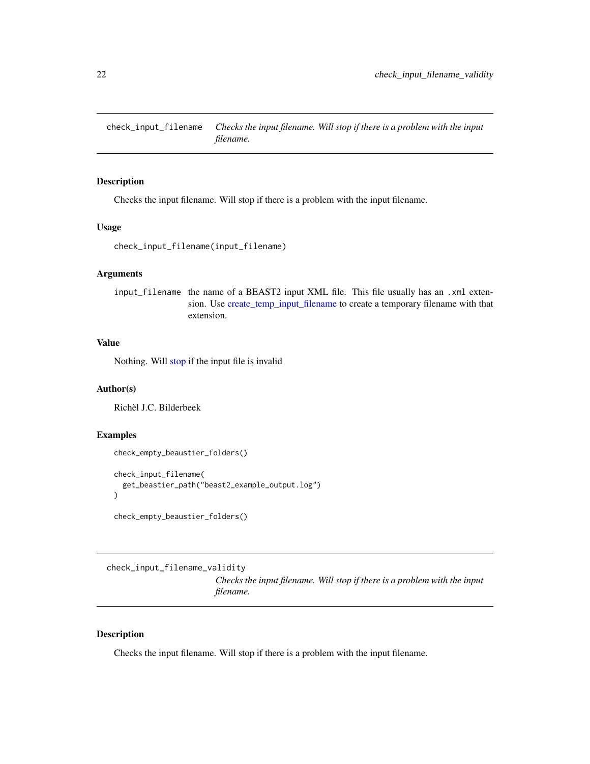## check_input_filename *Checks the input filename. Will stop if there is a problem with the input filename.*

### Description

Checks the input filename. Will stop if there is a problem with the input filename.

### Usage

```
check_input_filename(input_filename)
```

### Arguments

| | |
|---|---|
| input_filename | the name of a BEAST2 input XML file. This file usually has an .xml extension. Use create_temp_input_filename to create a temporary filename with that extension. |

### Value

Nothing. Will stop if the input file is invalid

### Author(s)

Richèl J.C. Bilderbeek

### Examples

```
check_empty_beaustier_folders()

check_input_filename(
  get_beastier_path("beast2_example_output.log")
)

check_empty_beaustier_folders()
```

## check_input_filename_validity *Checks the input filename. Will stop if there is a problem with the input filename.*

### Description

Checks the input filename. Will stop if there is a problem with the input filename.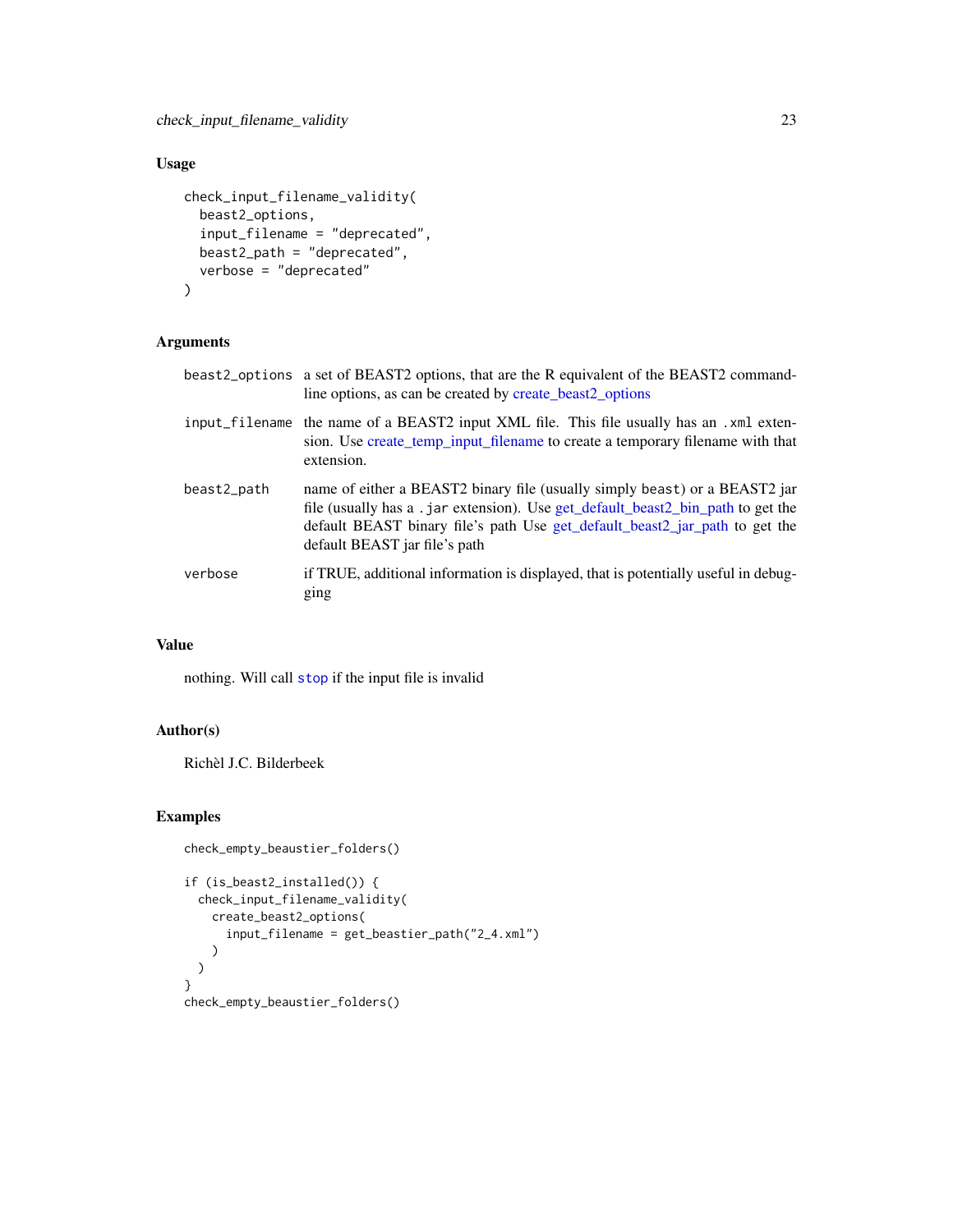## Usage

```
check_input_filename_validity(
  beast2_options,
  input_filename = "deprecated",
  beast2_path = "deprecated",
  verbose = "deprecated"
)
```

## Arguments

| | |
|---|---|
| beast2_options | a set of BEAST2 options, that are the R equivalent of the BEAST2 command-line options, as can be created by create_beast2_options |
| input_filename | the name of a BEAST2 input XML file. This file usually has an .xml extension. Use create_temp_input_filename to create a temporary filename with that extension. |
| beast2_path | name of either a BEAST2 binary file (usually simply beast) or a BEAST2 jar file (usually has a .jar extension). Use get_default_beast2_bin_path to get the default BEAST binary file's path Use get_default_beast2_jar_path to get the default BEAST jar file's path |
| verbose | if TRUE, additional information is displayed, that is potentially useful in debugging |

## Value

nothing. Will call stop if the input file is invalid

## Author(s)

Richèl J.C. Bilderbeek

## Examples

```
check_empty_beaustier_folders()

if (is_beast2_installed()) {
  check_input_filename_validity(
    create_beast2_options(
      input_filename = get_beastier_path("2_4.xml")
    )
  )
}
check_empty_beaustier_folders()
```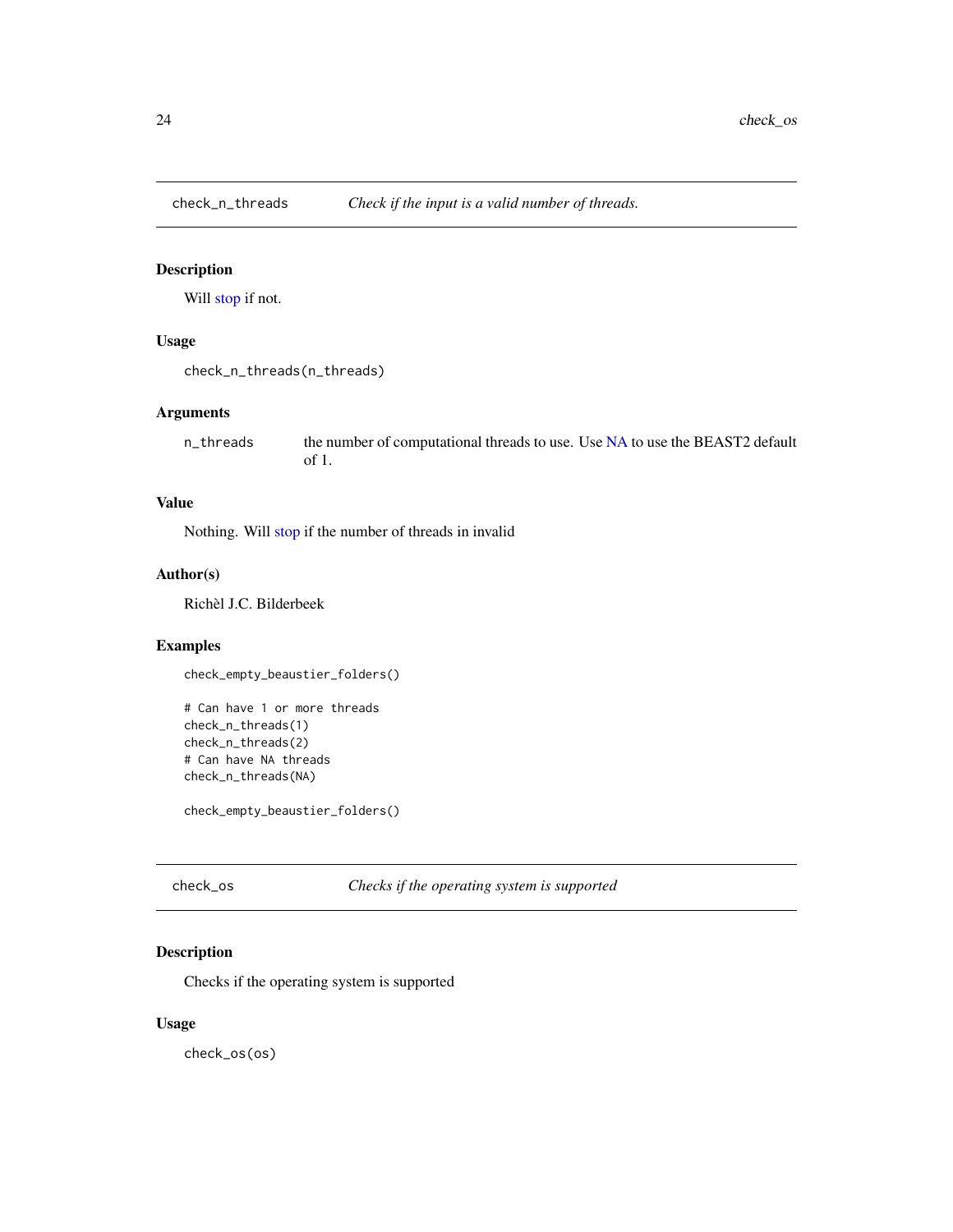## check_n_threads    *Check if the input is a valid number of threads.*

### Description

Will stop if not.

### Usage

```
check_n_threads(n_threads)
```

### Arguments

| | |
|---|---|
| n_threads | the number of computational threads to use. Use NA to use the BEAST2 default of 1. |

### Value

Nothing. Will stop if the number of threads in invalid

### Author(s)

Richèl J.C. Bilderbeek

### Examples

```
check_empty_beaustier_folders()

# Can have 1 or more threads
check_n_threads(1)
check_n_threads(2)
# Can have NA threads
check_n_threads(NA)

check_empty_beaustier_folders()
```

## check_os    *Checks if the operating system is supported*

### Description

Checks if the operating system is supported

### Usage

```
check_os(os)
```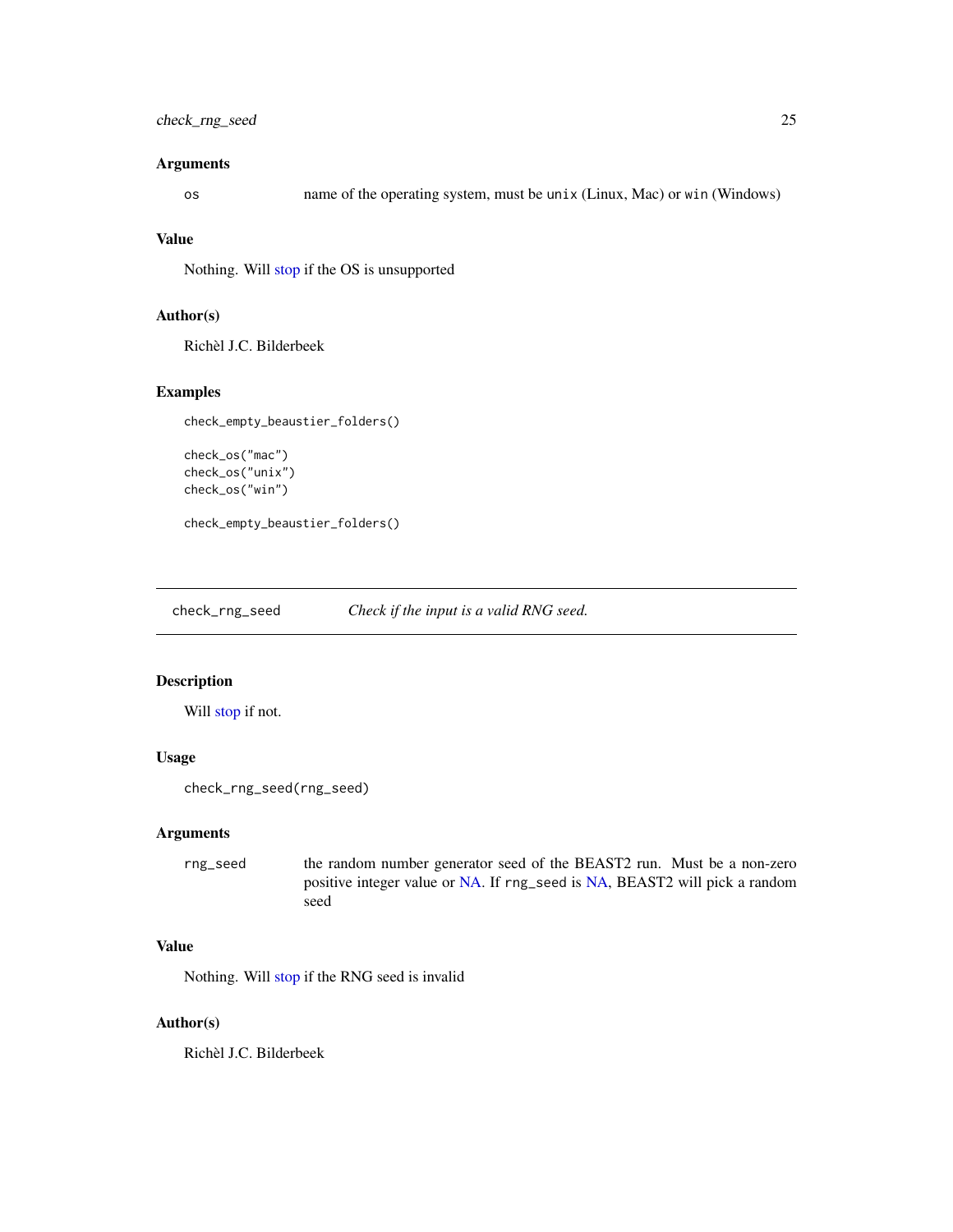### Arguments

| | |
|---|---|
| os | name of the operating system, must be `unix` (Linux, Mac) or `win` (Windows) |

### Value

Nothing. Will stop if the OS is unsupported

### Author(s)

Richèl J.C. Bilderbeek

### Examples

```
check_empty_beaustier_folders()

check_os("mac")
check_os("unix")
check_os("win")

check_empty_beaustier_folders()
```

---

## check_rng_seed — *Check if the input is a valid RNG seed.*

---

### Description

Will stop if not.

### Usage

```
check_rng_seed(rng_seed)
```

### Arguments

| | |
|---|---|
| rng_seed | the random number generator seed of the BEAST2 run. Must be a non-zero positive integer value or NA. If `rng_seed` is NA, BEAST2 will pick a random seed |

### Value

Nothing. Will stop if the RNG seed is invalid

### Author(s)

Richèl J.C. Bilderbeek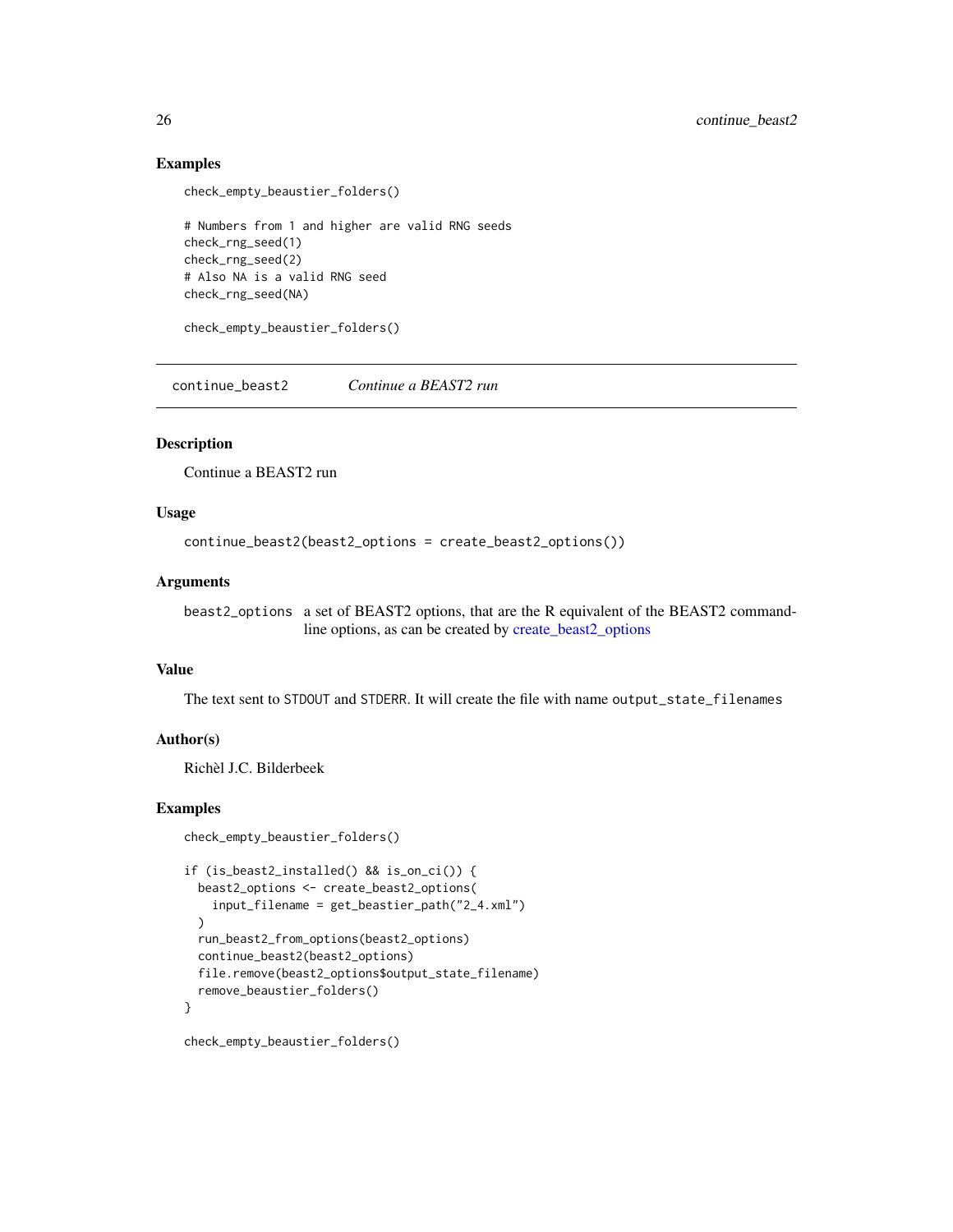## Examples

```
check_empty_beaustier_folders()

# Numbers from 1 and higher are valid RNG seeds
check_rng_seed(1)
check_rng_seed(2)
# Also NA is a valid RNG seed
check_rng_seed(NA)

check_empty_beaustier_folders()
```

---

# continue_beast2 — *Continue a BEAST2 run*

## Description

Continue a BEAST2 run

## Usage

```
continue_beast2(beast2_options = create_beast2_options())
```

## Arguments

| | |
|---|---|
| `beast2_options` | a set of BEAST2 options, that are the R equivalent of the BEAST2 command-line options, as can be created by create_beast2_options |

## Value

The text sent to `STDOUT` and `STDERR`. It will create the file with name `output_state_filenames`

## Author(s)

Richèl J.C. Bilderbeek

## Examples

```
check_empty_beaustier_folders()

if (is_beast2_installed() && is_on_ci()) {
  beast2_options <- create_beast2_options(
    input_filename = get_beastier_path("2_4.xml")
  )
  run_beast2_from_options(beast2_options)
  continue_beast2(beast2_options)
  file.remove(beast2_options$output_state_filename)
  remove_beaustier_folders()
}

check_empty_beaustier_folders()
```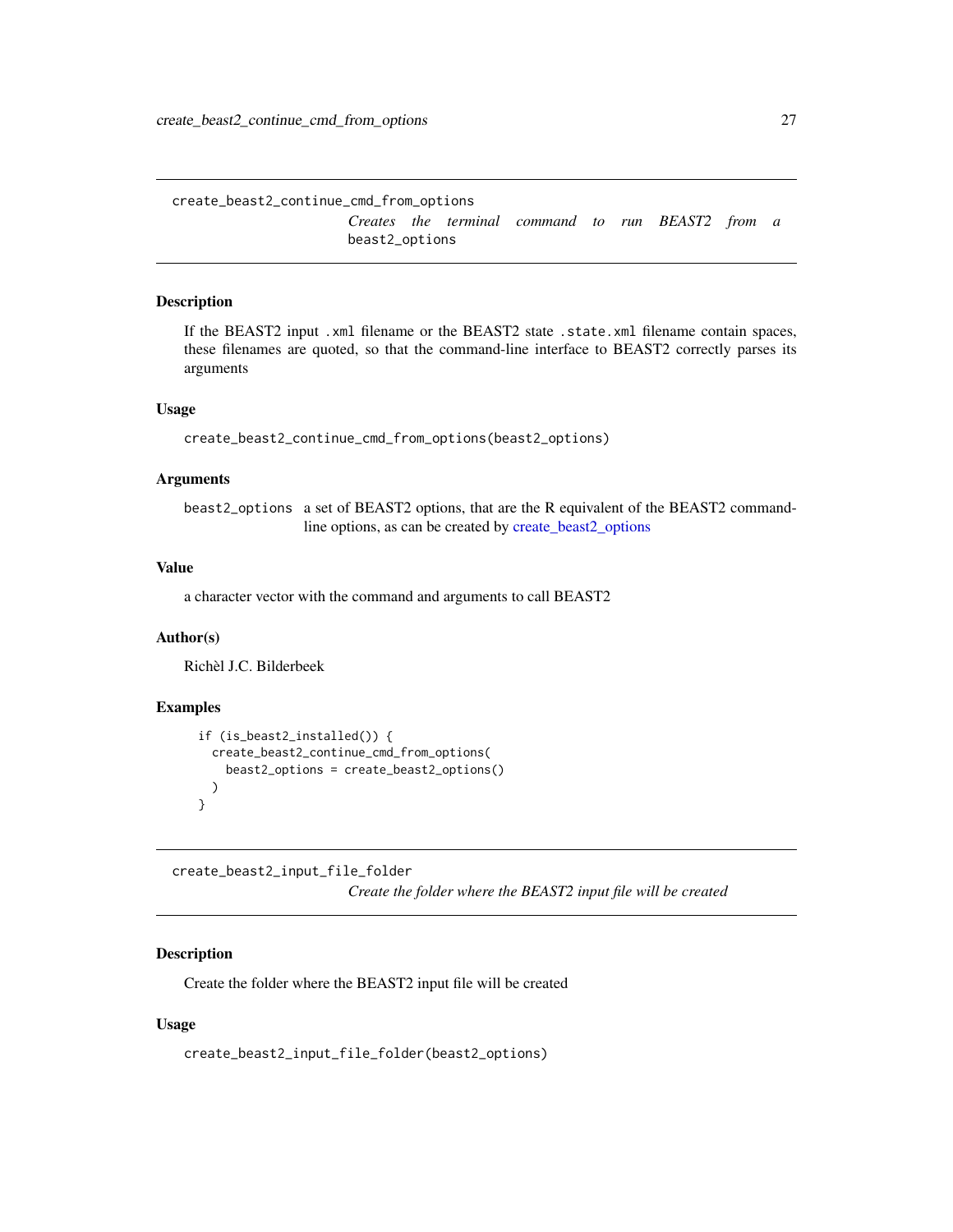## create_beast2_continue_cmd_from_options

*Creates the terminal command to run BEAST2 from a* `beast2_options`

### Description

If the BEAST2 input `.xml` filename or the BEAST2 state `.state.xml` filename contain spaces, these filenames are quoted, so that the command-line interface to BEAST2 correctly parses its arguments

### Usage

```
create_beast2_continue_cmd_from_options(beast2_options)
```

### Arguments

| | |
|---|---|
| `beast2_options` | a set of BEAST2 options, that are the R equivalent of the BEAST2 command-line options, as can be created by create_beast2_options |

### Value

a character vector with the command and arguments to call BEAST2

### Author(s)

Richèl J.C. Bilderbeek

### Examples

```
if (is_beast2_installed()) {
  create_beast2_continue_cmd_from_options(
    beast2_options = create_beast2_options()
  )
}
```

## create_beast2_input_file_folder

*Create the folder where the BEAST2 input file will be created*

### Description

Create the folder where the BEAST2 input file will be created

### Usage

```
create_beast2_input_file_folder(beast2_options)
```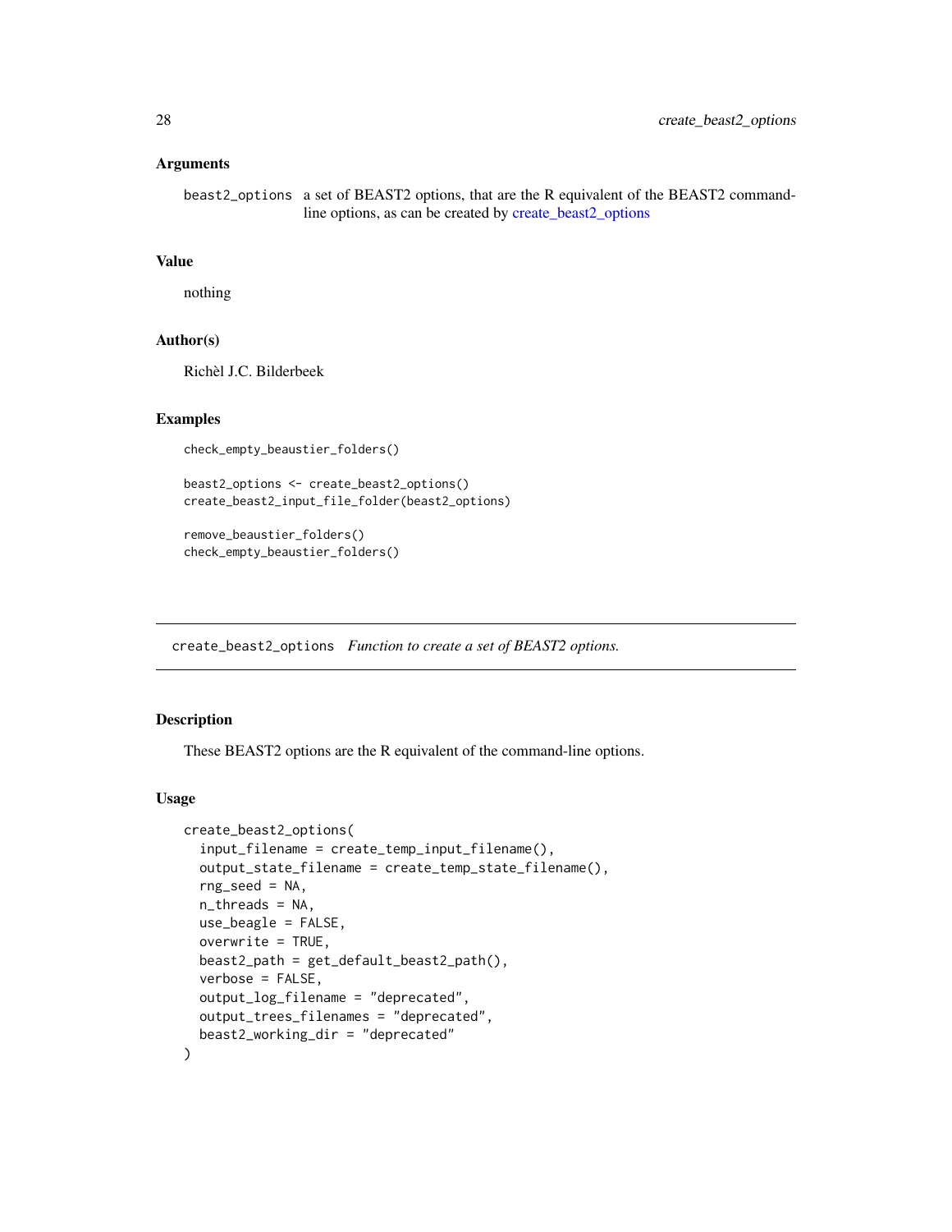### Arguments

`beast2_options` a set of BEAST2 options, that are the R equivalent of the BEAST2 command-line options, as can be created by create_beast2_options

### Value

nothing

### Author(s)

Richèl J.C. Bilderbeek

### Examples

```
check_empty_beaustier_folders()

beast2_options <- create_beast2_options()
create_beast2_input_file_folder(beast2_options)

remove_beaustier_folders()
check_empty_beaustier_folders()
```

---

## `create_beast2_options` *Function to create a set of BEAST2 options.*

### Description

These BEAST2 options are the R equivalent of the command-line options.

### Usage

```
create_beast2_options(
  input_filename = create_temp_input_filename(),
  output_state_filename = create_temp_state_filename(),
  rng_seed = NA,
  n_threads = NA,
  use_beagle = FALSE,
  overwrite = TRUE,
  beast2_path = get_default_beast2_path(),
  verbose = FALSE,
  output_log_filename = "deprecated",
  output_trees_filenames = "deprecated",
  beast2_working_dir = "deprecated"
)
```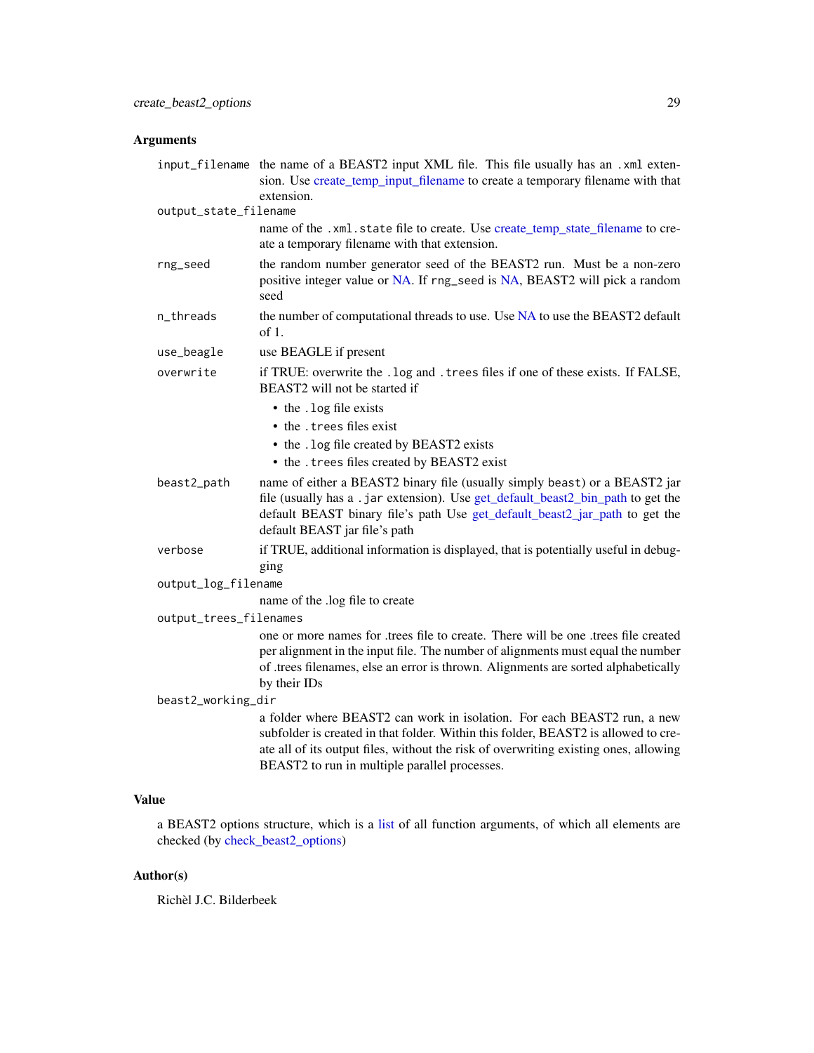## Arguments

| | |
|---|---|
| `input_filename` | the name of a BEAST2 input XML file. This file usually has an `.xml` extension. Use create_temp_input_filename to create a temporary filename with that extension. |
| `output_state_filename` | name of the `.xml.state` file to create. Use create_temp_state_filename to create a temporary filename with that extension. |
| `rng_seed` | the random number generator seed of the BEAST2 run. Must be a non-zero positive integer value or NA. If `rng_seed` is NA, BEAST2 will pick a random seed |
| `n_threads` | the number of computational threads to use. Use NA to use the BEAST2 default of 1. |
| `use_beagle` | use BEAGLE if present |
| `overwrite` | if TRUE: overwrite the `.log` and `.trees` files if one of these exists. If FALSE, BEAST2 will not be started if<br>• the `.log` file exists<br>• the `.trees` files exist<br>• the `.log` file created by BEAST2 exists<br>• the `.trees` files created by BEAST2 exist |
| `beast2_path` | name of either a BEAST2 binary file (usually simply `beast`) or a BEAST2 jar file (usually has a `.jar` extension). Use get_default_beast2_bin_path to get the default BEAST binary file's path Use get_default_beast2_jar_path to get the default BEAST jar file's path |
| `verbose` | if TRUE, additional information is displayed, that is potentially useful in debugging |
| `output_log_filename` | name of the .log file to create |
| `output_trees_filenames` | one or more names for .trees file to create. There will be one .trees file created per alignment in the input file. The number of alignments must equal the number of .trees filenames, else an error is thrown. Alignments are sorted alphabetically by their IDs |
| `beast2_working_dir` | a folder where BEAST2 can work in isolation. For each BEAST2 run, a new subfolder is created in that folder. Within this folder, BEAST2 is allowed to create all of its output files, without the risk of overwriting existing ones, allowing BEAST2 to run in multiple parallel processes. |

## Value

a BEAST2 options structure, which is a list of all function arguments, of which all elements are checked (by check_beast2_options)

## Author(s)

Richèl J.C. Bilderbeek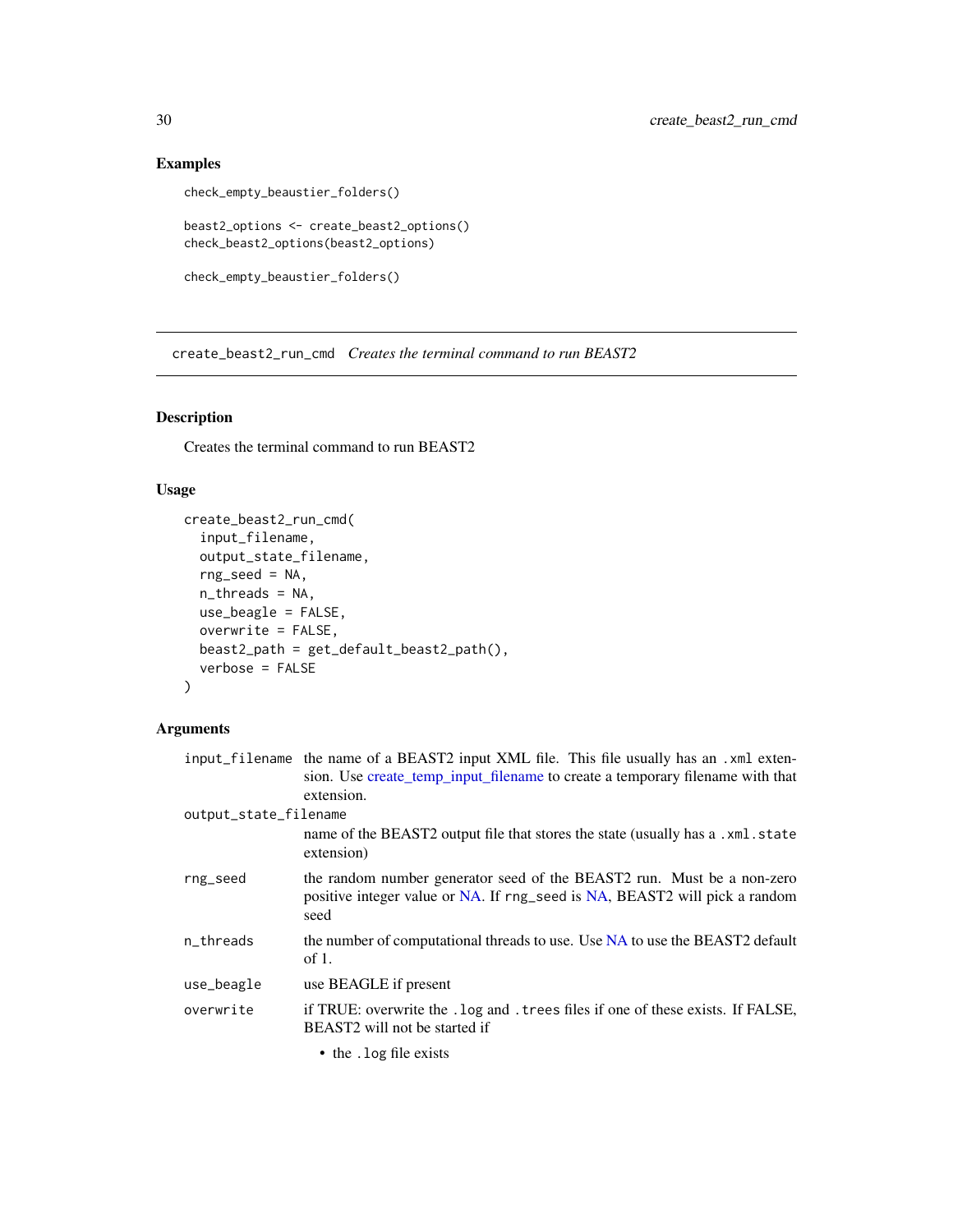### Examples

```
check_empty_beaustier_folders()

beast2_options <- create_beast2_options()
check_beast2_options(beast2_options)

check_empty_beaustier_folders()
```

---

## create_beast2_run_cmd *Creates the terminal command to run BEAST2*

### Description

Creates the terminal command to run BEAST2

### Usage

```
create_beast2_run_cmd(
  input_filename,
  output_state_filename,
  rng_seed = NA,
  n_threads = NA,
  use_beagle = FALSE,
  overwrite = FALSE,
  beast2_path = get_default_beast2_path(),
  verbose = FALSE
)
```

### Arguments

| | |
|---|---|
| `input_filename` | the name of a BEAST2 input XML file. This file usually has an `.xml` extension. Use create_temp_input_filename to create a temporary filename with that extension. |
| `output_state_filename` | name of the BEAST2 output file that stores the state (usually has a `.xml.state` extension) |
| `rng_seed` | the random number generator seed of the BEAST2 run. Must be a non-zero positive integer value or NA. If `rng_seed` is NA, BEAST2 will pick a random seed |
| `n_threads` | the number of computational threads to use. Use NA to use the BEAST2 default of 1. |
| `use_beagle` | use BEAGLE if present |
| `overwrite` | if TRUE: overwrite the `.log` and `.trees` files if one of these exists. If FALSE, BEAST2 will not be started if<br>• the `.log` file exists |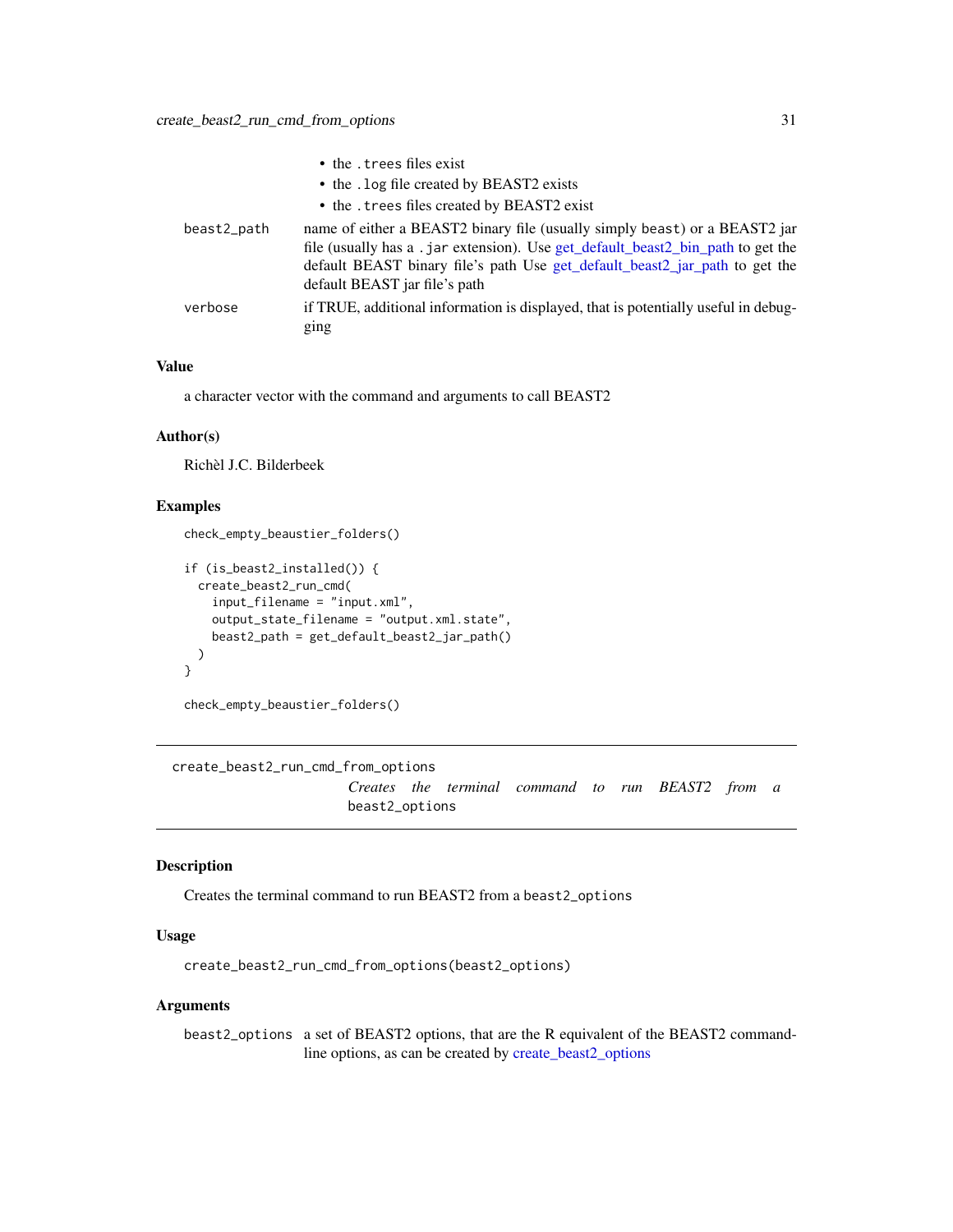- the `.trees` files exist
- the `.log` file created by BEAST2 exists
- the `.trees` files created by BEAST2 exist

| | |
|---|---|
| `beast2_path` | name of either a BEAST2 binary file (usually simply `beast`) or a BEAST2 jar file (usually has a `.jar` extension). Use get_default_beast2_bin_path to get the default BEAST binary file's path Use get_default_beast2_jar_path to get the default BEAST jar file's path |
| `verbose` | if TRUE, additional information is displayed, that is potentially useful in debugging |

### Value

a character vector with the command and arguments to call BEAST2

### Author(s)

Richèl J.C. Bilderbeek

### Examples

```
check_empty_beaustier_folders()

if (is_beast2_installed()) {
  create_beast2_run_cmd(
    input_filename = "input.xml",
    output_state_filename = "output.xml.state",
    beast2_path = get_default_beast2_jar_path()
  )
}

check_empty_beaustier_folders()
```

---

## `create_beast2_run_cmd_from_options` *Creates the terminal command to run BEAST2 from a* `beast2_options`

---

### Description

Creates the terminal command to run BEAST2 from a `beast2_options`

### Usage

```
create_beast2_run_cmd_from_options(beast2_options)
```

### Arguments

| | |
|---|---|
| `beast2_options` | a set of BEAST2 options, that are the R equivalent of the BEAST2 command-line options, as can be created by create_beast2_options |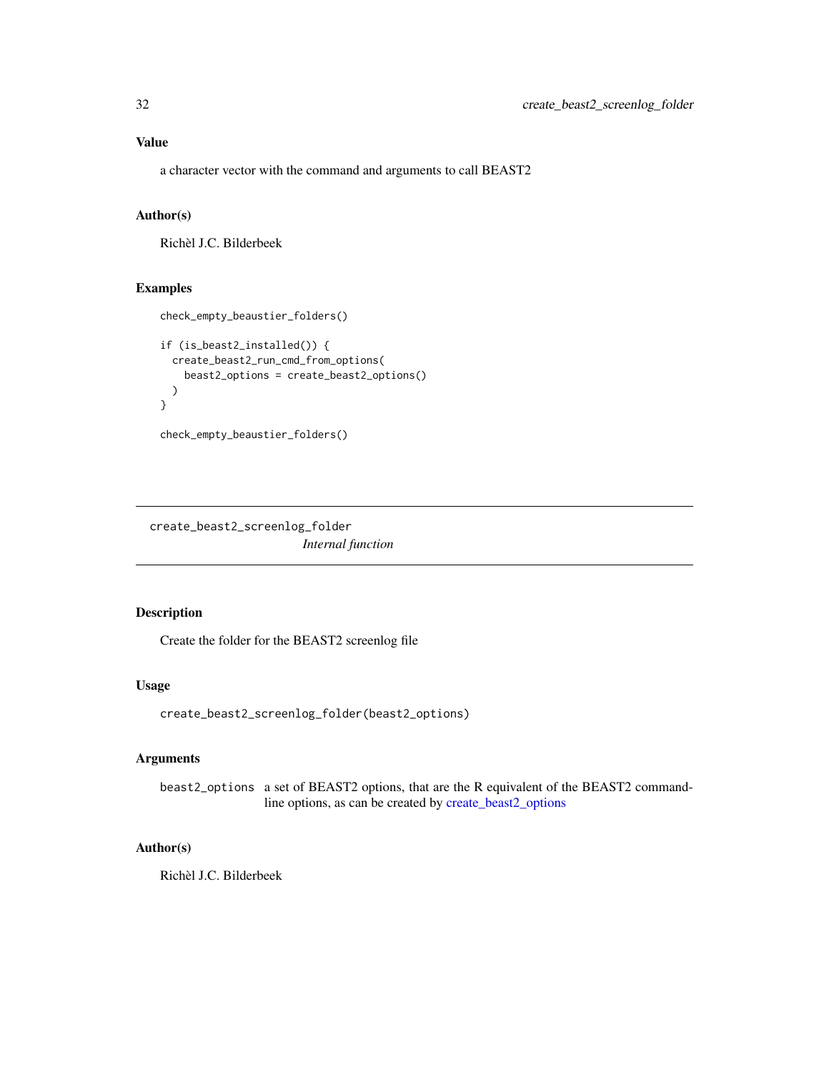## Value

a character vector with the command and arguments to call BEAST2

## Author(s)

Richèl J.C. Bilderbeek

## Examples

```
check_empty_beaustier_folders()

if (is_beast2_installed()) {
  create_beast2_run_cmd_from_options(
    beast2_options = create_beast2_options()
  )
}

check_empty_beaustier_folders()
```

---

# create_beast2_screenlog_folder

*Internal function*

---

## Description

Create the folder for the BEAST2 screenlog file

## Usage

```
create_beast2_screenlog_folder(beast2_options)
```

## Arguments

| | |
|---|---|
| beast2_options | a set of BEAST2 options, that are the R equivalent of the BEAST2 command-line options, as can be created by create_beast2_options |

## Author(s)

Richèl J.C. Bilderbeek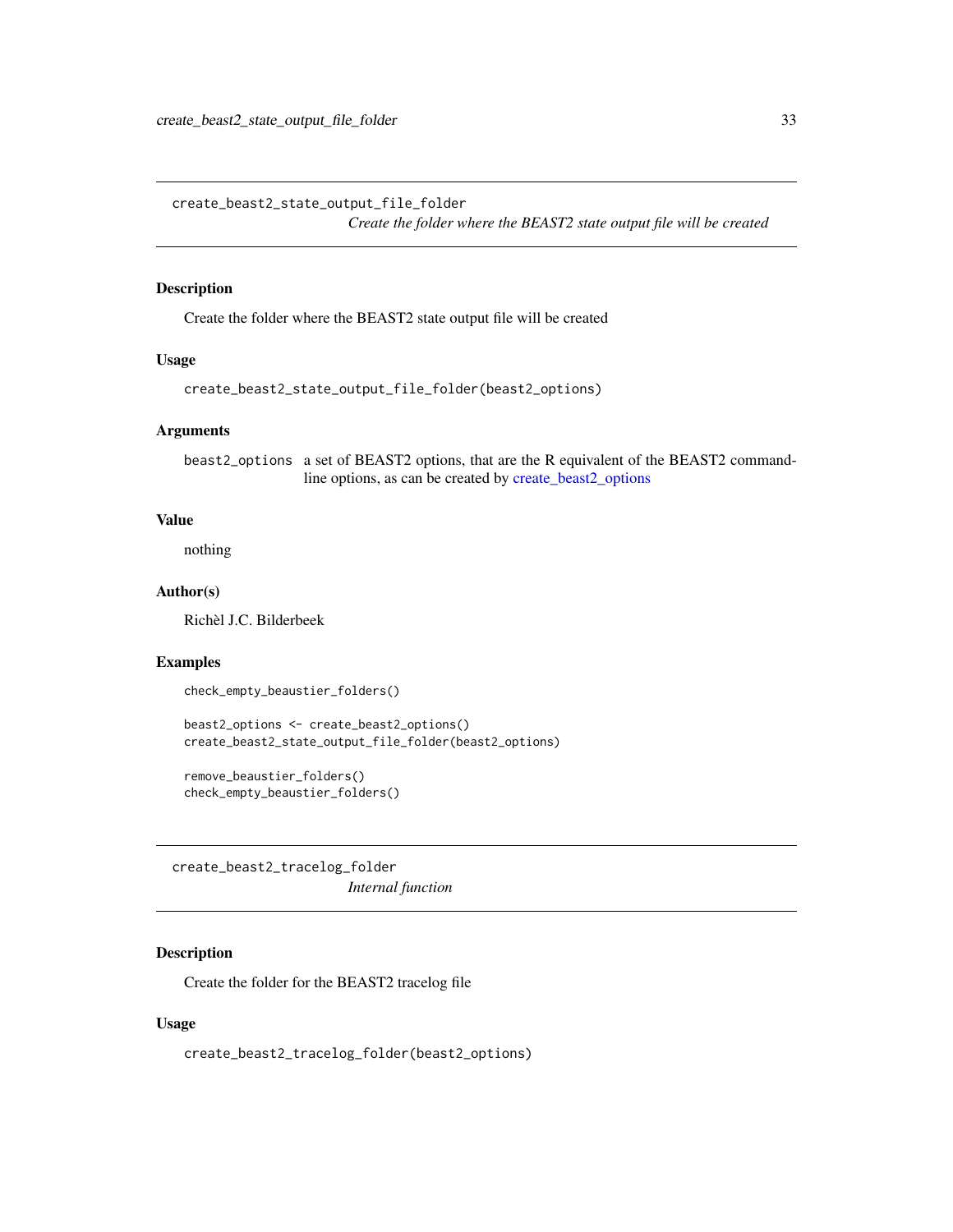## create_beast2_state_output_file_folder

*Create the folder where the BEAST2 state output file will be created*

### Description

Create the folder where the BEAST2 state output file will be created

### Usage

```
create_beast2_state_output_file_folder(beast2_options)
```

### Arguments

| | |
|---|---|
| beast2_options | a set of BEAST2 options, that are the R equivalent of the BEAST2 command-line options, as can be created by create_beast2_options |

### Value

nothing

### Author(s)

Richèl J.C. Bilderbeek

### Examples

```
check_empty_beaustier_folders()

beast2_options <- create_beast2_options()
create_beast2_state_output_file_folder(beast2_options)

remove_beaustier_folders()
check_empty_beaustier_folders()
```

## create_beast2_tracelog_folder

*Internal function*

### Description

Create the folder for the BEAST2 tracelog file

### Usage

```
create_beast2_tracelog_folder(beast2_options)
```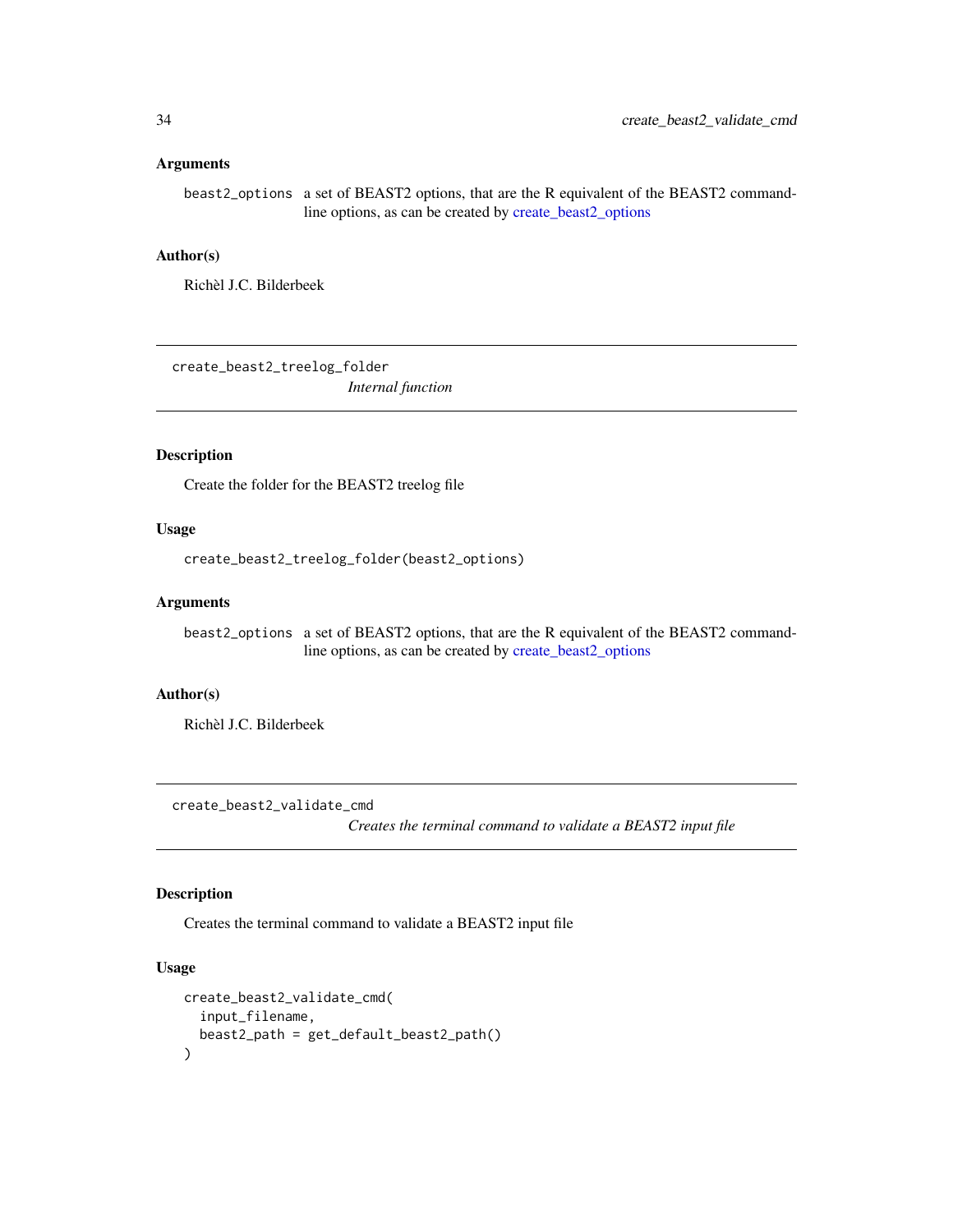### Arguments

`beast2_options` a set of BEAST2 options, that are the R equivalent of the BEAST2 command-line options, as can be created by create_beast2_options

### Author(s)

Richèl J.C. Bilderbeek

---

## create_beast2_treelog_folder

*Internal function*

---

### Description

Create the folder for the BEAST2 treelog file

### Usage

```
create_beast2_treelog_folder(beast2_options)
```

### Arguments

`beast2_options` a set of BEAST2 options, that are the R equivalent of the BEAST2 command-line options, as can be created by create_beast2_options

### Author(s)

Richèl J.C. Bilderbeek

---

## create_beast2_validate_cmd

*Creates the terminal command to validate a BEAST2 input file*

---

### Description

Creates the terminal command to validate a BEAST2 input file

### Usage

```
create_beast2_validate_cmd(
  input_filename,
  beast2_path = get_default_beast2_path()
)
```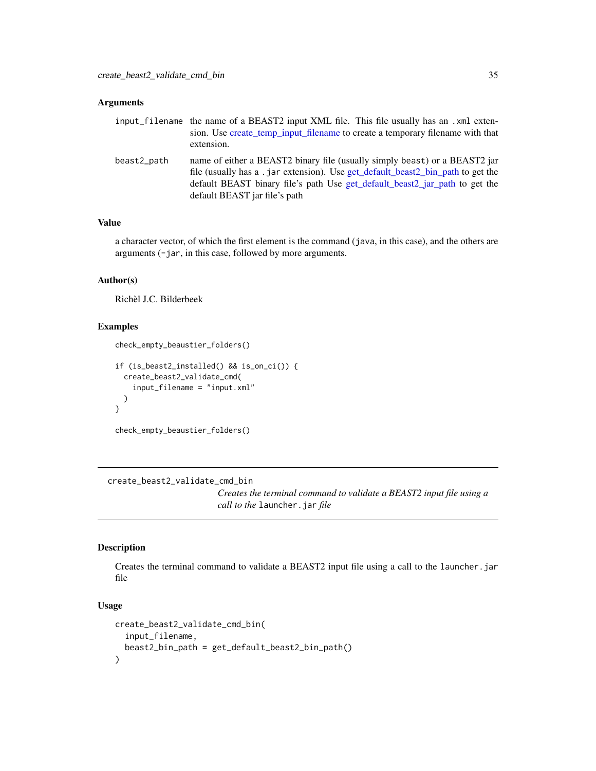### Arguments

| | |
|---|---|
| input_filename | the name of a BEAST2 input XML file. This file usually has an .xml extension. Use create_temp_input_filename to create a temporary filename with that extension. |
| beast2_path | name of either a BEAST2 binary file (usually simply beast) or a BEAST2 jar file (usually has a .jar extension). Use get_default_beast2_bin_path to get the default BEAST binary file's path Use get_default_beast2_jar_path to get the default BEAST jar file's path |

### Value

a character vector, of which the first element is the command (java, in this case), and the others are arguments (-jar, in this case, followed by more arguments.

### Author(s)

Richèl J.C. Bilderbeek

### Examples

```
check_empty_beaustier_folders()

if (is_beast2_installed() && is_on_ci()) {
  create_beast2_validate_cmd(
    input_filename = "input.xml"
  )
}

check_empty_beaustier_folders()
```

---

## create_beast2_validate_cmd_bin

*Creates the terminal command to validate a BEAST2 input file using a call to the* launcher.jar *file*

---

### Description

Creates the terminal command to validate a BEAST2 input file using a call to the launcher.jar file

### Usage

```
create_beast2_validate_cmd_bin(
  input_filename,
  beast2_bin_path = get_default_beast2_bin_path()
)
```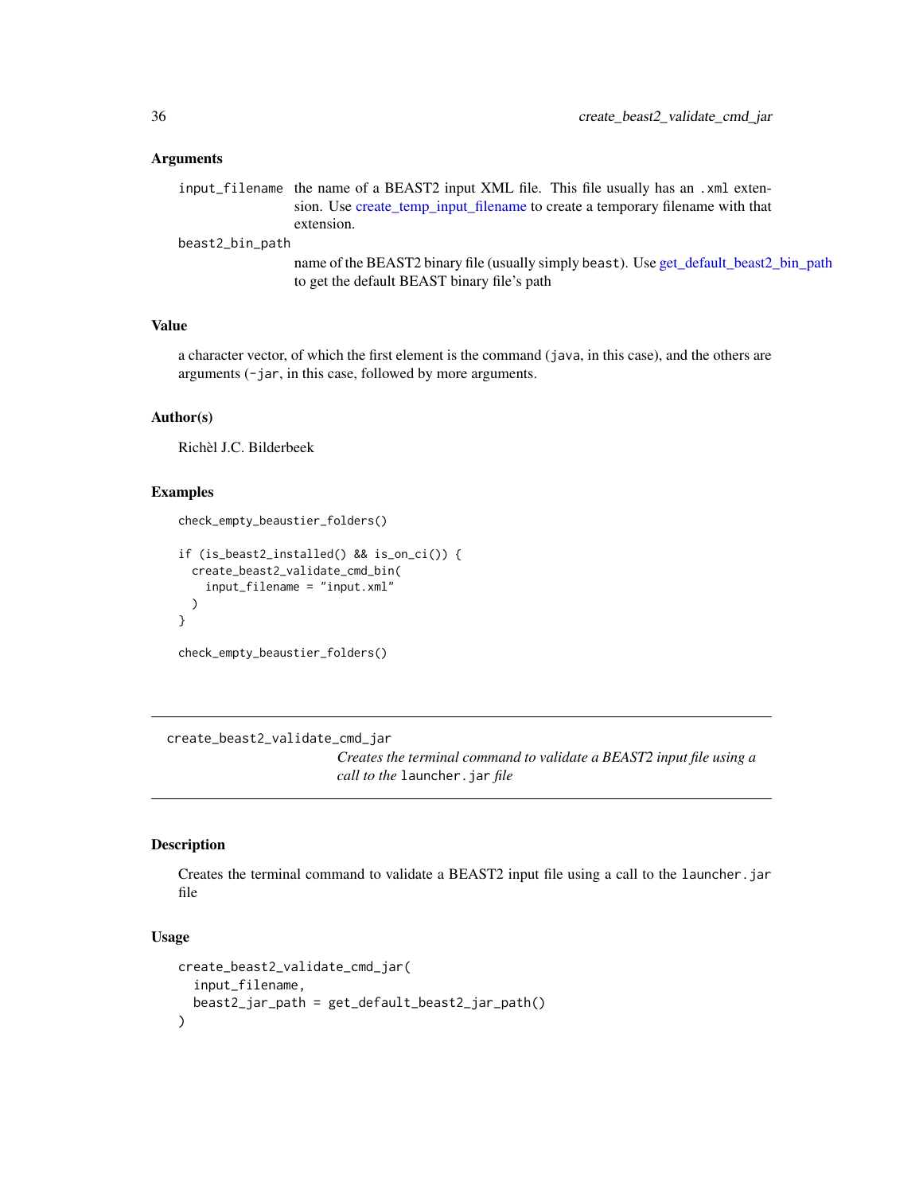### Arguments

input_filename
: the name of a BEAST2 input XML file. This file usually has an `.xml` extension. Use create_temp_input_filename to create a temporary filename with that extension.

beast2_bin_path
: name of the BEAST2 binary file (usually simply `beast`). Use get_default_beast2_bin_path to get the default BEAST binary file's path

### Value

a character vector, of which the first element is the command (`java`, in this case), and the others are arguments (`-jar`, in this case, followed by more arguments.

### Author(s)

Richèl J.C. Bilderbeek

### Examples

```
check_empty_beaustier_folders()

if (is_beast2_installed() && is_on_ci()) {
  create_beast2_validate_cmd_bin(
    input_filename = "input.xml"
  )
}

check_empty_beaustier_folders()
```

---

## create_beast2_validate_cmd_jar

*Creates the terminal command to validate a BEAST2 input file using a call to the `launcher.jar` file*

---

### Description

Creates the terminal command to validate a BEAST2 input file using a call to the `launcher.jar` file

### Usage

```
create_beast2_validate_cmd_jar(
  input_filename,
  beast2_jar_path = get_default_beast2_jar_path()
)
```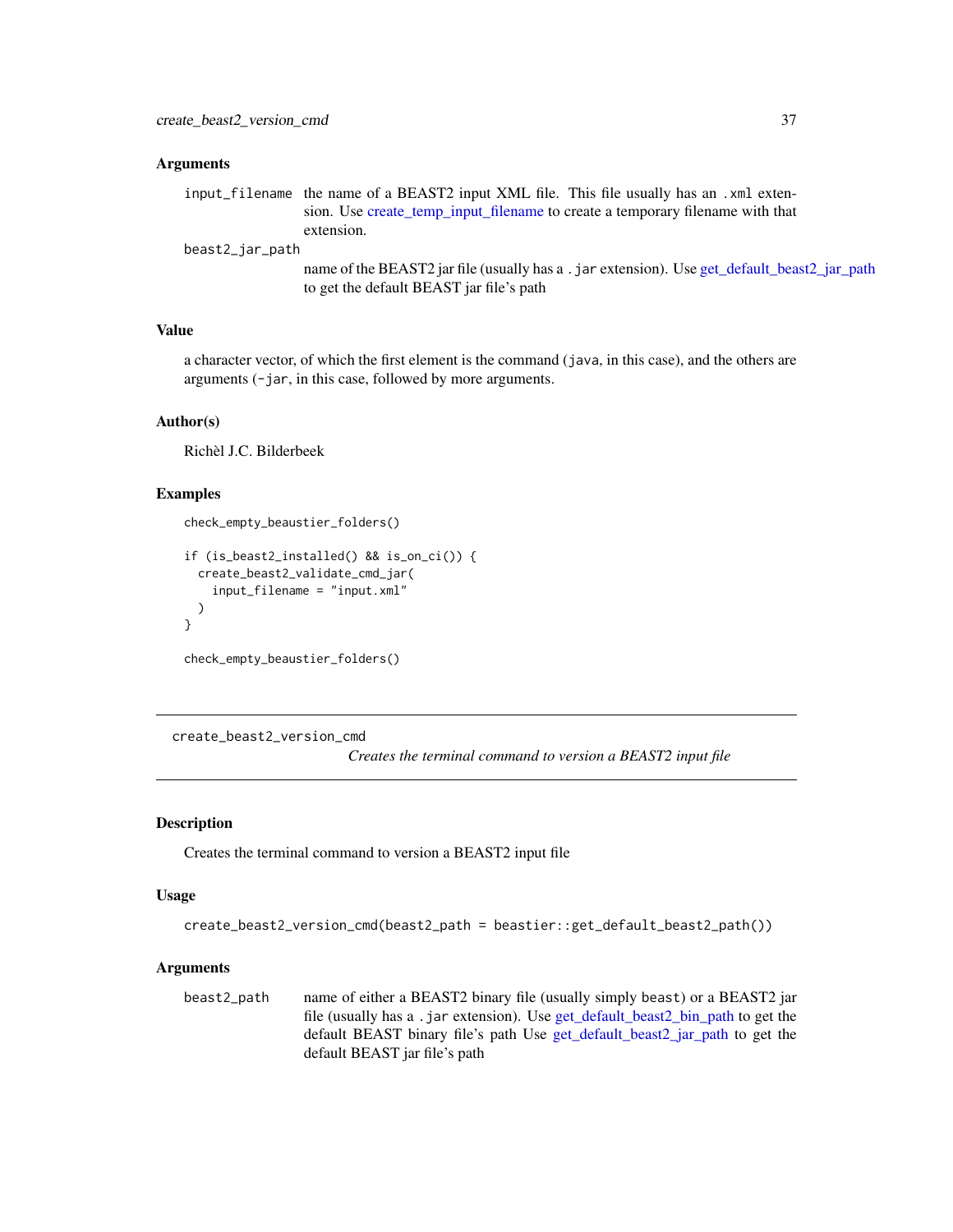### Arguments

- `input_filename` the name of a BEAST2 input XML file. This file usually has an `.xml` extension. Use create_temp_input_filename to create a temporary filename with that extension.
- `beast2_jar_path` name of the BEAST2 jar file (usually has a `.jar` extension). Use get_default_beast2_jar_path to get the default BEAST jar file's path

### Value

a character vector, of which the first element is the command (`java`, in this case), and the others are arguments (`-jar`, in this case, followed by more arguments.

### Author(s)

Richèl J.C. Bilderbeek

### Examples

```
check_empty_beaustier_folders()

if (is_beast2_installed() && is_on_ci()) {
  create_beast2_validate_cmd_jar(
    input_filename = "input.xml"
  )
}

check_empty_beaustier_folders()
```

---

## create_beast2_version_cmd

*Creates the terminal command to version a BEAST2 input file*

---

### Description

Creates the terminal command to version a BEAST2 input file

### Usage

```
create_beast2_version_cmd(beast2_path = beastier::get_default_beast2_path())
```

### Arguments

- `beast2_path` name of either a BEAST2 binary file (usually simply `beast`) or a BEAST2 jar file (usually has a `.jar` extension). Use get_default_beast2_bin_path to get the default BEAST binary file's path Use get_default_beast2_jar_path to get the default BEAST jar file's path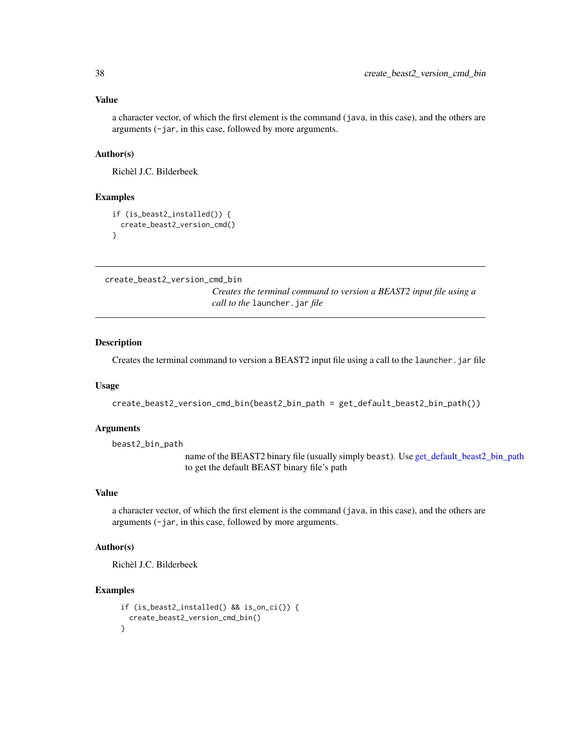### Value

a character vector, of which the first element is the command (`java`, in this case), and the others are arguments (`-jar`, in this case, followed by more arguments.

### Author(s)

Richèl J.C. Bilderbeek

### Examples

```
if (is_beast2_installed()) {
  create_beast2_version_cmd()
}
```

---

## create_beast2_version_cmd_bin

*Creates the terminal command to version a BEAST2 input file using a call to the `launcher.jar` file*

### Description

Creates the terminal command to version a BEAST2 input file using a call to the `launcher.jar` file

### Usage

```
create_beast2_version_cmd_bin(beast2_bin_path = get_default_beast2_bin_path())
```

### Arguments

| | |
|---|---|
| `beast2_bin_path` | name of the BEAST2 binary file (usually simply `beast`). Use get_default_beast2_bin_path to get the default BEAST binary file's path |

### Value

a character vector, of which the first element is the command (`java`, in this case), and the others are arguments (`-jar`, in this case, followed by more arguments.

### Author(s)

Richèl J.C. Bilderbeek

### Examples

```
if (is_beast2_installed() && is_on_ci()) {
  create_beast2_version_cmd_bin()
}
```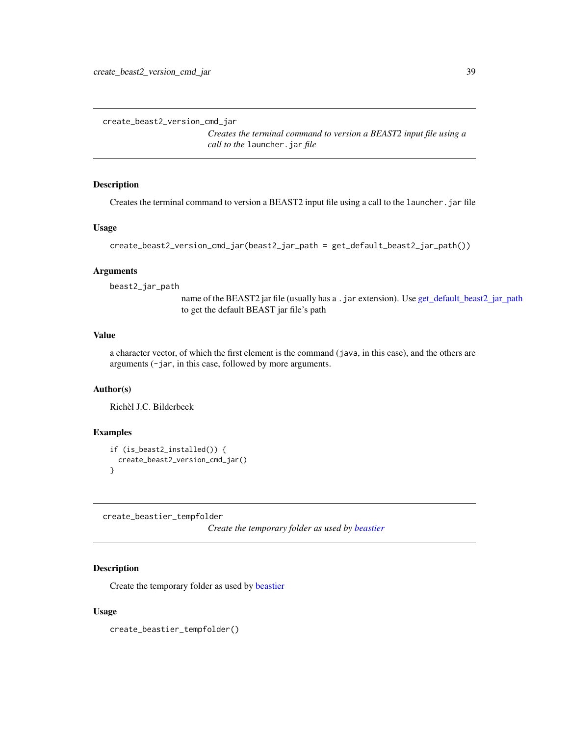## create_beast2_version_cmd_jar

*Creates the terminal command to version a BEAST2 input file using a call to the* `launcher.jar` *file*

### Description

Creates the terminal command to version a BEAST2 input file using a call to the `launcher.jar` file

### Usage

```
create_beast2_version_cmd_jar(beast2_jar_path = get_default_beast2_jar_path())
```

### Arguments

`beast2_jar_path`
: name of the BEAST2 jar file (usually has a `.jar` extension). Use get_default_beast2_jar_path to get the default BEAST jar file's path

### Value

a character vector, of which the first element is the command (`java`, in this case), and the others are arguments (`-jar`, in this case, followed by more arguments.

### Author(s)

Richèl J.C. Bilderbeek

### Examples

```
if (is_beast2_installed()) {
  create_beast2_version_cmd_jar()
}
```

## create_beastier_tempfolder

*Create the temporary folder as used by beastier*

### Description

Create the temporary folder as used by beastier

### Usage

```
create_beastier_tempfolder()
```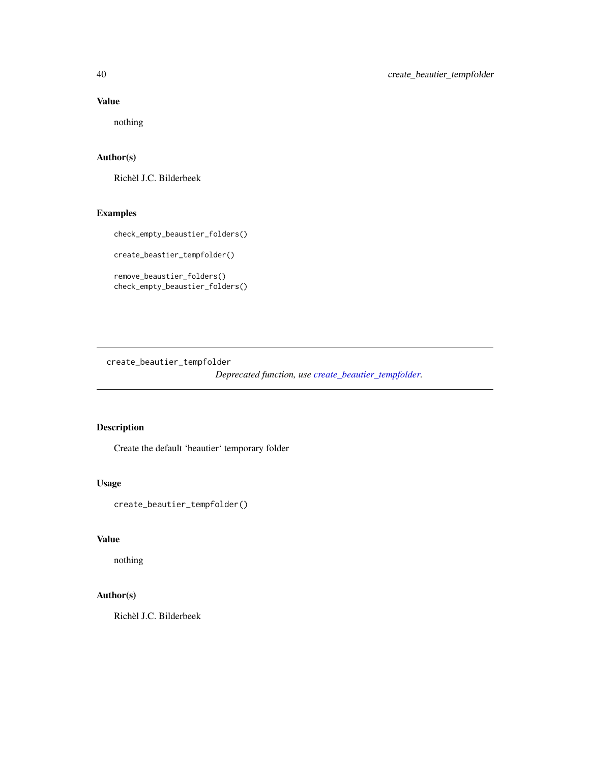### Value

nothing

### Author(s)

Richèl J.C. Bilderbeek

### Examples

```
check_empty_beaustier_folders()

create_beastier_tempfolder()

remove_beaustier_folders()
check_empty_beaustier_folders()
```

---

## create_beautier_tempfolder

*Deprecated function, use create_beautier_tempfolder.*

---

### Description

Create the default ‘beautier‘ temporary folder

### Usage

```
create_beautier_tempfolder()
```

### Value

nothing

### Author(s)

Richèl J.C. Bilderbeek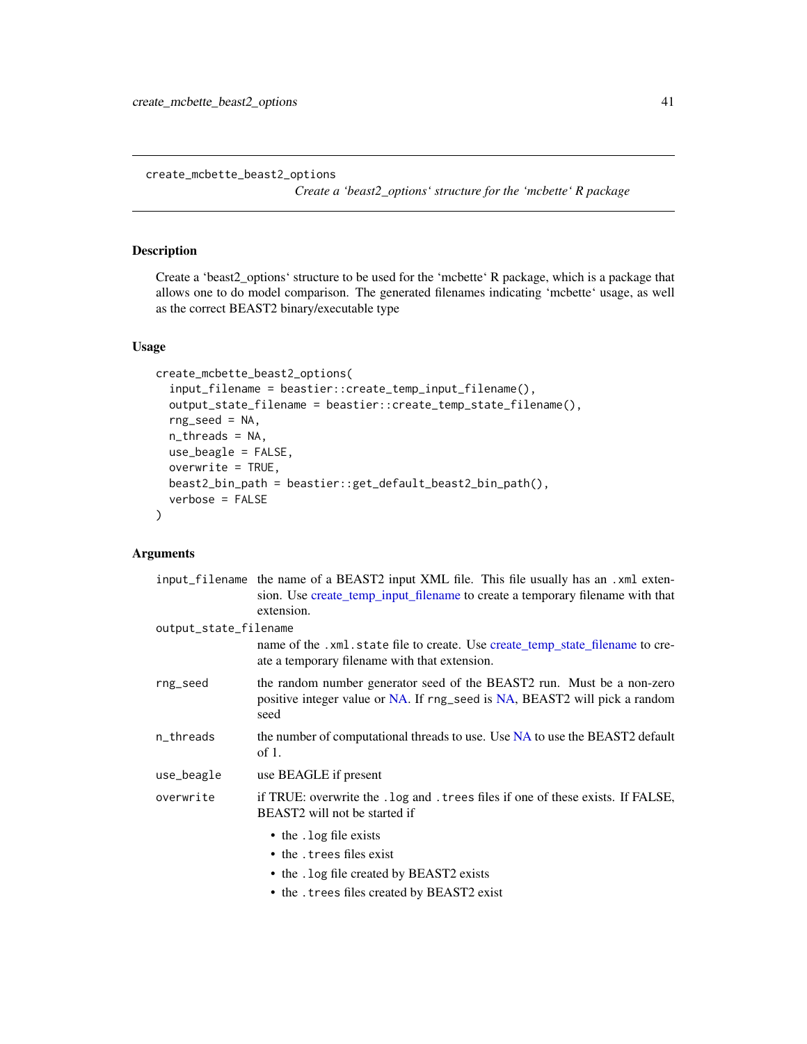## create_mcbette_beast2_options

*Create a 'beast2_options' structure for the 'mcbette' R package*

### Description

Create a 'beast2_options' structure to be used for the 'mcbette' R package, which is a package that allows one to do model comparison. The generated filenames indicating 'mcbette' usage, as well as the correct BEAST2 binary/executable type

### Usage

```
create_mcbette_beast2_options(
  input_filename = beastier::create_temp_input_filename(),
  output_state_filename = beastier::create_temp_state_filename(),
  rng_seed = NA,
  n_threads = NA,
  use_beagle = FALSE,
  overwrite = TRUE,
  beast2_bin_path = beastier::get_default_beast2_bin_path(),
  verbose = FALSE
)
```

### Arguments

`input_filename` the name of a BEAST2 input XML file. This file usually has an `.xml` extension. Use create_temp_input_filename to create a temporary filename with that extension.

`output_state_filename` name of the `.xml.state` file to create. Use create_temp_state_filename to create a temporary filename with that extension.

`rng_seed` the random number generator seed of the BEAST2 run. Must be a non-zero positive integer value or NA. If `rng_seed` is NA, BEAST2 will pick a random seed

`n_threads` the number of computational threads to use. Use NA to use the BEAST2 default of 1.

`use_beagle` use BEAGLE if present

`overwrite` if TRUE: overwrite the `.log` and `.trees` files if one of these exists. If FALSE, BEAST2 will not be started if

- the `.log` file exists
- the `.trees` files exist
- the `.log` file created by BEAST2 exists
- the `.trees` files created by BEAST2 exist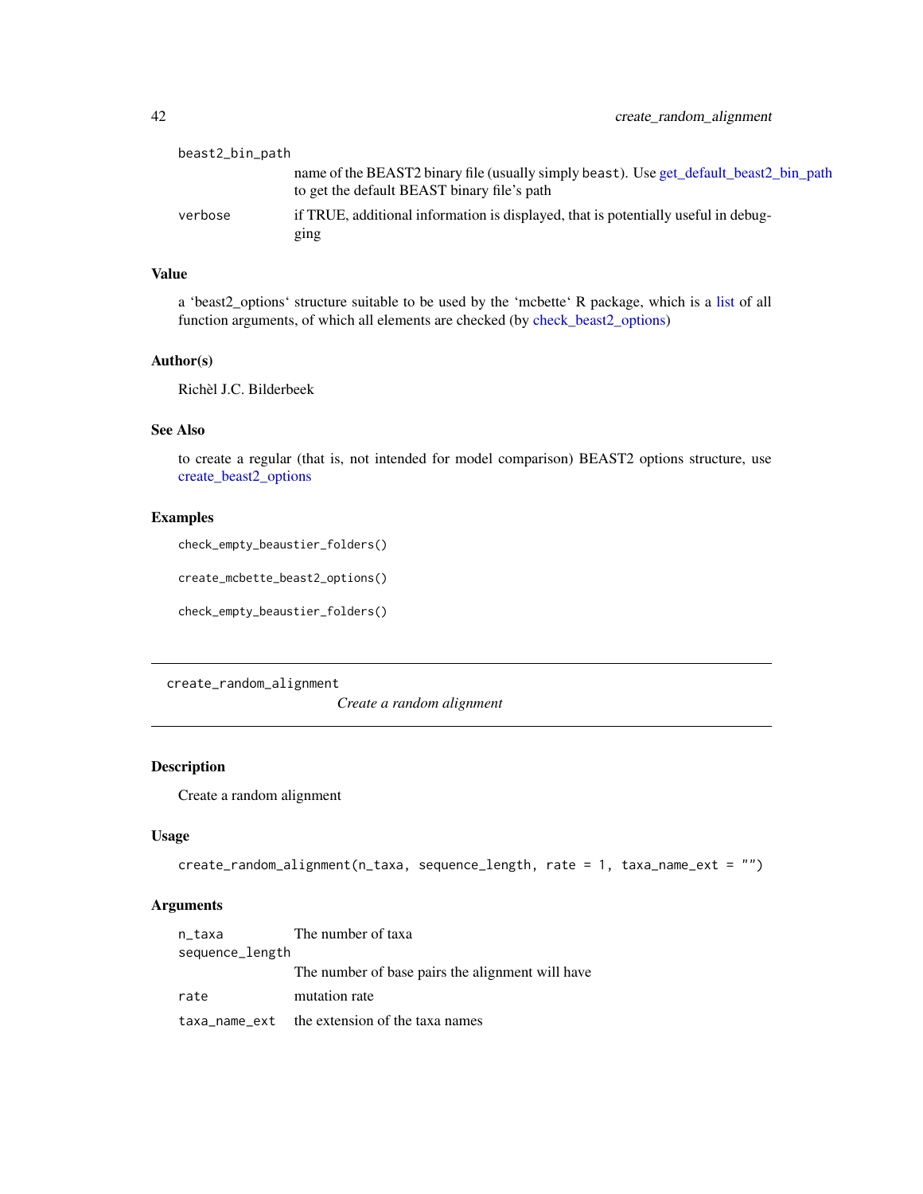| | |
|---|---|
| beast2_bin_path | name of the BEAST2 binary file (usually simply beast). Use get_default_beast2_bin_path to get the default BEAST binary file's path |
| verbose | if TRUE, additional information is displayed, that is potentially useful in debugging |

### Value

a 'beast2_options' structure suitable to be used by the 'mcbette' R package, which is a list of all function arguments, of which all elements are checked (by check_beast2_options)

### Author(s)

Richèl J.C. Bilderbeek

### See Also

to create a regular (that is, not intended for model comparison) BEAST2 options structure, use create_beast2_options

### Examples

```
check_empty_beaustier_folders()

create_mcbette_beast2_options()

check_empty_beaustier_folders()
```

---

## create_random_alignment

*Create a random alignment*

### Description

Create a random alignment

### Usage

```
create_random_alignment(n_taxa, sequence_length, rate = 1, taxa_name_ext = "")
```

### Arguments

| | |
|---|---|
| n_taxa | The number of taxa |
| sequence_length | The number of base pairs the alignment will have |
| rate | mutation rate |
| taxa_name_ext | the extension of the taxa names |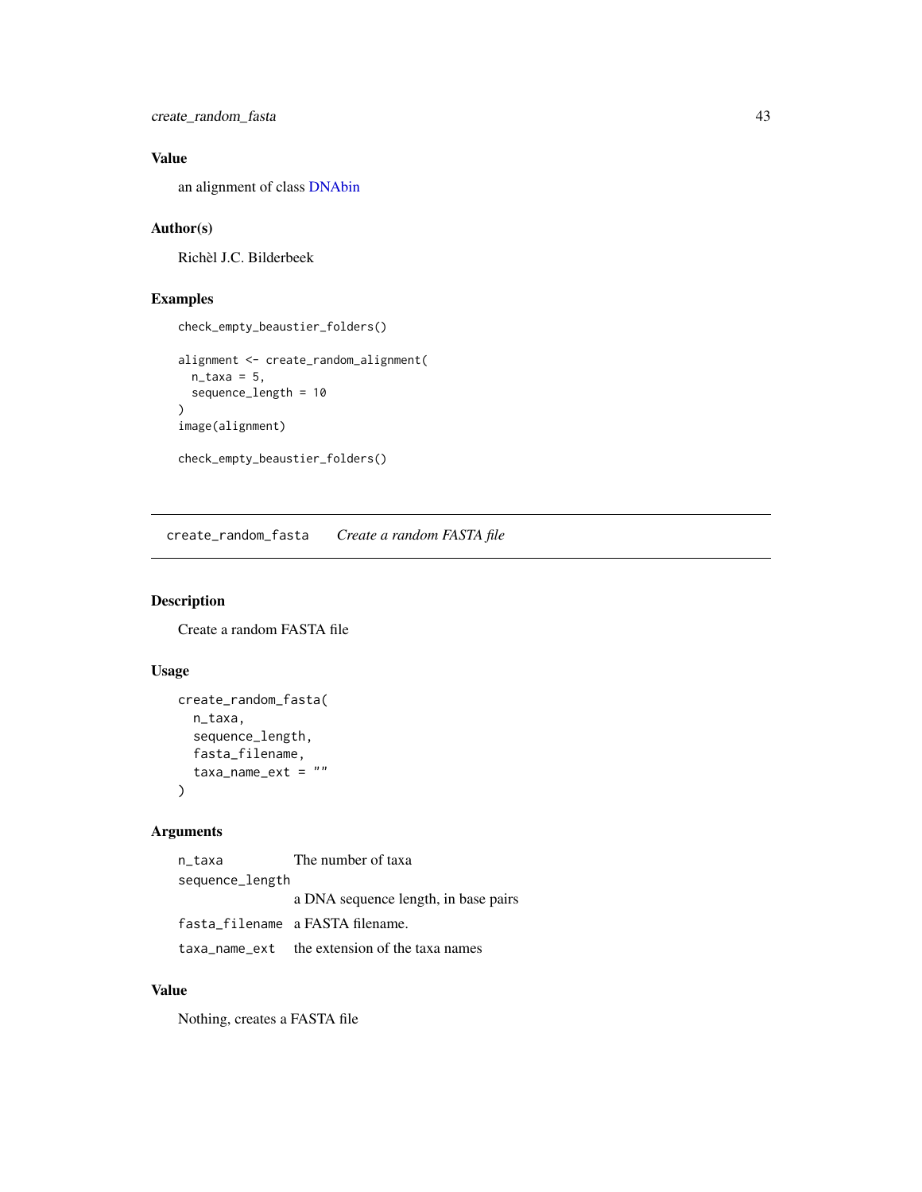### Value

an alignment of class DNAbin

### Author(s)

Richèl J.C. Bilderbeek

### Examples

```
check_empty_beaustier_folders()

alignment <- create_random_alignment(
  n_taxa = 5,
  sequence_length = 10
)
image(alignment)

check_empty_beaustier_folders()
```

---

## create_random_fasta    *Create a random FASTA file*

---

### Description

Create a random FASTA file

### Usage

```
create_random_fasta(
  n_taxa,
  sequence_length,
  fasta_filename,
  taxa_name_ext = ""
)
```

### Arguments

| | |
|---|---|
| n_taxa | The number of taxa |
| sequence_length | a DNA sequence length, in base pairs |
| fasta_filename | a FASTA filename. |
| taxa_name_ext | the extension of the taxa names |

### Value

Nothing, creates a FASTA file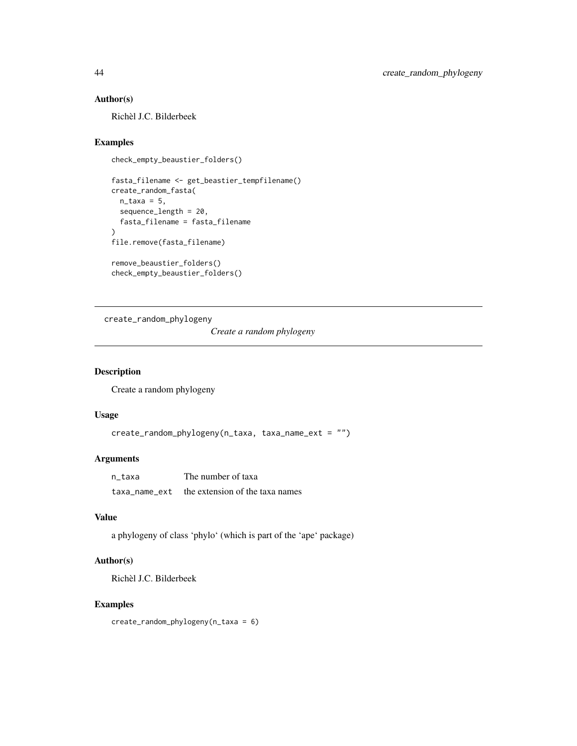### Author(s)

Richèl J.C. Bilderbeek

### Examples

```
check_empty_beaustier_folders()

fasta_filename <- get_beastier_tempfilename()
create_random_fasta(
  n_taxa = 5,
  sequence_length = 20,
  fasta_filename = fasta_filename
)
file.remove(fasta_filename)

remove_beaustier_folders()
check_empty_beaustier_folders()
```

---

## create_random_phylogeny *Create a random phylogeny*

---

### Description

Create a random phylogeny

### Usage

```
create_random_phylogeny(n_taxa, taxa_name_ext = "")
```

### Arguments

| | |
|---|---|
| n_taxa | The number of taxa |
| taxa_name_ext | the extension of the taxa names |

### Value

a phylogeny of class 'phylo' (which is part of the 'ape' package)

### Author(s)

Richèl J.C. Bilderbeek

### Examples

```
create_random_phylogeny(n_taxa = 6)
```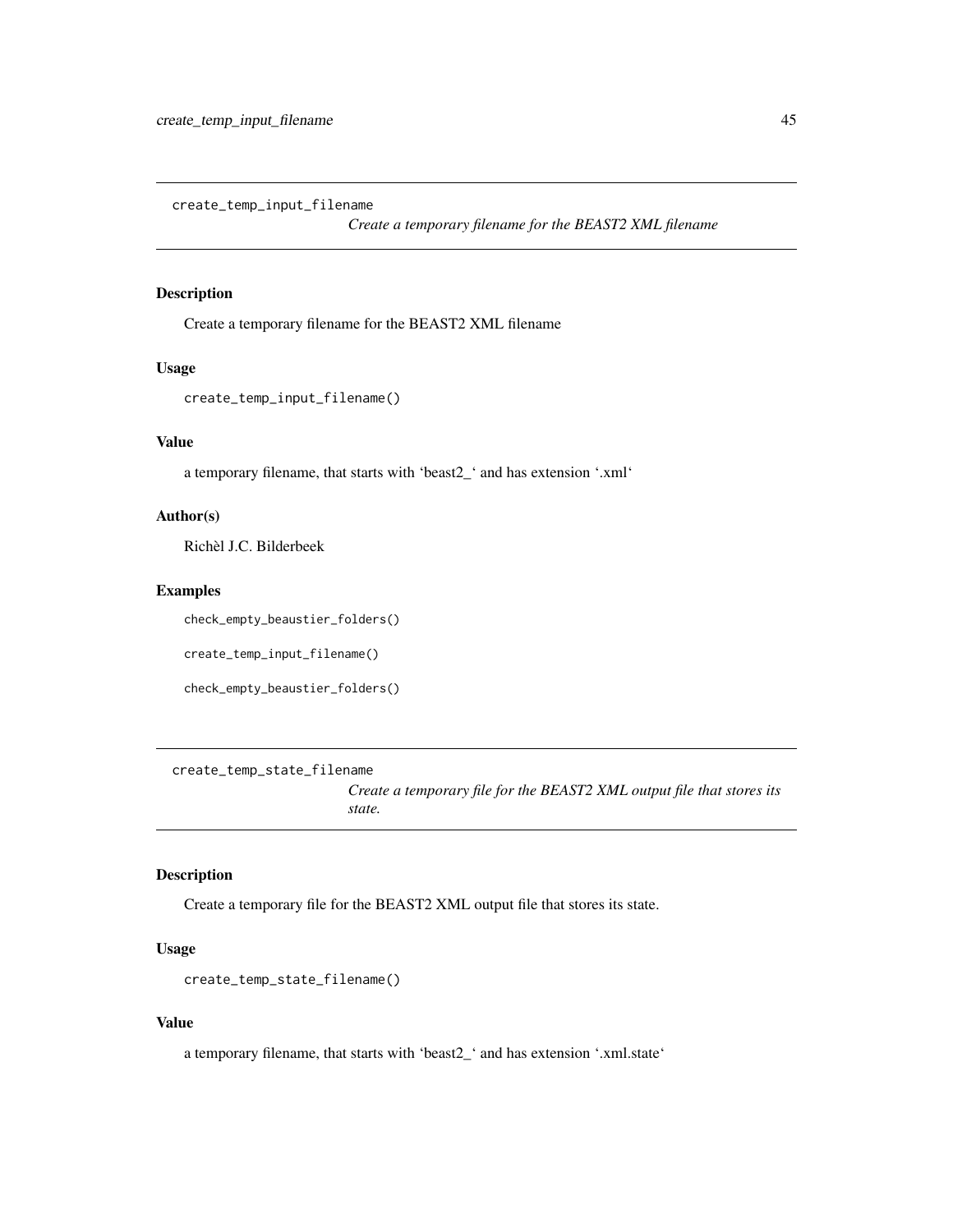## create_temp_input_filename

*Create a temporary filename for the BEAST2 XML filename*

### Description

Create a temporary filename for the BEAST2 XML filename

### Usage

```
create_temp_input_filename()
```

### Value

a temporary filename, that starts with 'beast2_' and has extension '.xml'

### Author(s)

Richèl J.C. Bilderbeek

### Examples

```
check_empty_beaustier_folders()

create_temp_input_filename()

check_empty_beaustier_folders()
```

## create_temp_state_filename

*Create a temporary file for the BEAST2 XML output file that stores its state.*

### Description

Create a temporary file for the BEAST2 XML output file that stores its state.

### Usage

```
create_temp_state_filename()
```

### Value

a temporary filename, that starts with 'beast2_' and has extension '.xml.state'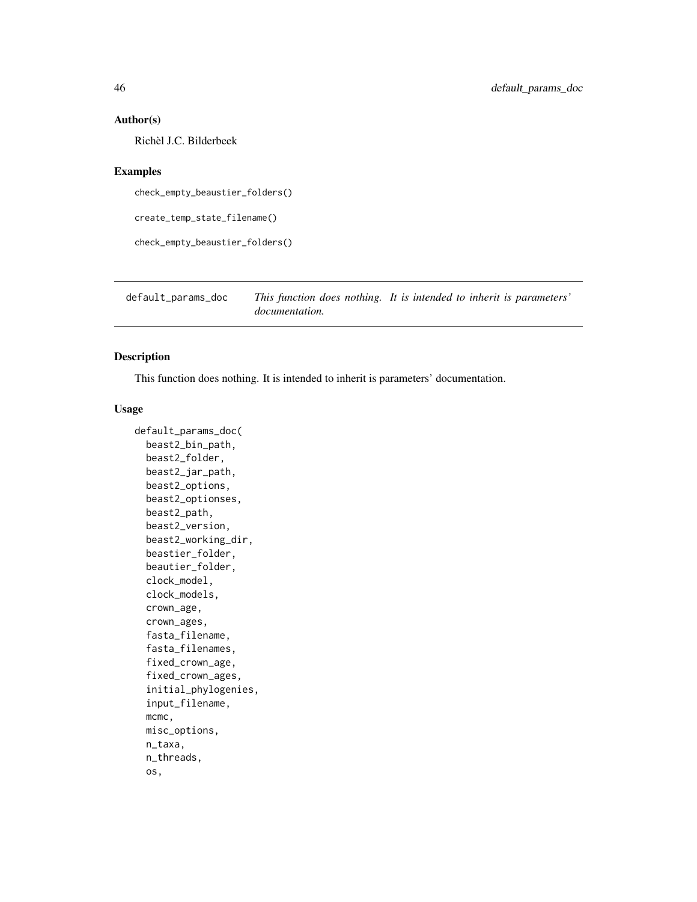## Author(s)

Richèl J.C. Bilderbeek

## Examples

```
check_empty_beaustier_folders()

create_temp_state_filename()

check_empty_beaustier_folders()
```

---

`default_params_doc` *This function does nothing. It is intended to inherit is parameters' documentation.*

---

## Description

This function does nothing. It is intended to inherit is parameters' documentation.

## Usage

```
default_params_doc(
  beast2_bin_path,
  beast2_folder,
  beast2_jar_path,
  beast2_options,
  beast2_optionses,
  beast2_path,
  beast2_version,
  beast2_working_dir,
  beastier_folder,
  beautier_folder,
  clock_model,
  clock_models,
  crown_age,
  crown_ages,
  fasta_filename,
  fasta_filenames,
  fixed_crown_age,
  fixed_crown_ages,
  initial_phylogenies,
  input_filename,
  mcmc,
  misc_options,
  n_taxa,
  n_threads,
  os,
```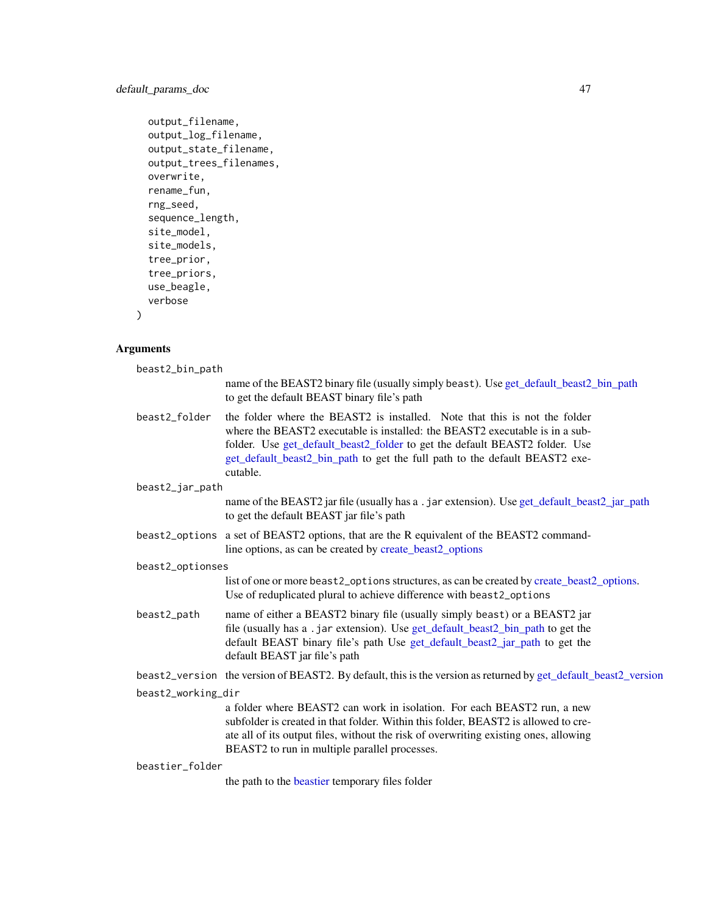```
  output_filename,
  output_log_filename,
  output_state_filename,
  output_trees_filenames,
  overwrite,
  rename_fun,
  rng_seed,
  sequence_length,
  site_model,
  site_models,
  tree_prior,
  tree_priors,
  use_beagle,
  verbose
)
```

### Arguments

`beast2_bin_path`
: name of the BEAST2 binary file (usually simply `beast`). Use get_default_beast2_bin_path to get the default BEAST binary file's path

`beast2_folder`
: the folder where the BEAST2 is installed. Note that this is not the folder where the BEAST2 executable is installed: the BEAST2 executable is in a subfolder. Use get_default_beast2_folder to get the default BEAST2 folder. Use get_default_beast2_bin_path to get the full path to the default BEAST2 executable.

`beast2_jar_path`
: name of the BEAST2 jar file (usually has a `.jar` extension). Use get_default_beast2_jar_path to get the default BEAST jar file's path

`beast2_options`
: a set of BEAST2 options, that are the R equivalent of the BEAST2 command-line options, as can be created by create_beast2_options

`beast2_optionses`
: list of one or more `beast2_options` structures, as can be created by create_beast2_options. Use of reduplicated plural to achieve difference with `beast2_options`

`beast2_path`
: name of either a BEAST2 binary file (usually simply `beast`) or a BEAST2 jar file (usually has a `.jar` extension). Use get_default_beast2_bin_path to get the default BEAST binary file's path Use get_default_beast2_jar_path to get the default BEAST jar file's path

`beast2_version`
: the version of BEAST2. By default, this is the version as returned by get_default_beast2_version

`beast2_working_dir`
: a folder where BEAST2 can work in isolation. For each BEAST2 run, a new subfolder is created in that folder. Within this folder, BEAST2 is allowed to create all of its output files, without the risk of overwriting existing ones, allowing BEAST2 to run in multiple parallel processes.

`beastier_folder`
: the path to the beastier temporary files folder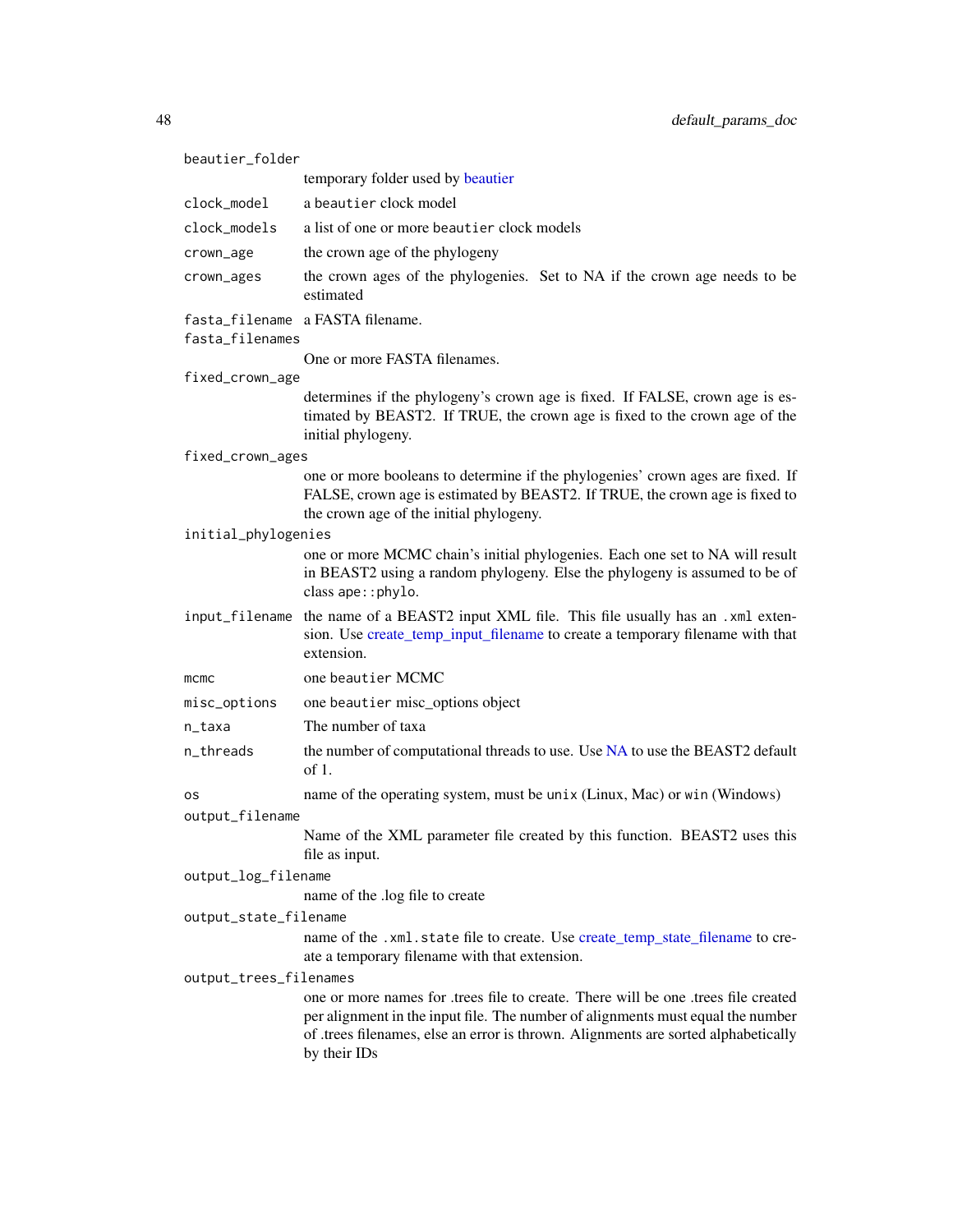`beautier_folder`
: temporary folder used by beautier

`clock_model`
: a `beautier` clock model

`clock_models`
: a list of one or more `beautier` clock models

`crown_age`
: the crown age of the phylogeny

`crown_ages`
: the crown ages of the phylogenies. Set to NA if the crown age needs to be estimated

`fasta_filename`
: a FASTA filename.

`fasta_filenames`
: One or more FASTA filenames.

`fixed_crown_age`
: determines if the phylogeny's crown age is fixed. If FALSE, crown age is estimated by BEAST2. If TRUE, the crown age is fixed to the crown age of the initial phylogeny.

`fixed_crown_ages`
: one or more booleans to determine if the phylogenies' crown ages are fixed. If FALSE, crown age is estimated by BEAST2. If TRUE, the crown age is fixed to the crown age of the initial phylogeny.

`initial_phylogenies`
: one or more MCMC chain's initial phylogenies. Each one set to NA will result in BEAST2 using a random phylogeny. Else the phylogeny is assumed to be of class `ape::phylo`.

`input_filename`
: the name of a BEAST2 input XML file. This file usually has an `.xml` extension. Use create_temp_input_filename to create a temporary filename with that extension.

`mcmc`
: one `beautier` MCMC

`misc_options`
: one `beautier` misc_options object

`n_taxa`
: The number of taxa

`n_threads`
: the number of computational threads to use. Use NA to use the BEAST2 default of 1.

`os`
: name of the operating system, must be `unix` (Linux, Mac) or `win` (Windows)

`output_filename`
: Name of the XML parameter file created by this function. BEAST2 uses this file as input.

`output_log_filename`
: name of the .log file to create

`output_state_filename`
: name of the `.xml.state` file to create. Use create_temp_state_filename to create a temporary filename with that extension.

`output_trees_filenames`
: one or more names for .trees file to create. There will be one .trees file created per alignment in the input file. The number of alignments must equal the number of .trees filenames, else an error is thrown. Alignments are sorted alphabetically by their IDs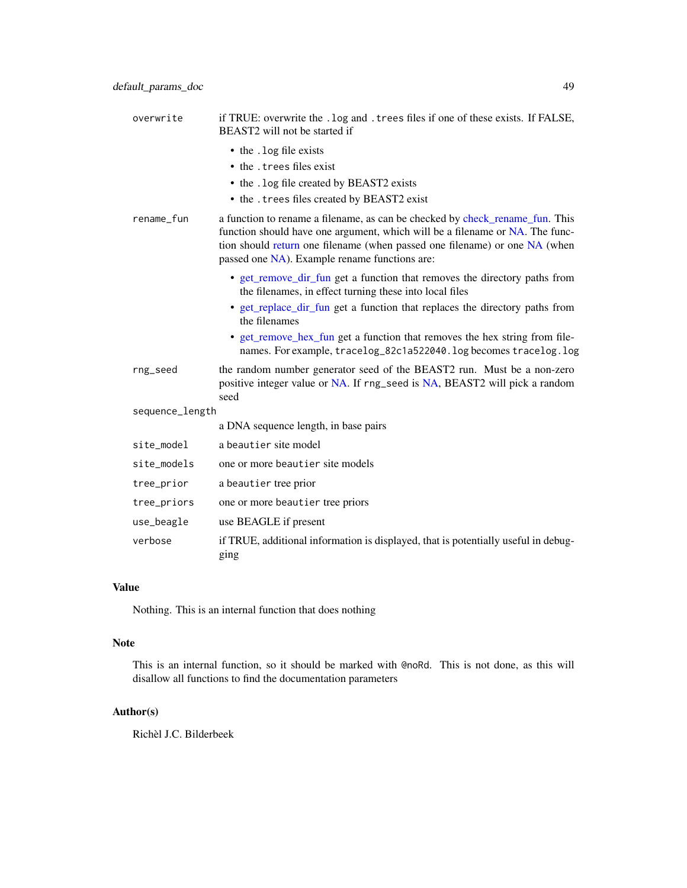| | |
|---|---|
| `overwrite` | if TRUE: overwrite the `.log` and `.trees` files if one of these exists. If FALSE, BEAST2 will not be started if<br>• the `.log` file exists<br>• the `.trees` files exist<br>• the `.log` file created by BEAST2 exists<br>• the `.trees` files created by BEAST2 exist |
| `rename_fun` | a function to rename a filename, as can be checked by check_rename_fun. This function should have one argument, which will be a filename or NA. The function should return one filename (when passed one filename) or one NA (when passed one NA). Example rename functions are:<br>• get_remove_dir_fun get a function that removes the directory paths from the filenames, in effect turning these into local files<br>• get_replace_dir_fun get a function that replaces the directory paths from the filenames<br>• get_remove_hex_fun get a function that removes the hex string from filenames. For example, `tracelog_82c1a522040.log` becomes `tracelog.log` |
| `rng_seed` | the random number generator seed of the BEAST2 run. Must be a non-zero positive integer value or NA. If `rng_seed` is NA, BEAST2 will pick a random seed |
| `sequence_length` | a DNA sequence length, in base pairs |
| `site_model` | a `beautier` site model |
| `site_models` | one or more `beautier` site models |
| `tree_prior` | a `beautier` tree prior |
| `tree_priors` | one or more `beautier` tree priors |
| `use_beagle` | use BEAGLE if present |
| `verbose` | if TRUE, additional information is displayed, that is potentially useful in debugging |

## Value

Nothing. This is an internal function that does nothing

## Note

This is an internal function, so it should be marked with `@noRd`. This is not done, as this will disallow all functions to find the documentation parameters

## Author(s)

Richèl J.C. Bilderbeek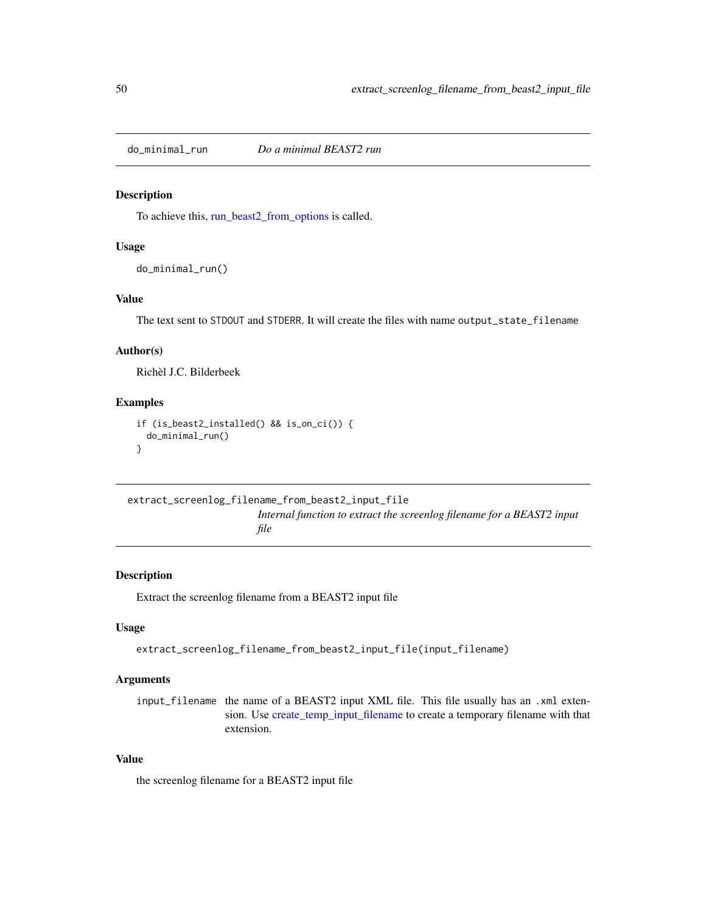## do_minimal_run — *Do a minimal BEAST2 run*

### Description

To achieve this, run_beast2_from_options is called.

### Usage

```
do_minimal_run()
```

### Value

The text sent to `STDOUT` and `STDERR`. It will create the files with name `output_state_filename`

### Author(s)

Richèl J.C. Bilderbeek

### Examples

```
if (is_beast2_installed() && is_on_ci()) {
  do_minimal_run()
}
```

## extract_screenlog_filename_from_beast2_input_file — *Internal function to extract the screenlog filename for a BEAST2 input file*

### Description

Extract the screenlog filename from a BEAST2 input file

### Usage

```
extract_screenlog_filename_from_beast2_input_file(input_filename)
```

### Arguments

| | |
|---|---|
| `input_filename` | the name of a BEAST2 input XML file. This file usually has an `.xml` extension. Use create_temp_input_filename to create a temporary filename with that extension. |

### Value

the screenlog filename for a BEAST2 input file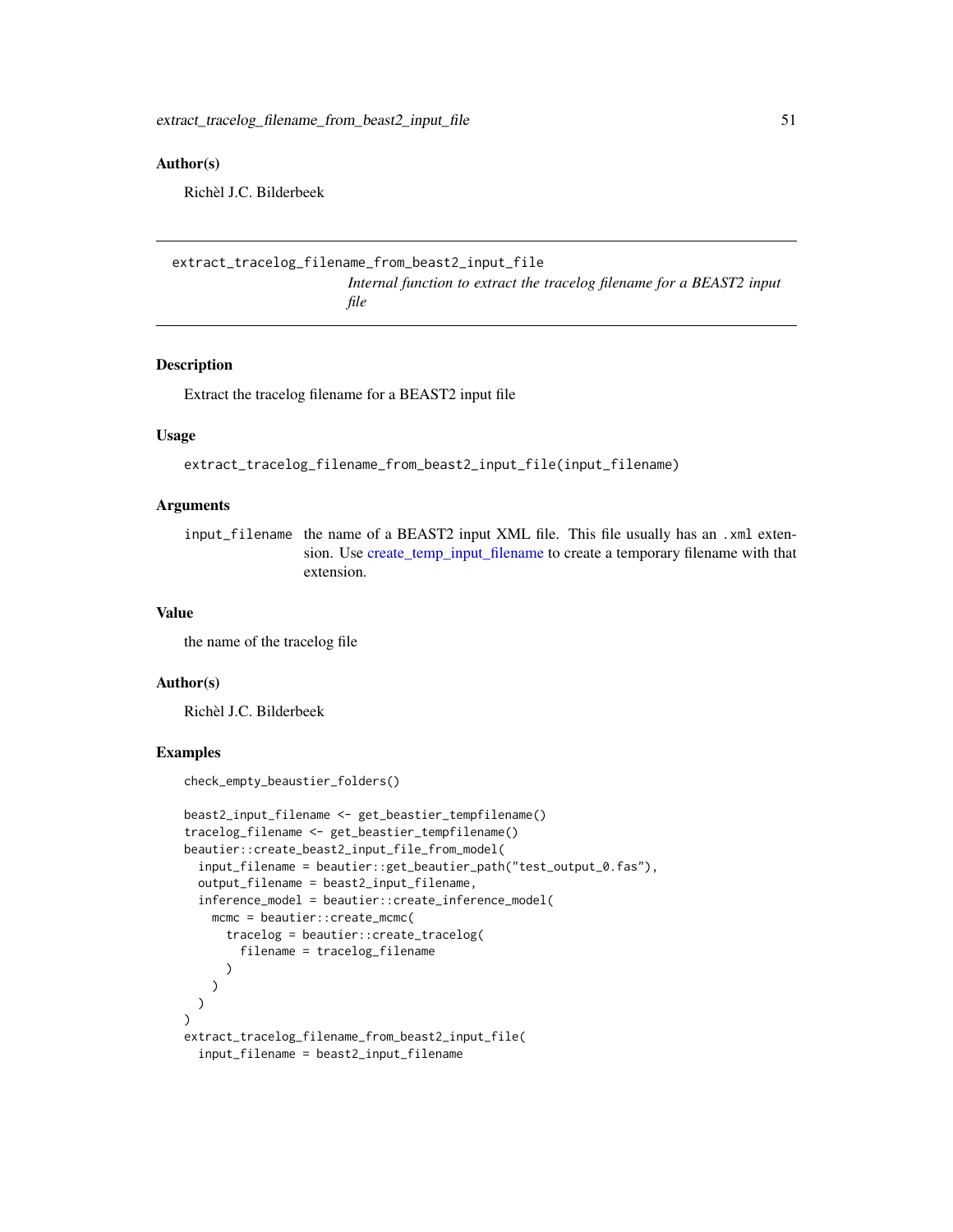## Author(s)

Richèl J.C. Bilderbeek

---

## extract_tracelog_filename_from_beast2_input_file

*Internal function to extract the tracelog filename for a BEAST2 input file*

---

### Description

Extract the tracelog filename for a BEAST2 input file

### Usage

```
extract_tracelog_filename_from_beast2_input_file(input_filename)
```

### Arguments

| | |
|---|---|
| input_filename | the name of a BEAST2 input XML file. This file usually has an .xml extension. Use create_temp_input_filename to create a temporary filename with that extension. |

### Value

the name of the tracelog file

### Author(s)

Richèl J.C. Bilderbeek

### Examples

```
check_empty_beaustier_folders()

beast2_input_filename <- get_beastier_tempfilename()
tracelog_filename <- get_beastier_tempfilename()
beautier::create_beast2_input_file_from_model(
  input_filename = beautier::get_beautier_path("test_output_0.fas"),
  output_filename = beast2_input_filename,
  inference_model = beautier::create_inference_model(
    mcmc = beautier::create_mcmc(
      tracelog = beautier::create_tracelog(
        filename = tracelog_filename
      )
    )
  )
)
extract_tracelog_filename_from_beast2_input_file(
  input_filename = beast2_input_filename
```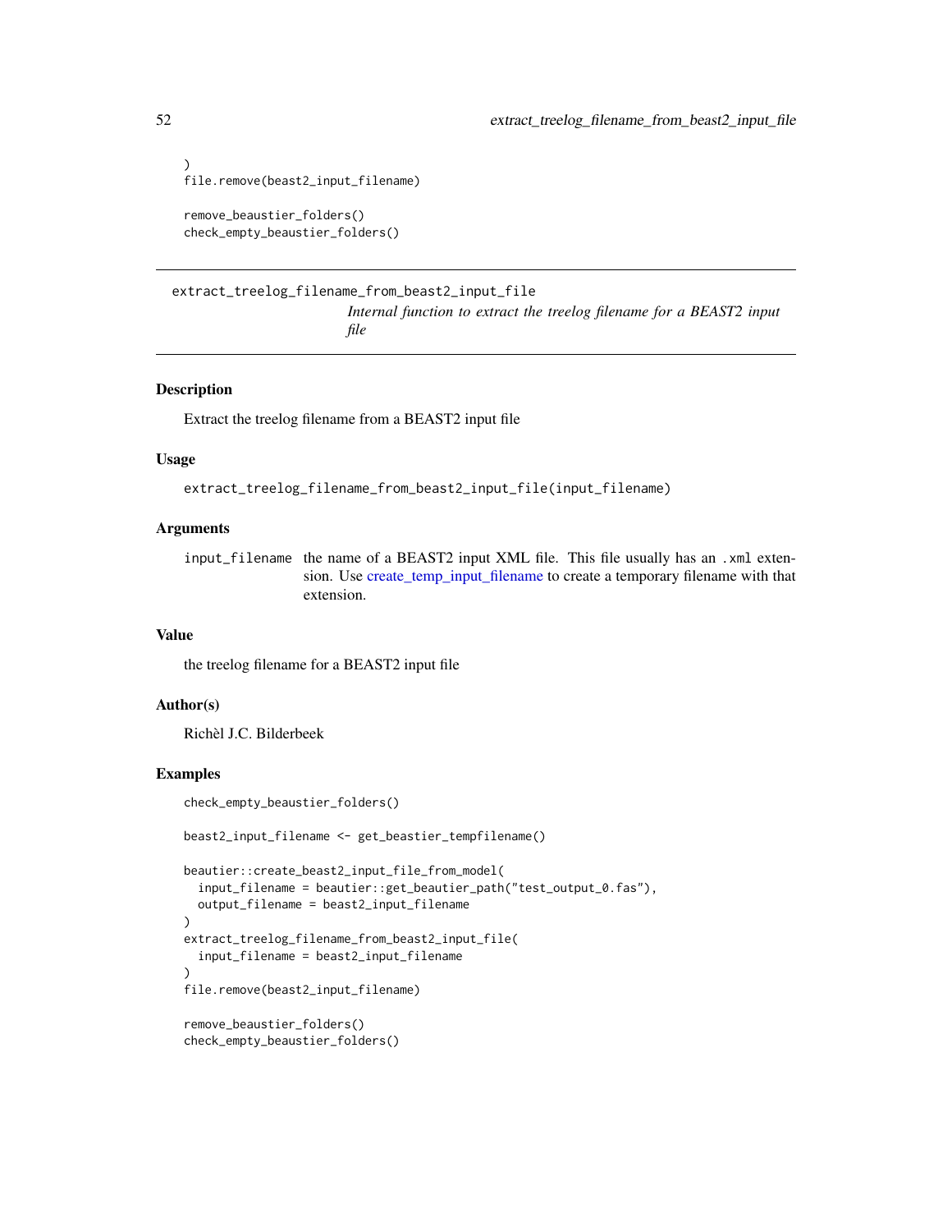```
)
file.remove(beast2_input_filename)

remove_beaustier_folders()
check_empty_beaustier_folders()
```

---

extract_treelog_filename_from_beast2_input_file

*Internal function to extract the treelog filename for a BEAST2 input file*

---

### Description

Extract the treelog filename from a BEAST2 input file

### Usage

```
extract_treelog_filename_from_beast2_input_file(input_filename)
```

### Arguments

| | |
|---|---|
| input_filename | the name of a BEAST2 input XML file. This file usually has an .xml extension. Use create_temp_input_filename to create a temporary filename with that extension. |

### Value

the treelog filename for a BEAST2 input file

### Author(s)

Richèl J.C. Bilderbeek

### Examples

```
check_empty_beaustier_folders()

beast2_input_filename <- get_beaustier_tempfilename()

beautier::create_beast2_input_file_from_model(
  input_filename = beautier::get_beautier_path("test_output_0.fas"),
  output_filename = beast2_input_filename
)
extract_treelog_filename_from_beast2_input_file(
  input_filename = beast2_input_filename
)
file.remove(beast2_input_filename)

remove_beaustier_folders()
check_empty_beaustier_folders()
```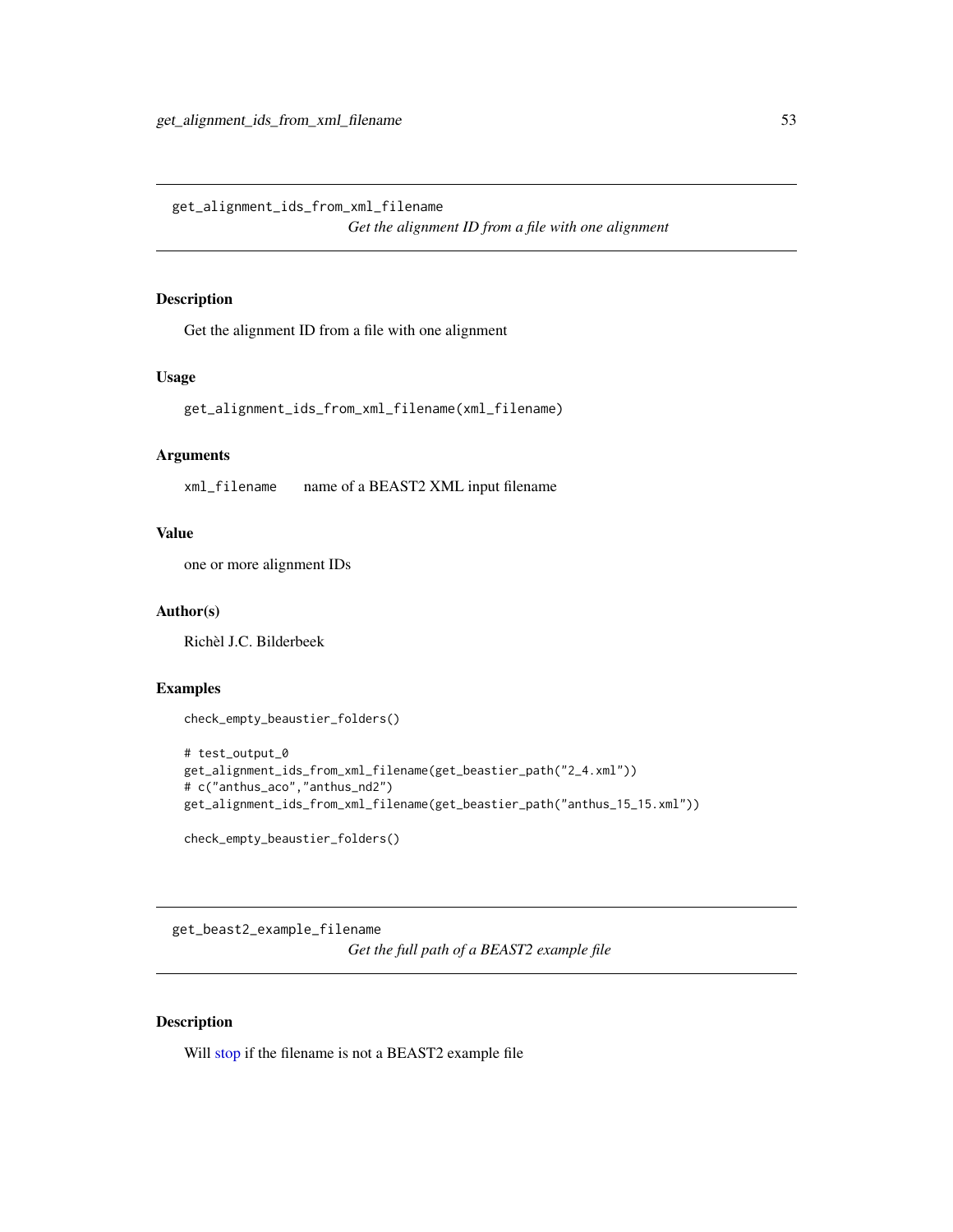## get_alignment_ids_from_xml_filename

*Get the alignment ID from a file with one alignment*

### Description

Get the alignment ID from a file with one alignment

### Usage

```
get_alignment_ids_from_xml_filename(xml_filename)
```

### Arguments

| | |
|---|---|
| `xml_filename` | name of a BEAST2 XML input filename |

### Value

one or more alignment IDs

### Author(s)

Richèl J.C. Bilderbeek

### Examples

```
check_empty_beaustier_folders()

# test_output_0
get_alignment_ids_from_xml_filename(get_beastier_path("2_4.xml"))
# c("anthus_aco","anthus_nd2")
get_alignment_ids_from_xml_filename(get_beastier_path("anthus_15_15.xml"))

check_empty_beaustier_folders()
```

## get_beast2_example_filename

*Get the full path of a BEAST2 example file*

### Description

Will stop if the filename is not a BEAST2 example file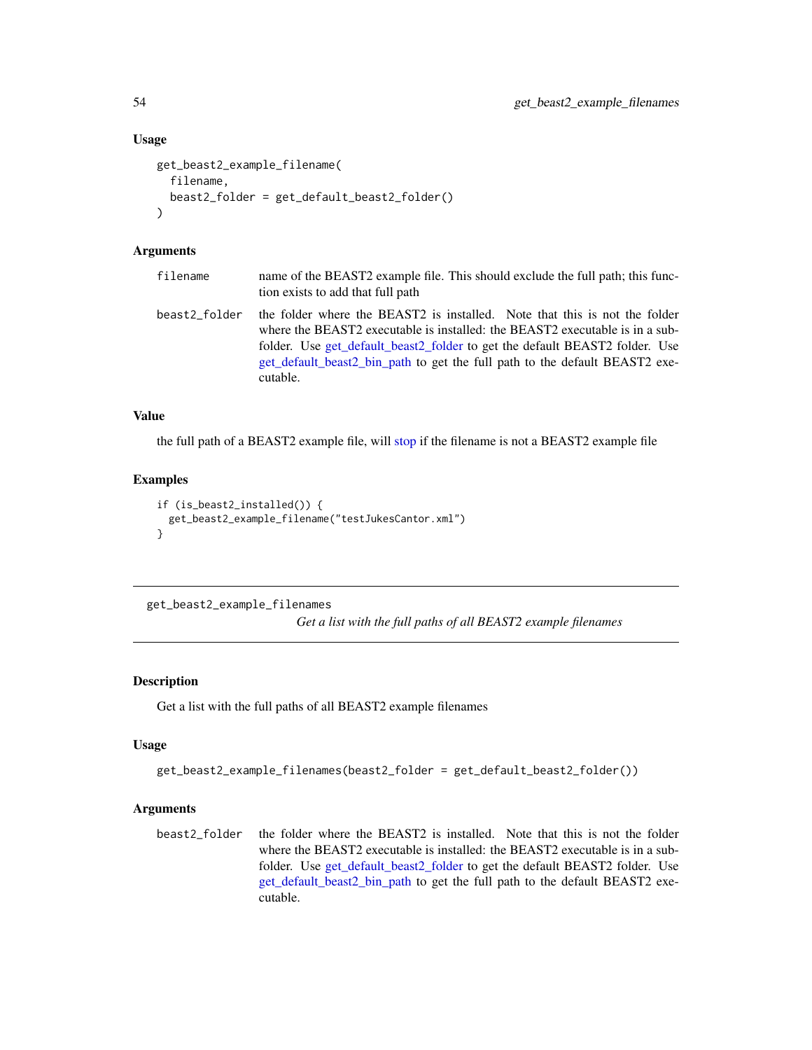### Usage

```
get_beast2_example_filename(
  filename,
  beast2_folder = get_default_beast2_folder()
)
```

### Arguments

| | |
|---|---|
| `filename` | name of the BEAST2 example file. This should exclude the full path; this function exists to add that full path |
| `beast2_folder` | the folder where the BEAST2 is installed. Note that this is not the folder where the BEAST2 executable is installed: the BEAST2 executable is in a subfolder. Use get_default_beast2_folder to get the default BEAST2 folder. Use get_default_beast2_bin_path to get the full path to the default BEAST2 executable. |

### Value

the full path of a BEAST2 example file, will stop if the filename is not a BEAST2 example file

### Examples

```
if (is_beast2_installed()) {
  get_beast2_example_filename("testJukesCantor.xml")
}
```

---

## get_beast2_example_filenames

*Get a list with the full paths of all BEAST2 example filenames*

### Description

Get a list with the full paths of all BEAST2 example filenames

### Usage

```
get_beast2_example_filenames(beast2_folder = get_default_beast2_folder())
```

### Arguments

| | |
|---|---|
| `beast2_folder` | the folder where the BEAST2 is installed. Note that this is not the folder where the BEAST2 executable is installed: the BEAST2 executable is in a subfolder. Use get_default_beast2_folder to get the default BEAST2 folder. Use get_default_beast2_bin_path to get the full path to the default BEAST2 executable. |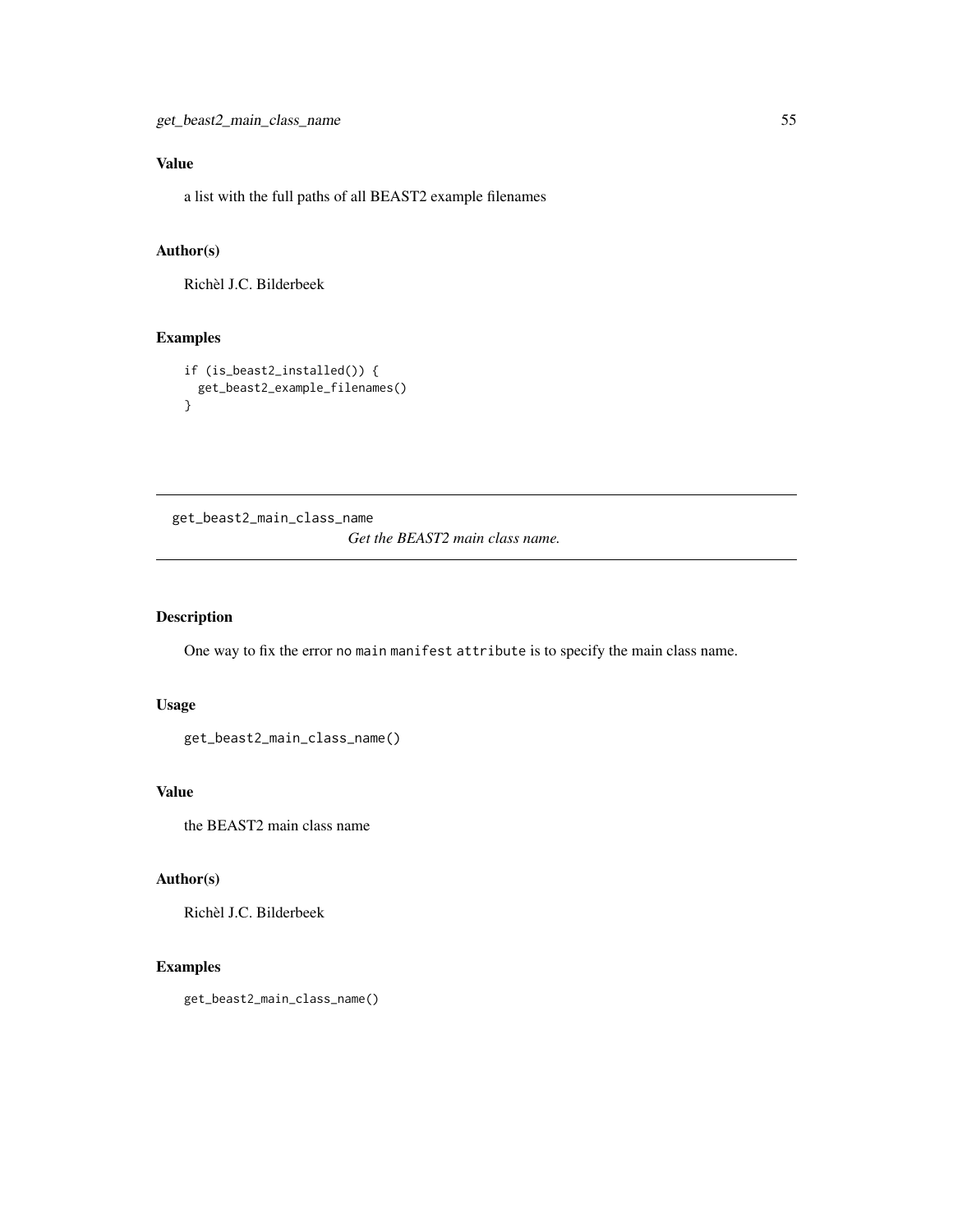### Value

a list with the full paths of all BEAST2 example filenames

### Author(s)

Richèl J.C. Bilderbeek

### Examples

```
if (is_beast2_installed()) {
  get_beast2_example_filenames()
}
```

---

## get_beast2_main_class_name

*Get the BEAST2 main class name.*

---

### Description

One way to fix the error `no main manifest attribute` is to specify the main class name.

### Usage

```
get_beast2_main_class_name()
```

### Value

the BEAST2 main class name

### Author(s)

Richèl J.C. Bilderbeek

### Examples

```
get_beast2_main_class_name()
```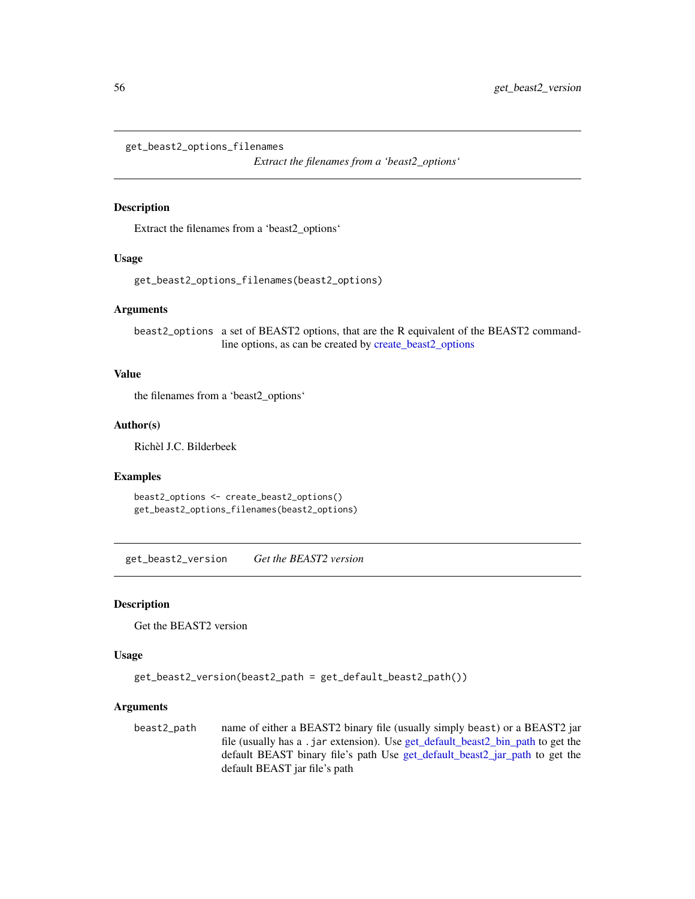## get_beast2_options_filenames

*Extract the filenames from a 'beast2_options'*

### Description

Extract the filenames from a 'beast2_options'

### Usage

```
get_beast2_options_filenames(beast2_options)
```

### Arguments

| | |
|---|---|
| beast2_options | a set of BEAST2 options, that are the R equivalent of the BEAST2 command-line options, as can be created by create_beast2_options |

### Value

the filenames from a 'beast2_options'

### Author(s)

Richèl J.C. Bilderbeek

### Examples

```
beast2_options <- create_beast2_options()
get_beast2_options_filenames(beast2_options)
```

## get_beast2_version

*Get the BEAST2 version*

### Description

Get the BEAST2 version

### Usage

```
get_beast2_version(beast2_path = get_default_beast2_path())
```

### Arguments

| | |
|---|---|
| beast2_path | name of either a BEAST2 binary file (usually simply beast) or a BEAST2 jar file (usually has a .jar extension). Use get_default_beast2_bin_path to get the default BEAST binary file's path Use get_default_beast2_jar_path to get the default BEAST jar file's path |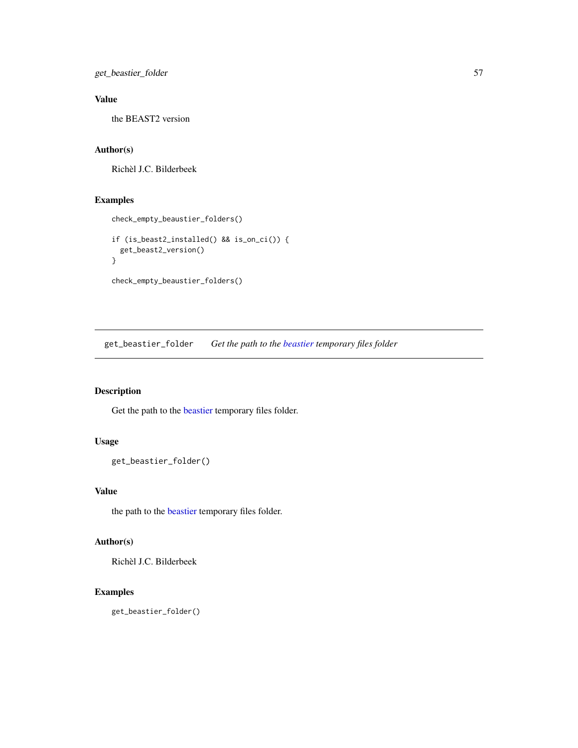## Value

the BEAST2 version

## Author(s)

Richèl J.C. Bilderbeek

## Examples

```
check_empty_beaustier_folders()

if (is_beast2_installed() && is_on_ci()) {
  get_beast2_version()
}

check_empty_beaustier_folders()
```

---

# get_beastier_folder *Get the path to the beastier temporary files folder*

---

## Description

Get the path to the beastier temporary files folder.

## Usage

```
get_beastier_folder()
```

## Value

the path to the beastier temporary files folder.

## Author(s)

Richèl J.C. Bilderbeek

## Examples

```
get_beastier_folder()
```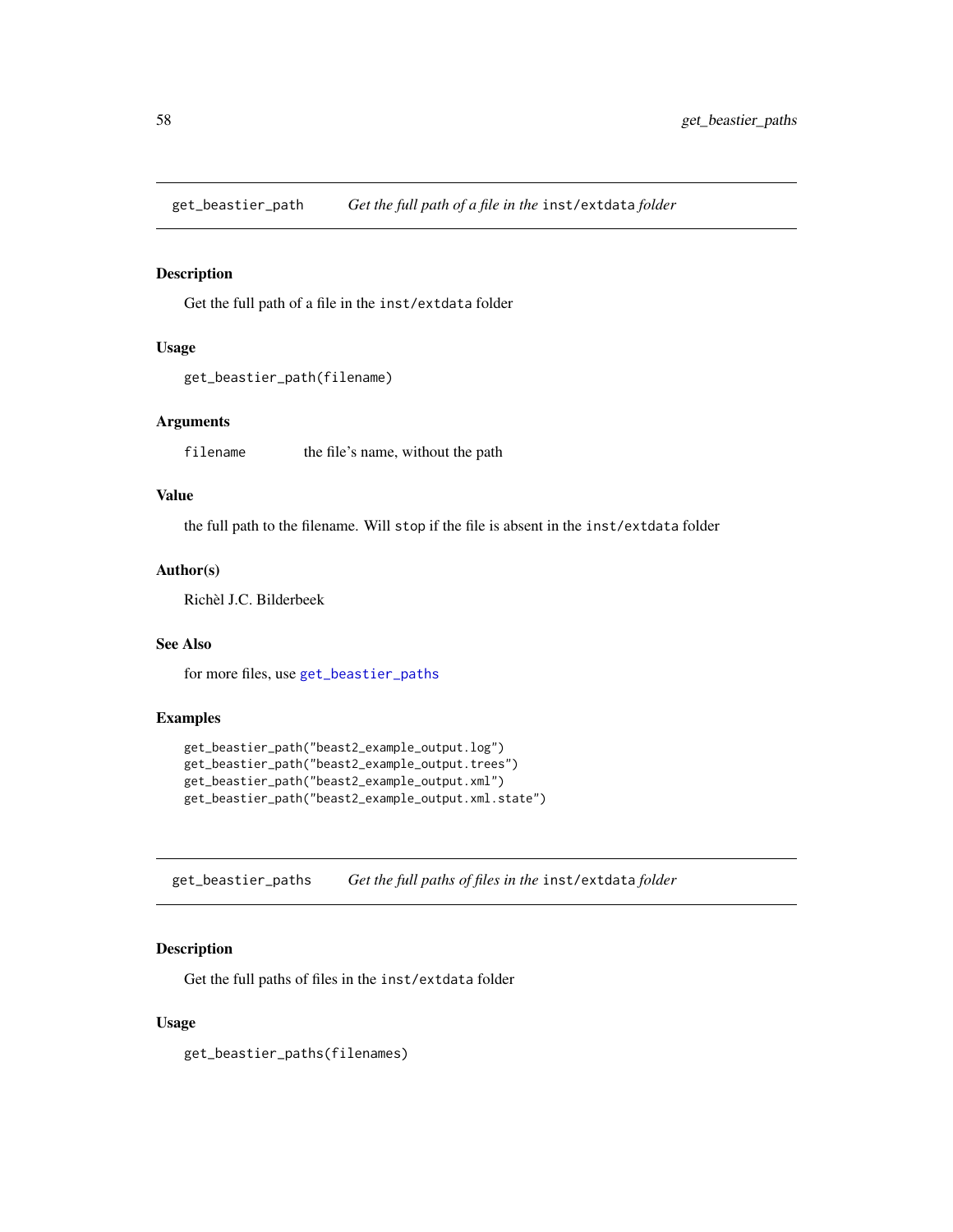## get_beastier_path — *Get the full path of a file in the* `inst/extdata` *folder*

### Description

Get the full path of a file in the `inst/extdata` folder

### Usage

```
get_beastier_path(filename)
```

### Arguments

| | |
|---|---|
| `filename` | the file's name, without the path |

### Value

the full path to the filename. Will `stop` if the file is absent in the `inst/extdata` folder

### Author(s)

Richèl J.C. Bilderbeek

### See Also

for more files, use `get_beastier_paths`

### Examples

```
get_beastier_path("beast2_example_output.log")
get_beastier_path("beast2_example_output.trees")
get_beastier_path("beast2_example_output.xml")
get_beastier_path("beast2_example_output.xml.state")
```

## get_beastier_paths — *Get the full paths of files in the* `inst/extdata` *folder*

### Description

Get the full paths of files in the `inst/extdata` folder

### Usage

```
get_beastier_paths(filenames)
```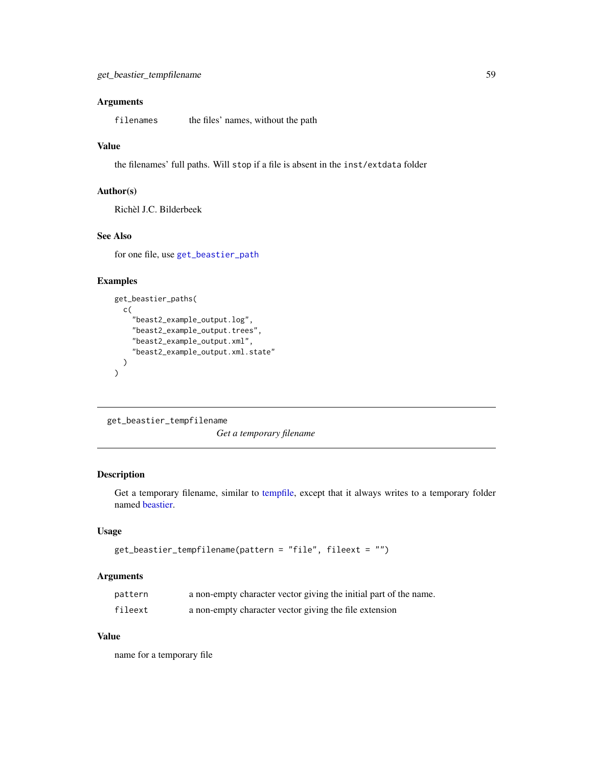### Arguments

| | |
|---|---|
| `filenames` | the files' names, without the path |

### Value

the filenames' full paths. Will `stop` if a file is absent in the `inst/extdata` folder

### Author(s)

Richèl J.C. Bilderbeek

### See Also

for one file, use `get_beastier_path`

### Examples

```
get_beastier_paths(
  c(
    "beast2_example_output.log",
    "beast2_example_output.trees",
    "beast2_example_output.xml",
    "beast2_example_output.xml.state"
  )
)
```

---

## get_beastier_tempfilename — *Get a temporary filename*

---

### Description

Get a temporary filename, similar to tempfile, except that it always writes to a temporary folder named beastier.

### Usage

```
get_beastier_tempfilename(pattern = "file", fileext = "")
```

### Arguments

| | |
|---|---|
| `pattern` | a non-empty character vector giving the initial part of the name. |
| `fileext` | a non-empty character vector giving the file extension |

### Value

name for a temporary file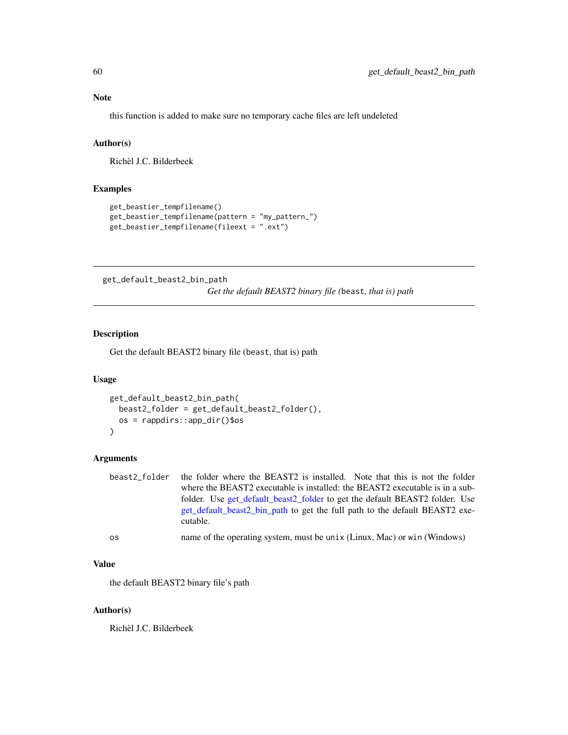### Note

this function is added to make sure no temporary cache files are left undeleted

### Author(s)

Richèl J.C. Bilderbeek

### Examples

```
get_beastier_tempfilename()
get_beastier_tempfilename(pattern = "my_pattern_")
get_beastier_tempfilename(fileext = ".ext")
```

---

## get_default_beast2_bin_path

*Get the default BEAST2 binary file (`beast`, that is) path*

---

### Description

Get the default BEAST2 binary file (`beast`, that is) path

### Usage

```
get_default_beast2_bin_path(
  beast2_folder = get_default_beast2_folder(),
  os = rappdirs::app_dir()$os
)
```

### Arguments

| | |
|---|---|
| `beast2_folder` | the folder where the BEAST2 is installed. Note that this is not the folder where the BEAST2 executable is installed: the BEAST2 executable is in a sub-folder. Use get_default_beast2_folder to get the default BEAST2 folder. Use get_default_beast2_bin_path to get the full path to the default BEAST2 executable. |
| `os` | name of the operating system, must be `unix` (Linux, Mac) or `win` (Windows) |

### Value

the default BEAST2 binary file's path

### Author(s)

Richèl J.C. Bilderbeek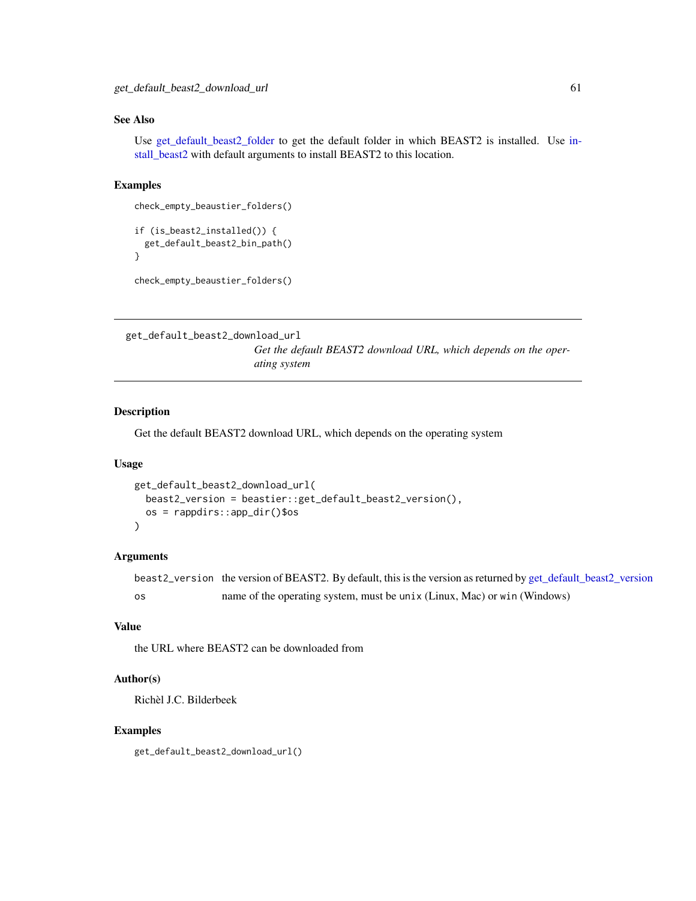## See Also

Use get_default_beast2_folder to get the default folder in which BEAST2 is installed. Use install_beast2 with default arguments to install BEAST2 to this location.

## Examples

```
check_empty_beaustier_folders()

if (is_beast2_installed()) {
  get_default_beast2_bin_path()
}

check_empty_beaustier_folders()
```

---

# get_default_beast2_download_url

*Get the default BEAST2 download URL, which depends on the operating system*

---

## Description

Get the default BEAST2 download URL, which depends on the operating system

## Usage

```
get_default_beast2_download_url(
  beast2_version = beastier::get_default_beast2_version(),
  os = rappdirs::app_dir()$os
)
```

## Arguments

| | |
|---|---|
| `beast2_version` | the version of BEAST2. By default, this is the version as returned by get_default_beast2_version |
| `os` | name of the operating system, must be `unix` (Linux, Mac) or `win` (Windows) |

## Value

the URL where BEAST2 can be downloaded from

## Author(s)

Richèl J.C. Bilderbeek

## Examples

```
get_default_beast2_download_url()
```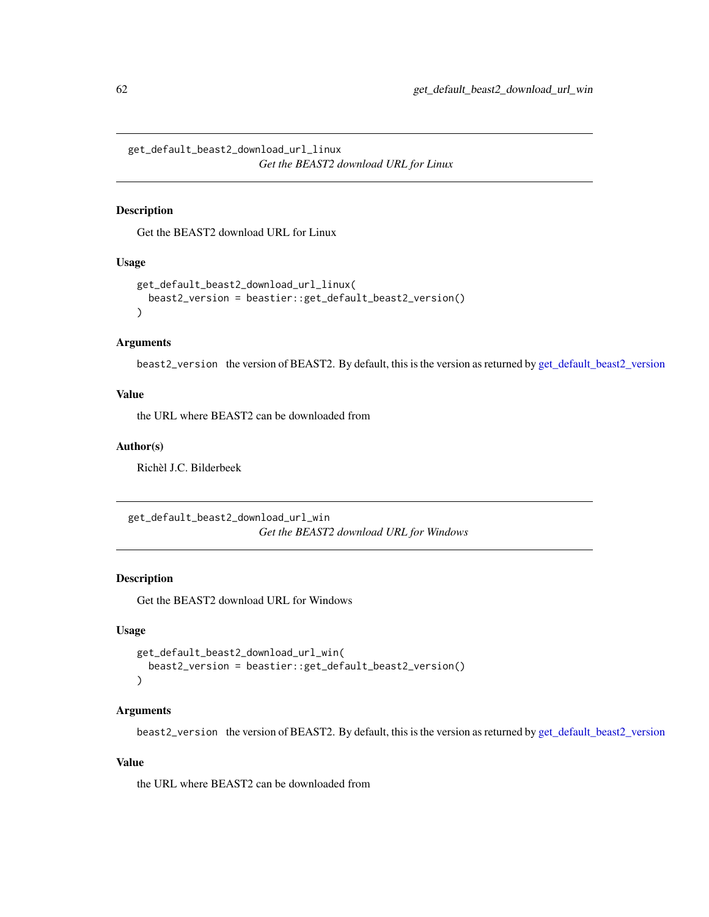## get_default_beast2_download_url_linux

*Get the BEAST2 download URL for Linux*

### Description

Get the BEAST2 download URL for Linux

### Usage

```
get_default_beast2_download_url_linux(
  beast2_version = beastier::get_default_beast2_version()
)
```

### Arguments

`beast2_version` the version of BEAST2. By default, this is the version as returned by get_default_beast2_version

### Value

the URL where BEAST2 can be downloaded from

### Author(s)

Richèl J.C. Bilderbeek

## get_default_beast2_download_url_win

*Get the BEAST2 download URL for Windows*

### Description

Get the BEAST2 download URL for Windows

### Usage

```
get_default_beast2_download_url_win(
  beast2_version = beastier::get_default_beast2_version()
)
```

### Arguments

`beast2_version` the version of BEAST2. By default, this is the version as returned by get_default_beast2_version

### Value

the URL where BEAST2 can be downloaded from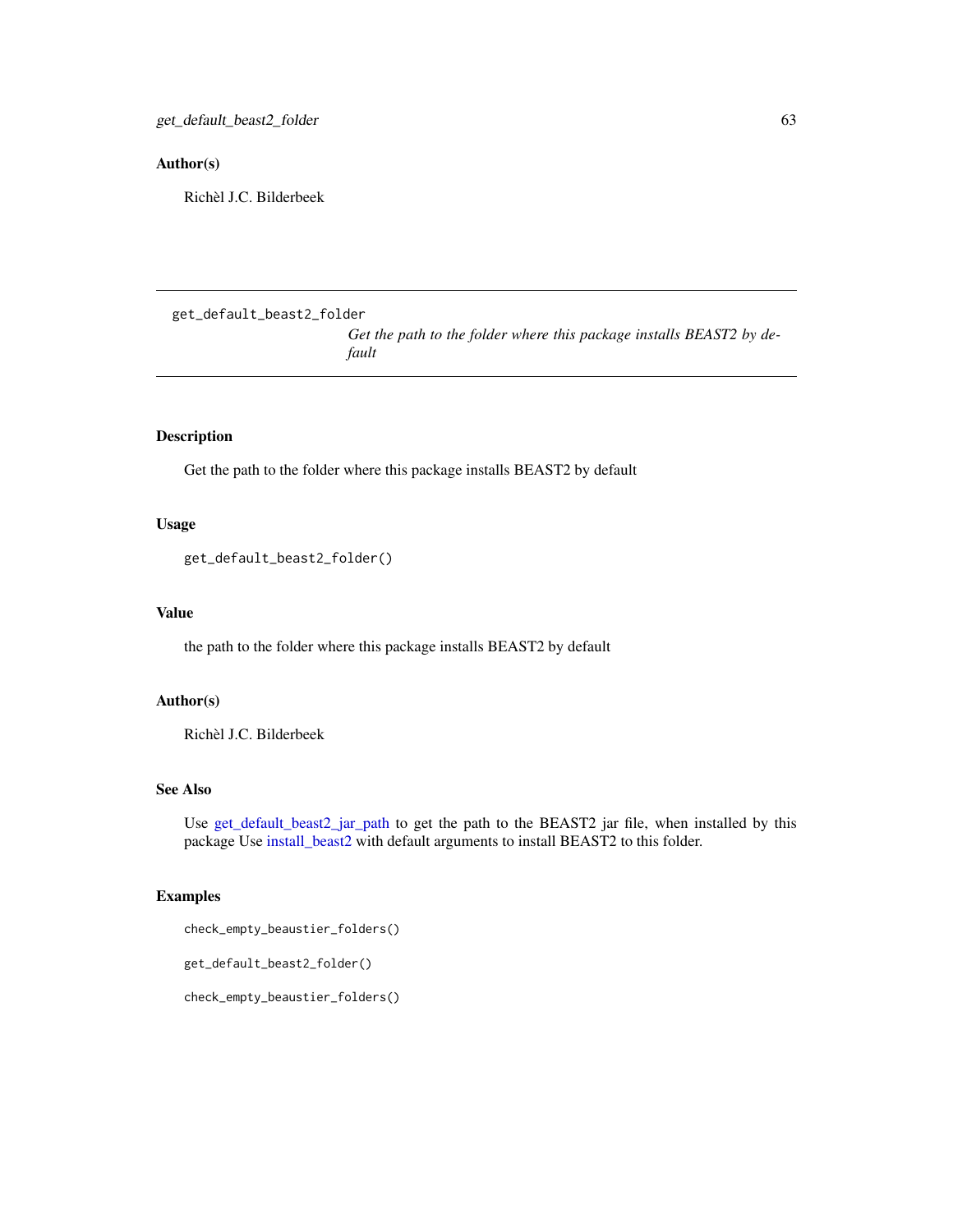## Author(s)

Richèl J.C. Bilderbeek

---

`get_default_beast2_folder`

*Get the path to the folder where this package installs BEAST2 by default*

---

## Description

Get the path to the folder where this package installs BEAST2 by default

## Usage

```
get_default_beast2_folder()
```

## Value

the path to the folder where this package installs BEAST2 by default

## Author(s)

Richèl J.C. Bilderbeek

## See Also

Use get_default_beast2_jar_path to get the path to the BEAST2 jar file, when installed by this package Use install_beast2 with default arguments to install BEAST2 to this folder.

## Examples

```
check_empty_beaustier_folders()

get_default_beast2_folder()

check_empty_beaustier_folders()
```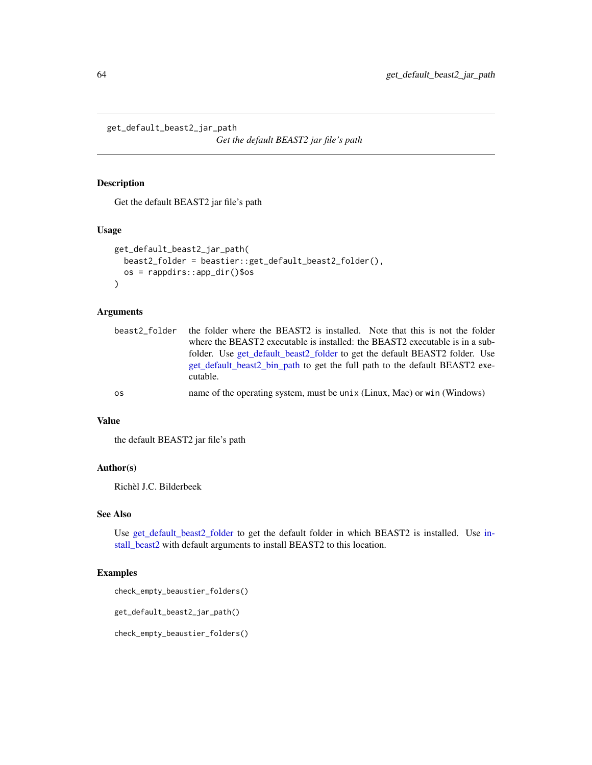# get_default_beast2_jar_path

*Get the default BEAST2 jar file's path*

## Description

Get the default BEAST2 jar file's path

## Usage

```
get_default_beast2_jar_path(
  beast2_folder = beastier::get_default_beast2_folder(),
  os = rappdirs::app_dir()$os
)
```

## Arguments

| | |
|---|---|
| beast2_folder | the folder where the BEAST2 is installed. Note that this is not the folder where the BEAST2 executable is installed: the BEAST2 executable is in a subfolder. Use get_default_beast2_folder to get the default BEAST2 folder. Use get_default_beast2_bin_path to get the full path to the default BEAST2 executable. |
| os | name of the operating system, must be `unix` (Linux, Mac) or `win` (Windows) |

## Value

the default BEAST2 jar file's path

## Author(s)

Richèl J.C. Bilderbeek

## See Also

Use get_default_beast2_folder to get the default folder in which BEAST2 is installed. Use install_beast2 with default arguments to install BEAST2 to this location.

## Examples

```
check_empty_beaustier_folders()

get_default_beast2_jar_path()

check_empty_beaustier_folders()
```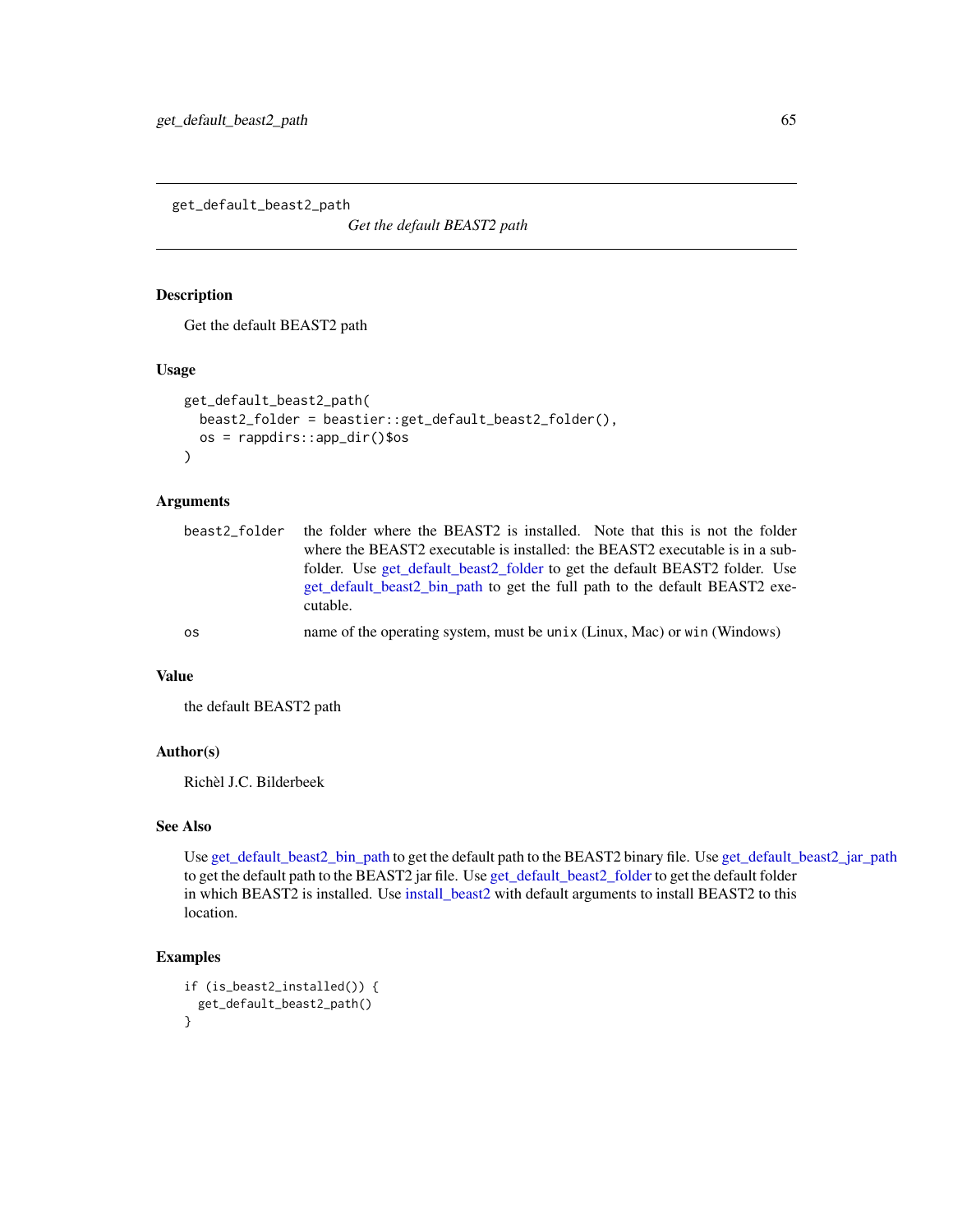# get_default_beast2_path

*Get the default BEAST2 path*

## Description

Get the default BEAST2 path

## Usage

```
get_default_beast2_path(
  beast2_folder = beastier::get_default_beast2_folder(),
  os = rappdirs::app_dir()$os
)
```

## Arguments

| | |
|---|---|
| beast2_folder | the folder where the BEAST2 is installed. Note that this is not the folder where the BEAST2 executable is installed: the BEAST2 executable is in a sub-folder. Use get_default_beast2_folder to get the default BEAST2 folder. Use get_default_beast2_bin_path to get the full path to the default BEAST2 executable. |
| os | name of the operating system, must be `unix` (Linux, Mac) or `win` (Windows) |

## Value

the default BEAST2 path

## Author(s)

Richèl J.C. Bilderbeek

## See Also

Use get_default_beast2_bin_path to get the default path to the BEAST2 binary file. Use get_default_beast2_jar_path to get the default path to the BEAST2 jar file. Use get_default_beast2_folder to get the default folder in which BEAST2 is installed. Use install_beast2 with default arguments to install BEAST2 to this location.

## Examples

```
if (is_beast2_installed()) {
  get_default_beast2_path()
}
```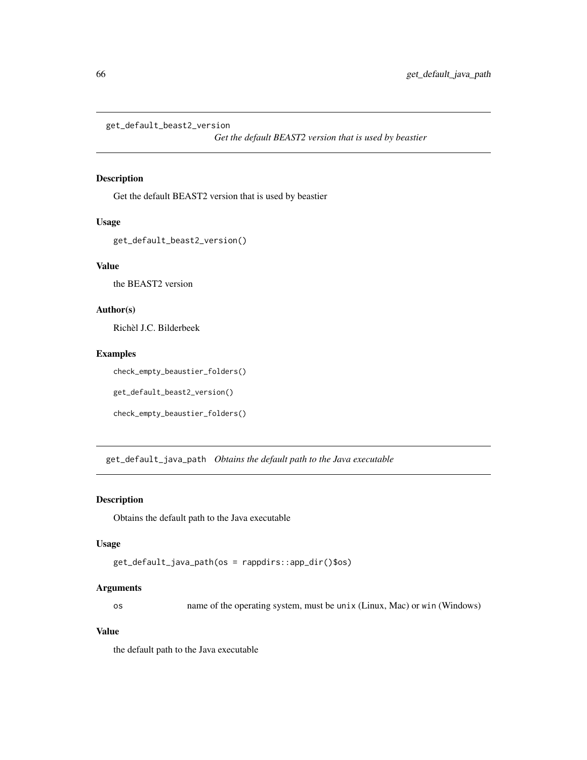## get_default_beast2_version

*Get the default BEAST2 version that is used by beastier*

### Description

Get the default BEAST2 version that is used by beastier

### Usage

```
get_default_beast2_version()
```

### Value

the BEAST2 version

### Author(s)

Richèl J.C. Bilderbeek

### Examples

```
check_empty_beaustier_folders()

get_default_beast2_version()

check_empty_beaustier_folders()
```

## get_default_java_path

*Obtains the default path to the Java executable*

### Description

Obtains the default path to the Java executable

### Usage

```
get_default_java_path(os = rappdirs::app_dir()$os)
```

### Arguments

| | |
|---|---|
| os | name of the operating system, must be `unix` (Linux, Mac) or `win` (Windows) |

### Value

the default path to the Java executable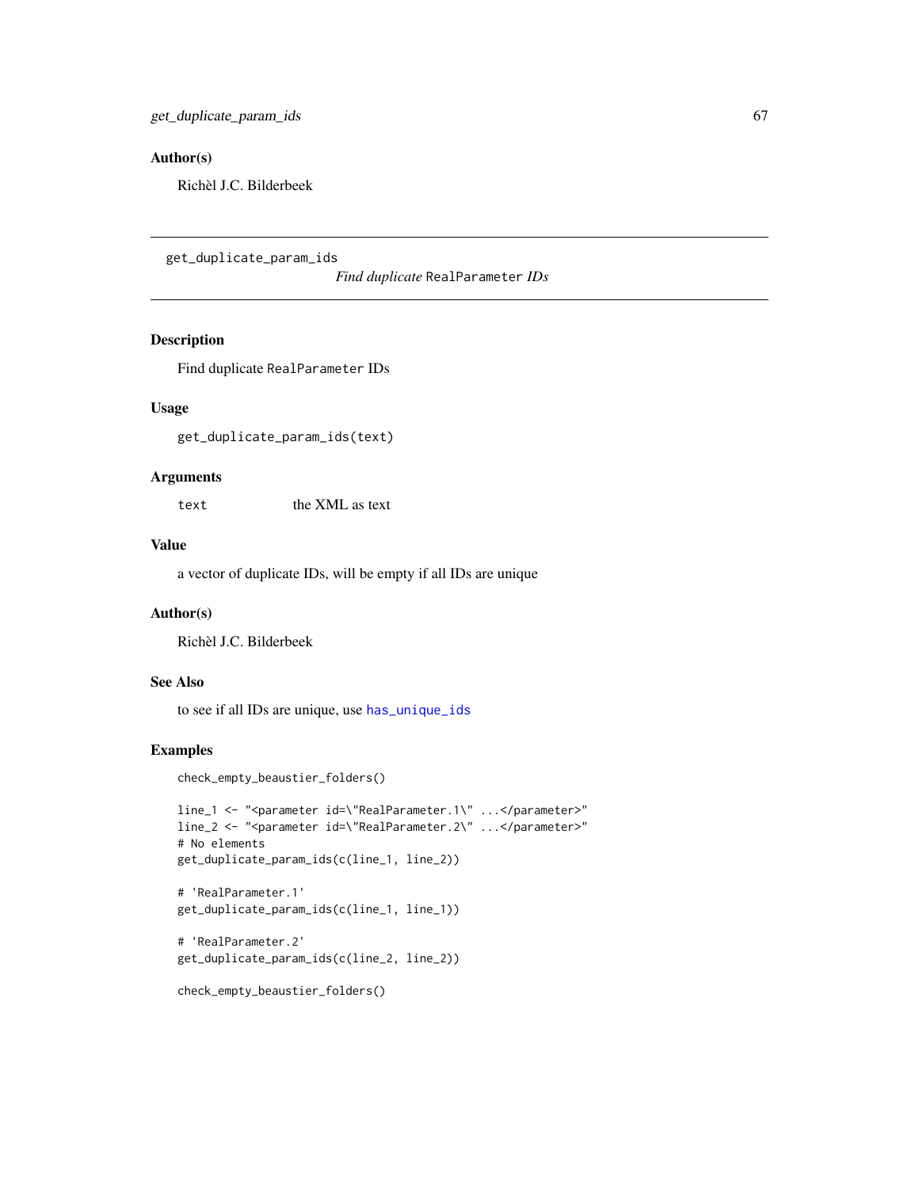## Author(s)

Richèl J.C. Bilderbeek

---

get_duplicate_param_ids *Find duplicate* `RealParameter` *IDs*

---

## Description

Find duplicate `RealParameter` IDs

## Usage

```
get_duplicate_param_ids(text)
```

## Arguments

| | |
|---|---|
| `text` | the XML as text |

## Value

a vector of duplicate IDs, will be empty if all IDs are unique

## Author(s)

Richèl J.C. Bilderbeek

## See Also

to see if all IDs are unique, use `has_unique_ids`

## Examples

```
check_empty_beaustier_folders()

line_1 <- "<parameter id=\"RealParameter.1\" ...</parameter>"
line_2 <- "<parameter id=\"RealParameter.2\" ...</parameter>"
# No elements
get_duplicate_param_ids(c(line_1, line_2))

# 'RealParameter.1'
get_duplicate_param_ids(c(line_1, line_1))

# 'RealParameter.2'
get_duplicate_param_ids(c(line_2, line_2))

check_empty_beaustier_folders()
```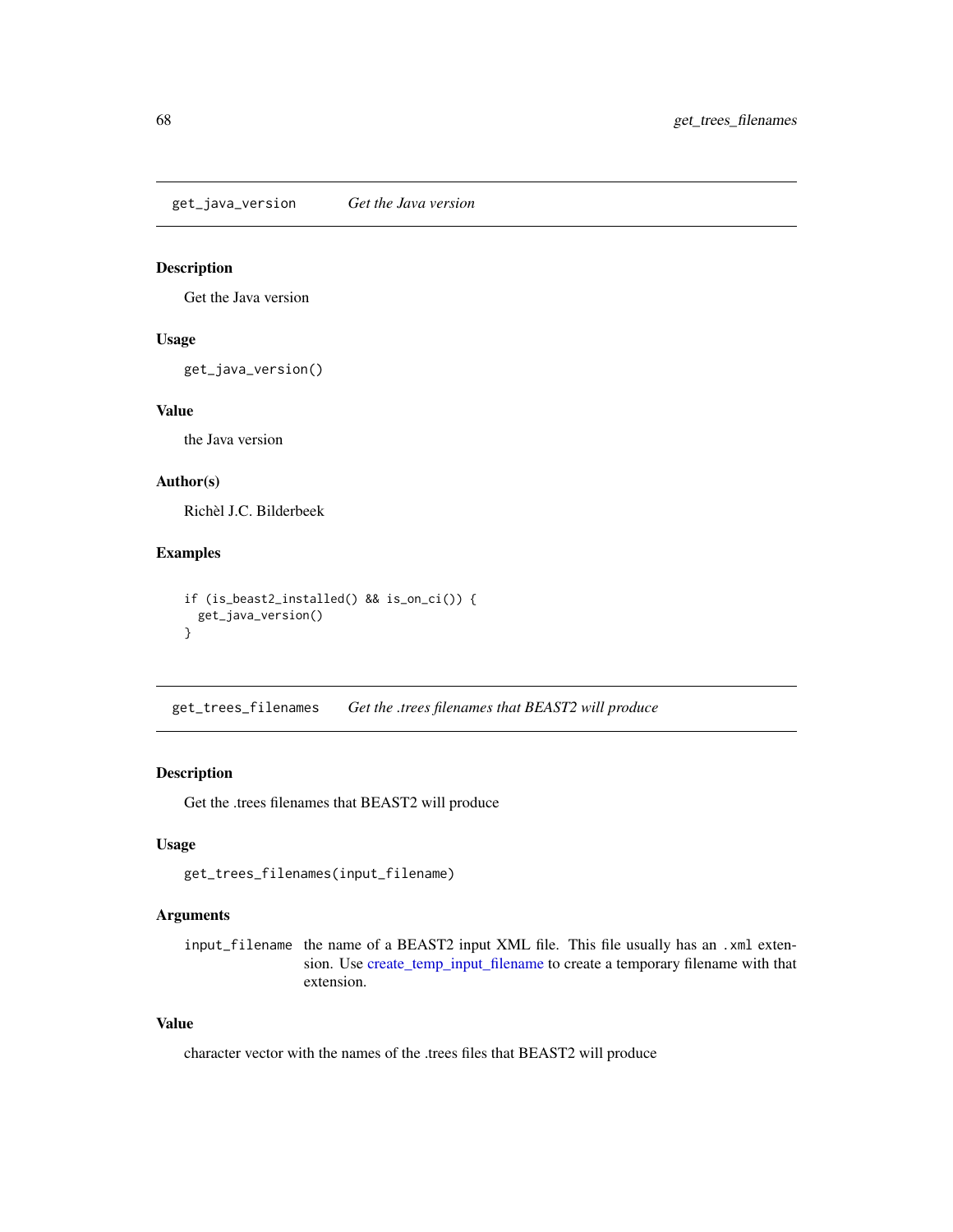## get_java_version — *Get the Java version*

### Description

Get the Java version

### Usage

```
get_java_version()
```

### Value

the Java version

### Author(s)

Richèl J.C. Bilderbeek

### Examples

```
if (is_beast2_installed() && is_on_ci()) {
  get_java_version()
}
```

## get_trees_filenames — *Get the .trees filenames that BEAST2 will produce*

### Description

Get the .trees filenames that BEAST2 will produce

### Usage

```
get_trees_filenames(input_filename)
```

### Arguments

| | |
|---|---|
| input_filename | the name of a BEAST2 input XML file. This file usually has an `.xml` extension. Use create_temp_input_filename to create a temporary filename with that extension. |

### Value

character vector with the names of the .trees files that BEAST2 will produce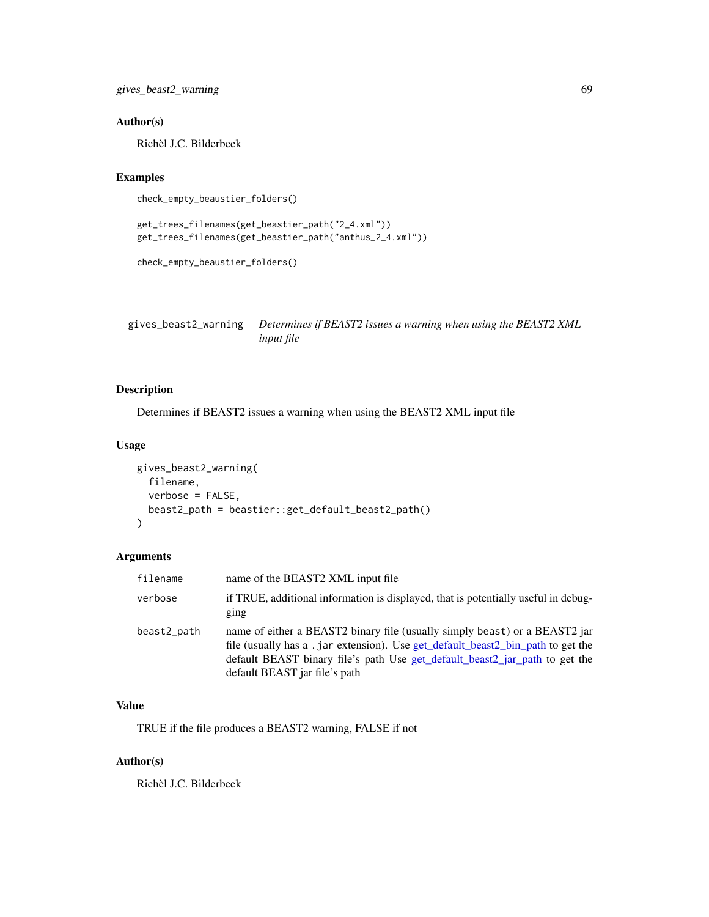### Author(s)

Richèl J.C. Bilderbeek

### Examples

```
check_empty_beaustier_folders()

get_trees_filenames(get_beastier_path("2_4.xml"))
get_trees_filenames(get_beastier_path("anthus_2_4.xml"))

check_empty_beaustier_folders()
```

---

## gives_beast2_warning *Determines if BEAST2 issues a warning when using the BEAST2 XML input file*

### Description

Determines if BEAST2 issues a warning when using the BEAST2 XML input file

### Usage

```
gives_beast2_warning(
  filename,
  verbose = FALSE,
  beast2_path = beastier::get_default_beast2_path()
)
```

### Arguments

| | |
|---|---|
| `filename` | name of the BEAST2 XML input file |
| `verbose` | if TRUE, additional information is displayed, that is potentially useful in debugging |
| `beast2_path` | name of either a BEAST2 binary file (usually simply `beast`) or a BEAST2 jar file (usually has a `.jar` extension). Use get_default_beast2_bin_path to get the default BEAST binary file's path Use get_default_beast2_jar_path to get the default BEAST jar file's path |

### Value

TRUE if the file produces a BEAST2 warning, FALSE if not

### Author(s)

Richèl J.C. Bilderbeek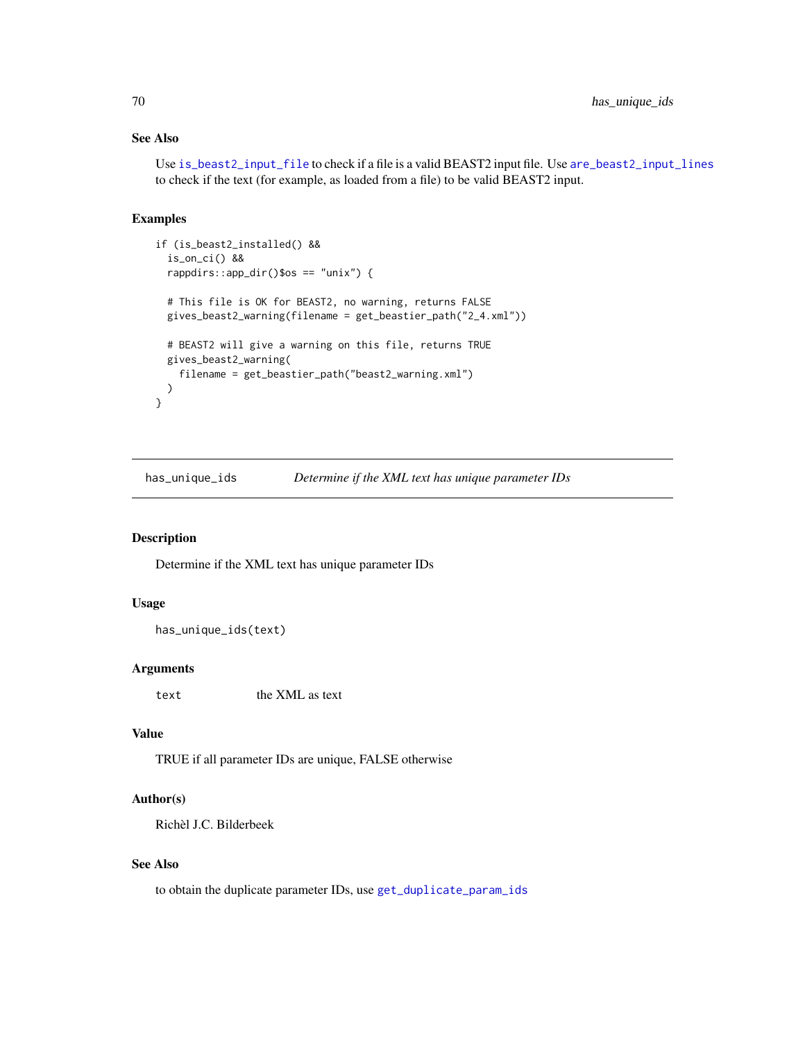### See Also

Use `is_beast2_input_file` to check if a file is a valid BEAST2 input file. Use `are_beast2_input_lines` to check if the text (for example, as loaded from a file) to be valid BEAST2 input.

### Examples

```
if (is_beast2_installed() &&
  is_on_ci() &&
  rappdirs::app_dir()$os == "unix") {

  # This file is OK for BEAST2, no warning, returns FALSE
  gives_beast2_warning(filename = get_beastier_path("2_4.xml"))

  # BEAST2 will give a warning on this file, returns TRUE
  gives_beast2_warning(
    filename = get_beastier_path("beast2_warning.xml")
  )
}
```

---

## has_unique_ids — *Determine if the XML text has unique parameter IDs*

### Description

Determine if the XML text has unique parameter IDs

### Usage

```
has_unique_ids(text)
```

### Arguments

| | |
|---|---|
| `text` | the XML as text |

### Value

TRUE if all parameter IDs are unique, FALSE otherwise

### Author(s)

Richèl J.C. Bilderbeek

### See Also

to obtain the duplicate parameter IDs, use `get_duplicate_param_ids`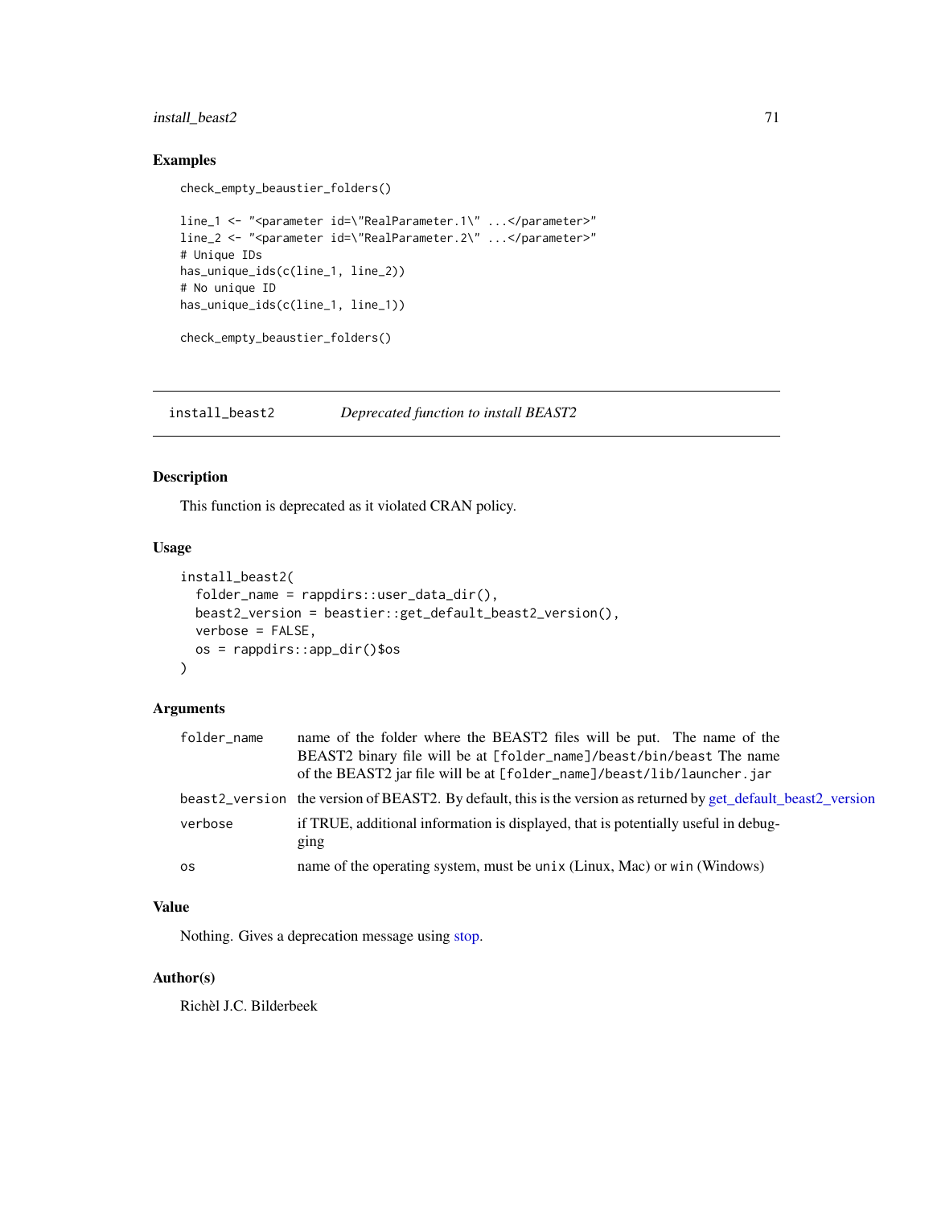## Examples

```
check_empty_beaustier_folders()

line_1 <- "<parameter id=\"RealParameter.1\" ...</parameter>"
line_2 <- "<parameter id=\"RealParameter.2\" ...</parameter>"
# Unique IDs
has_unique_ids(c(line_1, line_2))
# No unique ID
has_unique_ids(c(line_1, line_1))

check_empty_beaustier_folders()
```

---

# install_beast2 — *Deprecated function to install BEAST2*

## Description

This function is deprecated as it violated CRAN policy.

## Usage

```
install_beast2(
  folder_name = rappdirs::user_data_dir(),
  beast2_version = beastier::get_default_beast2_version(),
  verbose = FALSE,
  os = rappdirs::app_dir()$os
)
```

## Arguments

| | |
|---|---|
| `folder_name` | name of the folder where the BEAST2 files will be put. The name of the BEAST2 binary file will be at `[folder_name]/beast/bin/beast` The name of the BEAST2 jar file will be at `[folder_name]/beast/lib/launcher.jar` |
| `beast2_version` | the version of BEAST2. By default, this is the version as returned by get_default_beast2_version |
| `verbose` | if TRUE, additional information is displayed, that is potentially useful in debugging |
| `os` | name of the operating system, must be `unix` (Linux, Mac) or `win` (Windows) |

## Value

Nothing. Gives a deprecation message using stop.

## Author(s)

Richèl J.C. Bilderbeek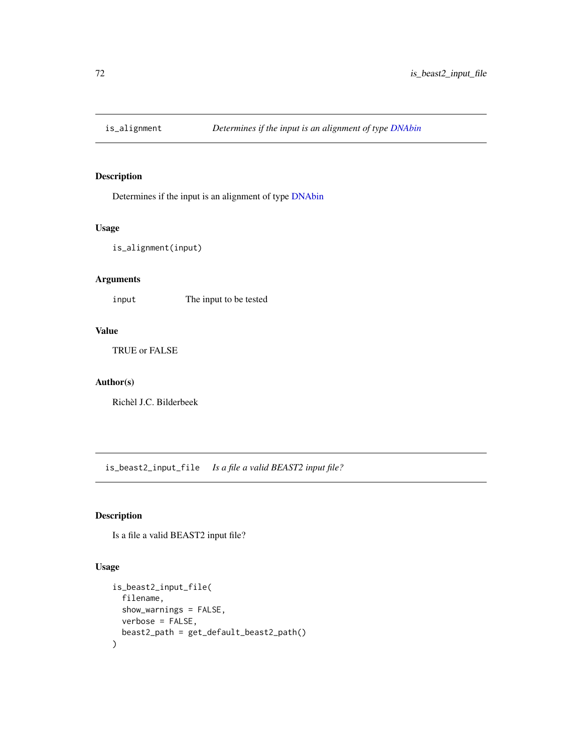## is_alignment — *Determines if the input is an alignment of type DNAbin*

### Description

Determines if the input is an alignment of type DNAbin

### Usage

```
is_alignment(input)
```

### Arguments

| | |
|---|---|
| input | The input to be tested |

### Value

TRUE or FALSE

### Author(s)

Richèl J.C. Bilderbeek

## is_beast2_input_file — *Is a file a valid BEAST2 input file?*

### Description

Is a file a valid BEAST2 input file?

### Usage

```
is_beast2_input_file(
  filename,
  show_warnings = FALSE,
  verbose = FALSE,
  beast2_path = get_default_beast2_path()
)
```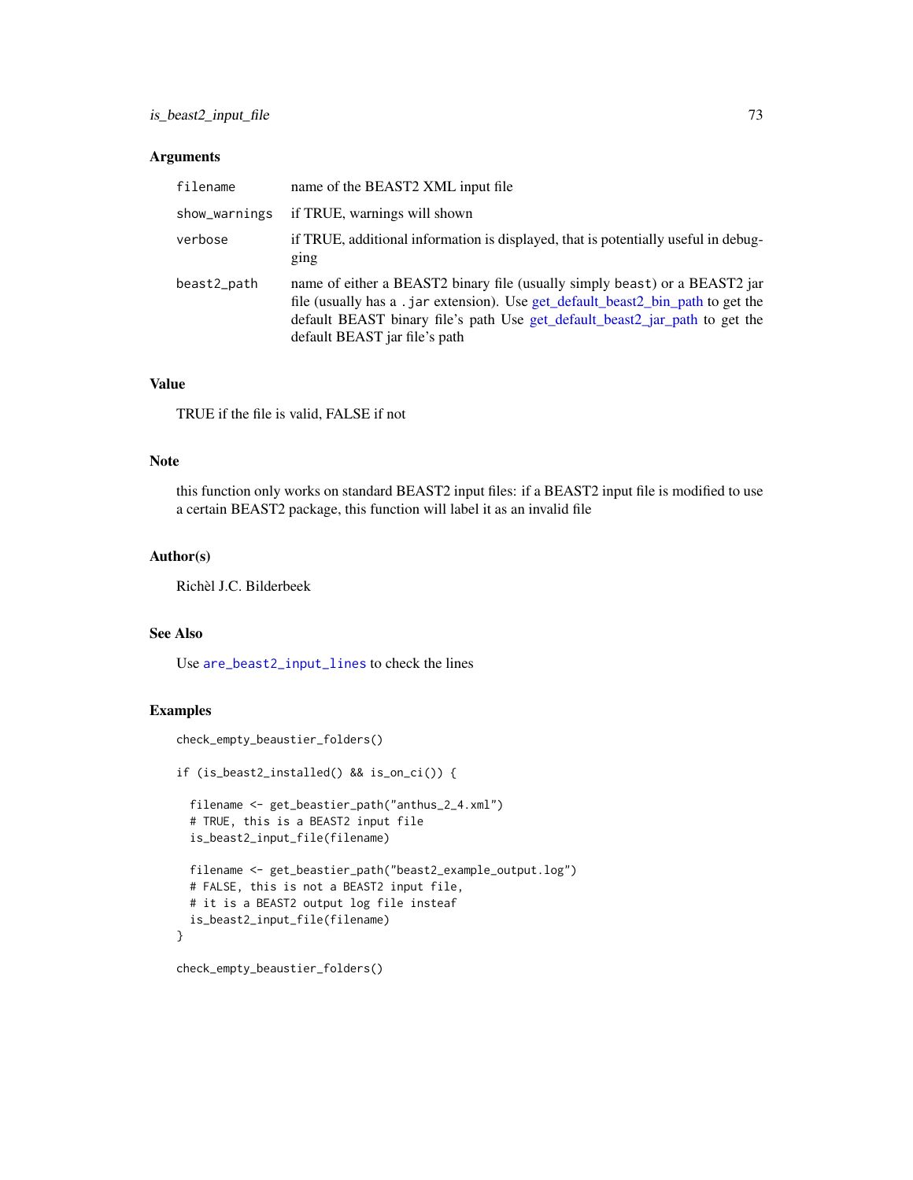## Arguments

| | |
|---|---|
| filename | name of the BEAST2 XML input file |
| show_warnings | if TRUE, warnings will shown |
| verbose | if TRUE, additional information is displayed, that is potentially useful in debugging |
| beast2_path | name of either a BEAST2 binary file (usually simply beast) or a BEAST2 jar file (usually has a .jar extension). Use get_default_beast2_bin_path to get the default BEAST binary file's path Use get_default_beast2_jar_path to get the default BEAST jar file's path |

## Value

TRUE if the file is valid, FALSE if not

## Note

this function only works on standard BEAST2 input files: if a BEAST2 input file is modified to use a certain BEAST2 package, this function will label it as an invalid file

## Author(s)

Richèl J.C. Bilderbeek

## See Also

Use are_beast2_input_lines to check the lines

## Examples

```
check_empty_beaustier_folders()

if (is_beast2_installed() && is_on_ci()) {

  filename <- get_beastier_path("anthus_2_4.xml")
  # TRUE, this is a BEAST2 input file
  is_beast2_input_file(filename)

  filename <- get_beastier_path("beast2_example_output.log")
  # FALSE, this is not a BEAST2 input file,
  # it is a BEAST2 output log file insteaf
  is_beast2_input_file(filename)
}

check_empty_beaustier_folders()
```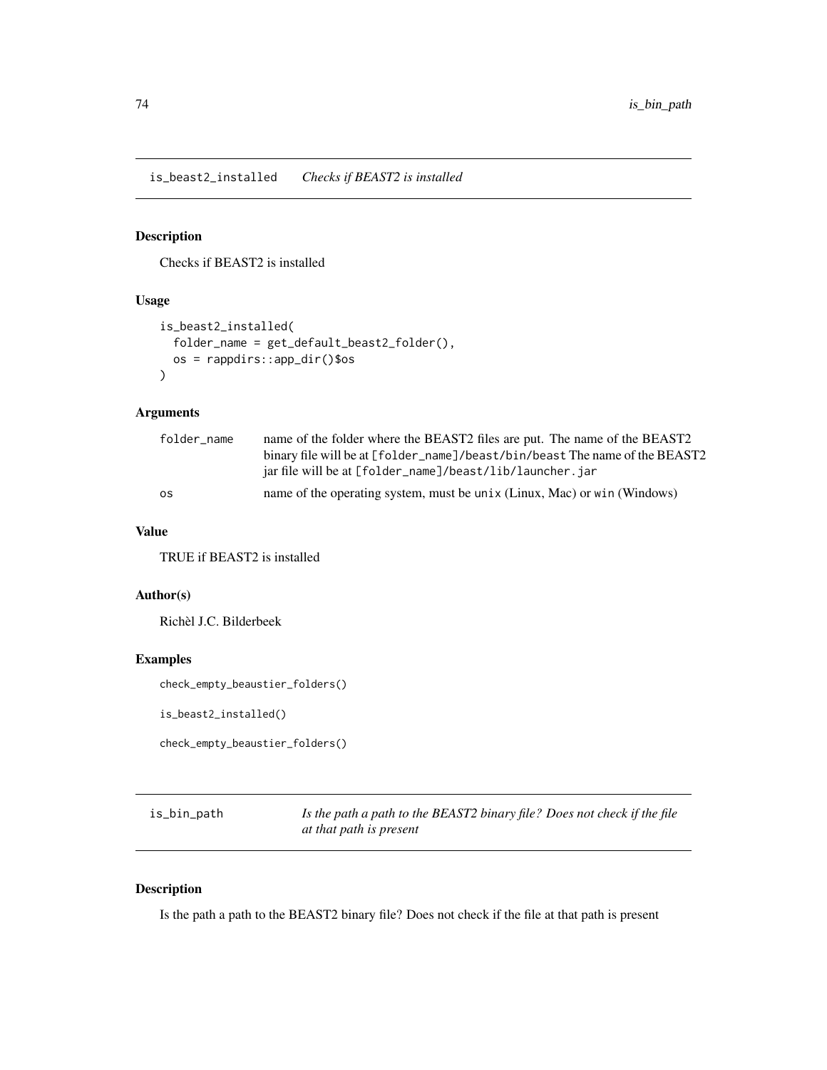## is_beast2_installed *Checks if BEAST2 is installed*

### Description

Checks if BEAST2 is installed

### Usage

```
is_beast2_installed(
  folder_name = get_default_beast2_folder(),
  os = rappdirs::app_dir()$os
)
```

### Arguments

| | |
|---|---|
| folder_name | name of the folder where the BEAST2 files are put. The name of the BEAST2 binary file will be at `[folder_name]/beast/bin/beast` The name of the BEAST2 jar file will be at `[folder_name]/beast/lib/launcher.jar` |
| os | name of the operating system, must be `unix` (Linux, Mac) or `win` (Windows) |

### Value

TRUE if BEAST2 is installed

### Author(s)

Richèl J.C. Bilderbeek

### Examples

```
check_empty_beaustier_folders()

is_beast2_installed()

check_empty_beaustier_folders()
```

## is_bin_path *Is the path a path to the BEAST2 binary file? Does not check if the file at that path is present*

### Description

Is the path a path to the BEAST2 binary file? Does not check if the file at that path is present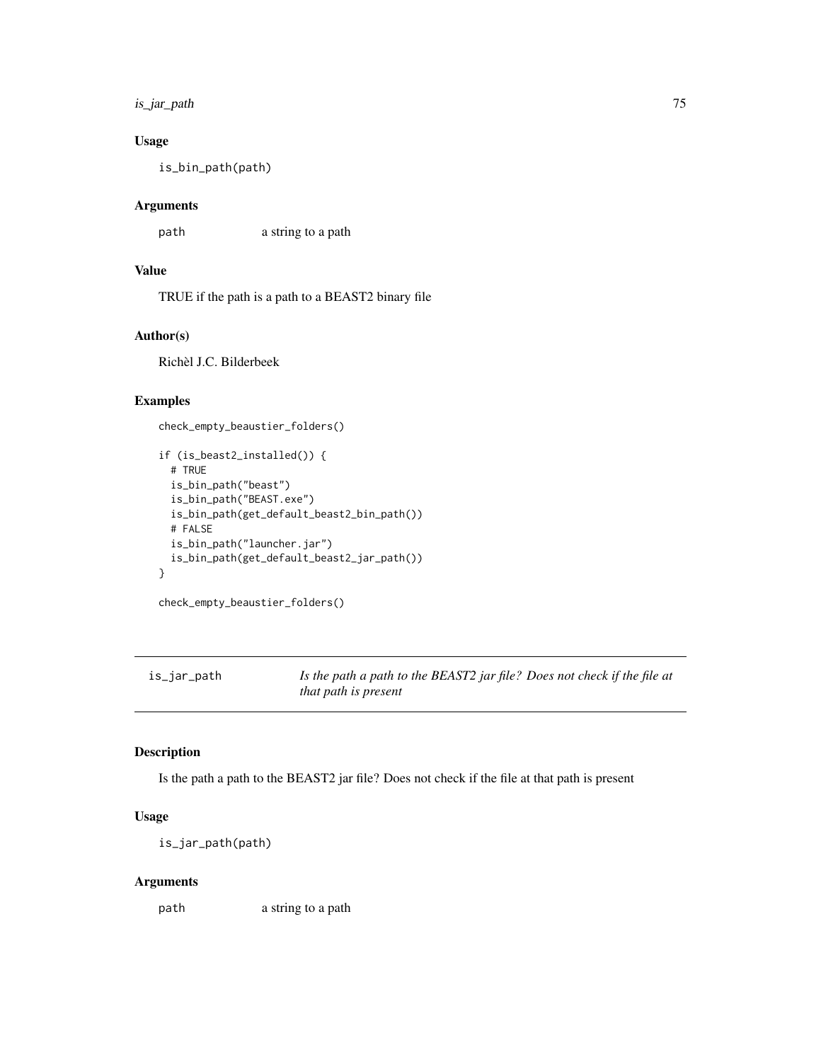### Usage

```
is_bin_path(path)
```

### Arguments

path a string to a path

### Value

TRUE if the path is a path to a BEAST2 binary file

### Author(s)

Richèl J.C. Bilderbeek

### Examples

```
check_empty_beaustier_folders()

if (is_beast2_installed()) {
  # TRUE
  is_bin_path("beast")
  is_bin_path("BEAST.exe")
  is_bin_path(get_default_beast2_bin_path())
  # FALSE
  is_bin_path("launcher.jar")
  is_bin_path(get_default_beast2_jar_path())
}

check_empty_beaustier_folders()
```

---

## is_jar_path *Is the path a path to the BEAST2 jar file? Does not check if the file at that path is present*

### Description

Is the path a path to the BEAST2 jar file? Does not check if the file at that path is present

### Usage

```
is_jar_path(path)
```

### Arguments

path a string to a path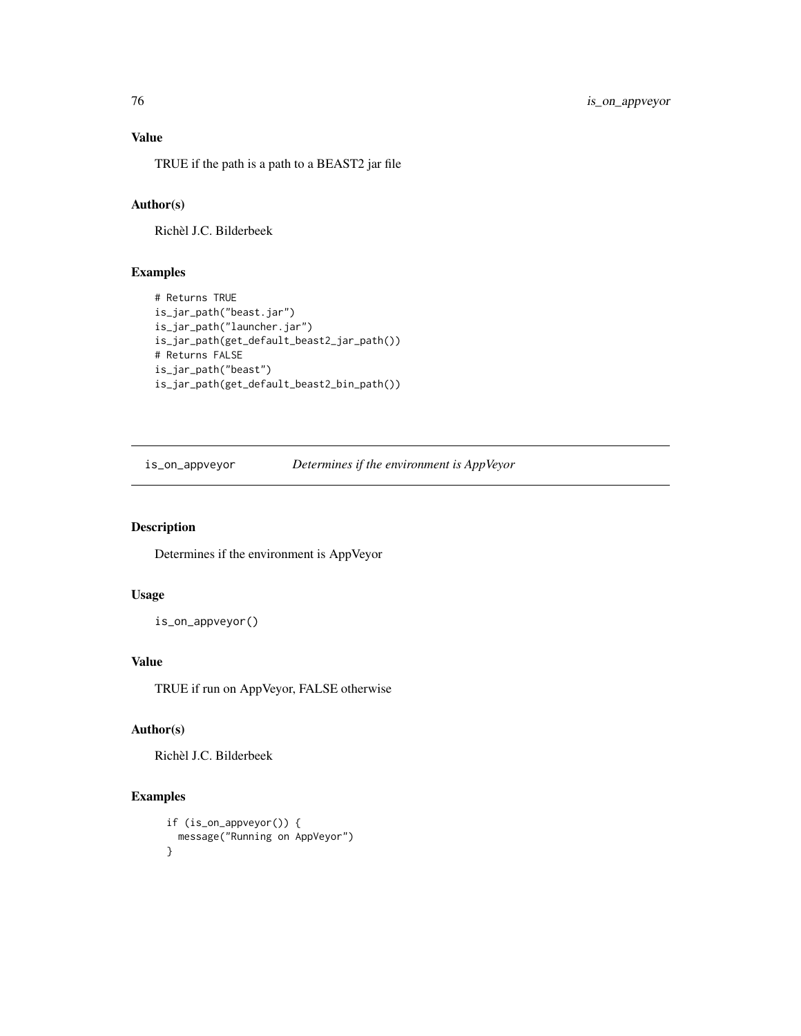### Value

TRUE if the path is a path to a BEAST2 jar file

### Author(s)

Richèl J.C. Bilderbeek

### Examples

```
# Returns TRUE
is_jar_path("beast.jar")
is_jar_path("launcher.jar")
is_jar_path(get_default_beast2_jar_path())
# Returns FALSE
is_jar_path("beast")
is_jar_path(get_default_beast2_bin_path())
```

---

## is_on_appveyor — *Determines if the environment is AppVeyor*

### Description

Determines if the environment is AppVeyor

### Usage

```
is_on_appveyor()
```

### Value

TRUE if run on AppVeyor, FALSE otherwise

### Author(s)

Richèl J.C. Bilderbeek

### Examples

```
if (is_on_appveyor()) {
  message("Running on AppVeyor")
}
```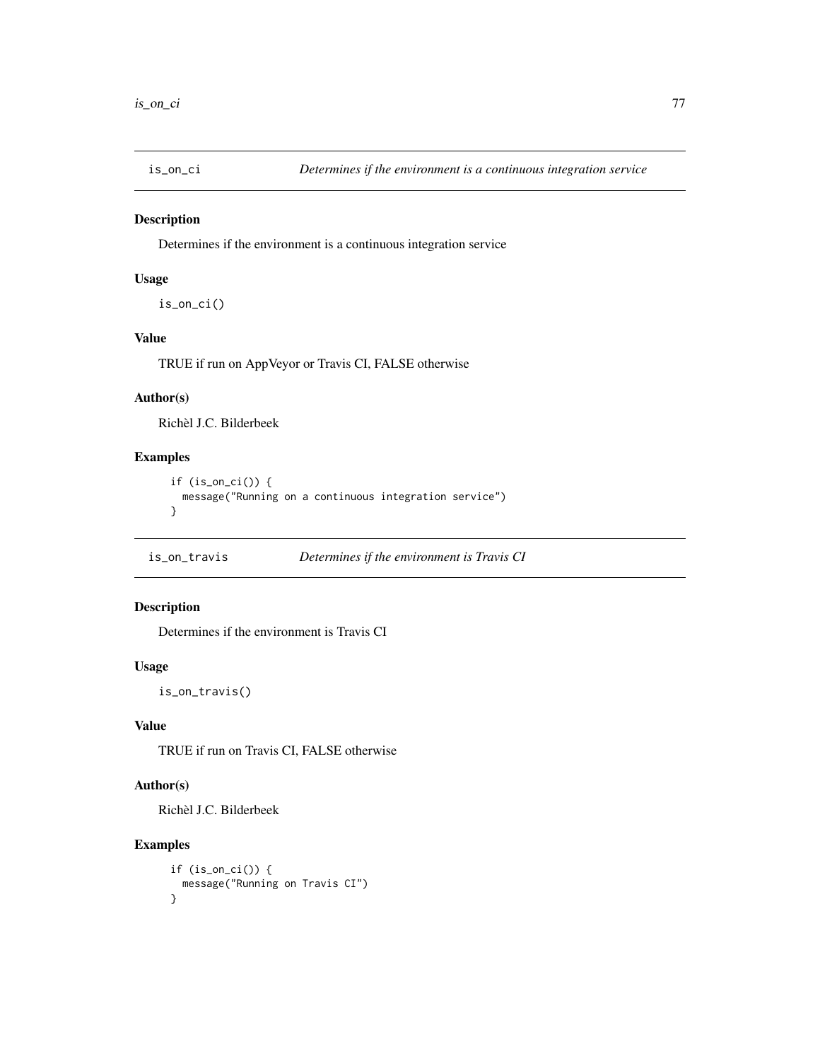## is_on_ci — *Determines if the environment is a continuous integration service*

### Description

Determines if the environment is a continuous integration service

### Usage

```
is_on_ci()
```

### Value

TRUE if run on AppVeyor or Travis CI, FALSE otherwise

### Author(s)

Richèl J.C. Bilderbeek

### Examples

```
if (is_on_ci()) {
  message("Running on a continuous integration service")
}
```

## is_on_travis — *Determines if the environment is Travis CI*

### Description

Determines if the environment is Travis CI

### Usage

```
is_on_travis()
```

### Value

TRUE if run on Travis CI, FALSE otherwise

### Author(s)

Richèl J.C. Bilderbeek

### Examples

```
if (is_on_ci()) {
  message("Running on Travis CI")
}
```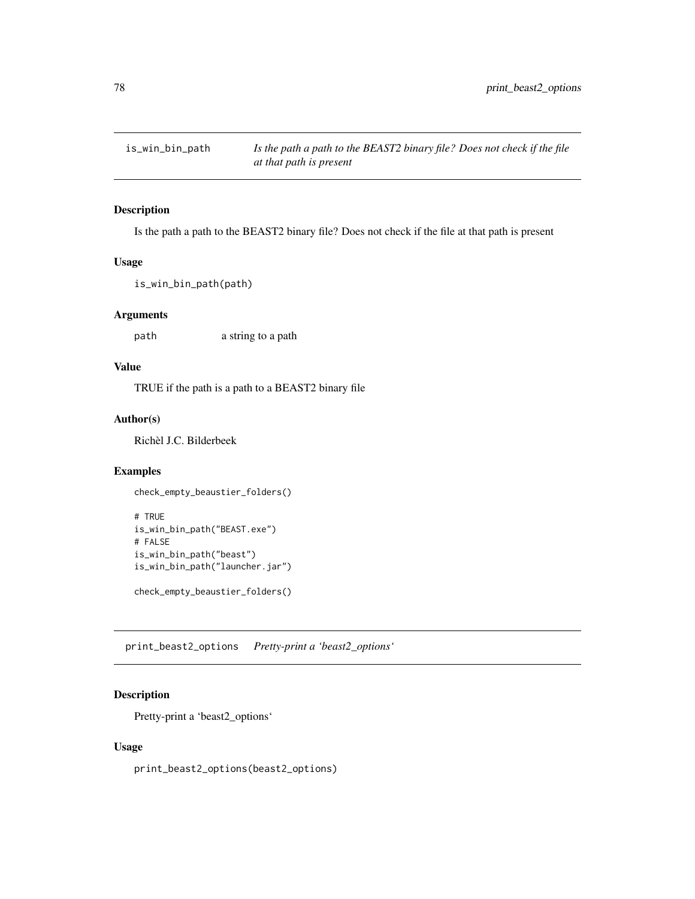## is_win_bin_path — *Is the path a path to the BEAST2 binary file? Does not check if the file at that path is present*

### Description

Is the path a path to the BEAST2 binary file? Does not check if the file at that path is present

### Usage

```
is_win_bin_path(path)
```

### Arguments

| | |
|---|---|
| path | a string to a path |

### Value

TRUE if the path is a path to a BEAST2 binary file

### Author(s)

Richèl J.C. Bilderbeek

### Examples

```
check_empty_beaustier_folders()

# TRUE
is_win_bin_path("BEAST.exe")
# FALSE
is_win_bin_path("beast")
is_win_bin_path("launcher.jar")

check_empty_beaustier_folders()
```

## print_beast2_options — *Pretty-print a 'beast2_options'*

### Description

Pretty-print a 'beast2_options'

### Usage

```
print_beast2_options(beast2_options)
```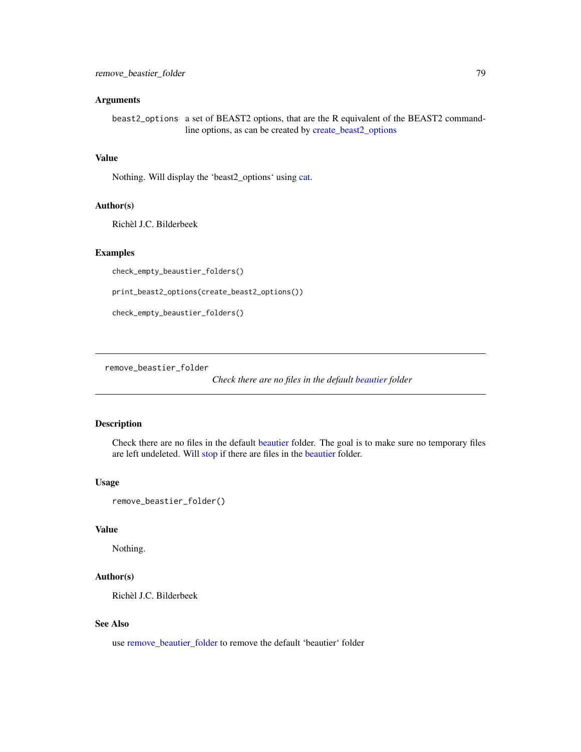### Arguments

beast2_options — a set of BEAST2 options, that are the R equivalent of the BEAST2 command-line options, as can be created by create_beast2_options

### Value

Nothing. Will display the 'beast2_options' using cat.

### Author(s)

Richèl J.C. Bilderbeek

### Examples

```
check_empty_beaustier_folders()

print_beast2_options(create_beast2_options())

check_empty_beaustier_folders()
```

---

## remove_beastier_folder

*Check there are no files in the default beautier folder*

---

### Description

Check there are no files in the default beautier folder. The goal is to make sure no temporary files are left undeleted. Will stop if there are files in the beautier folder.

### Usage

```
remove_beastier_folder()
```

### Value

Nothing.

### Author(s)

Richèl J.C. Bilderbeek

### See Also

use remove_beautier_folder to remove the default 'beautier' folder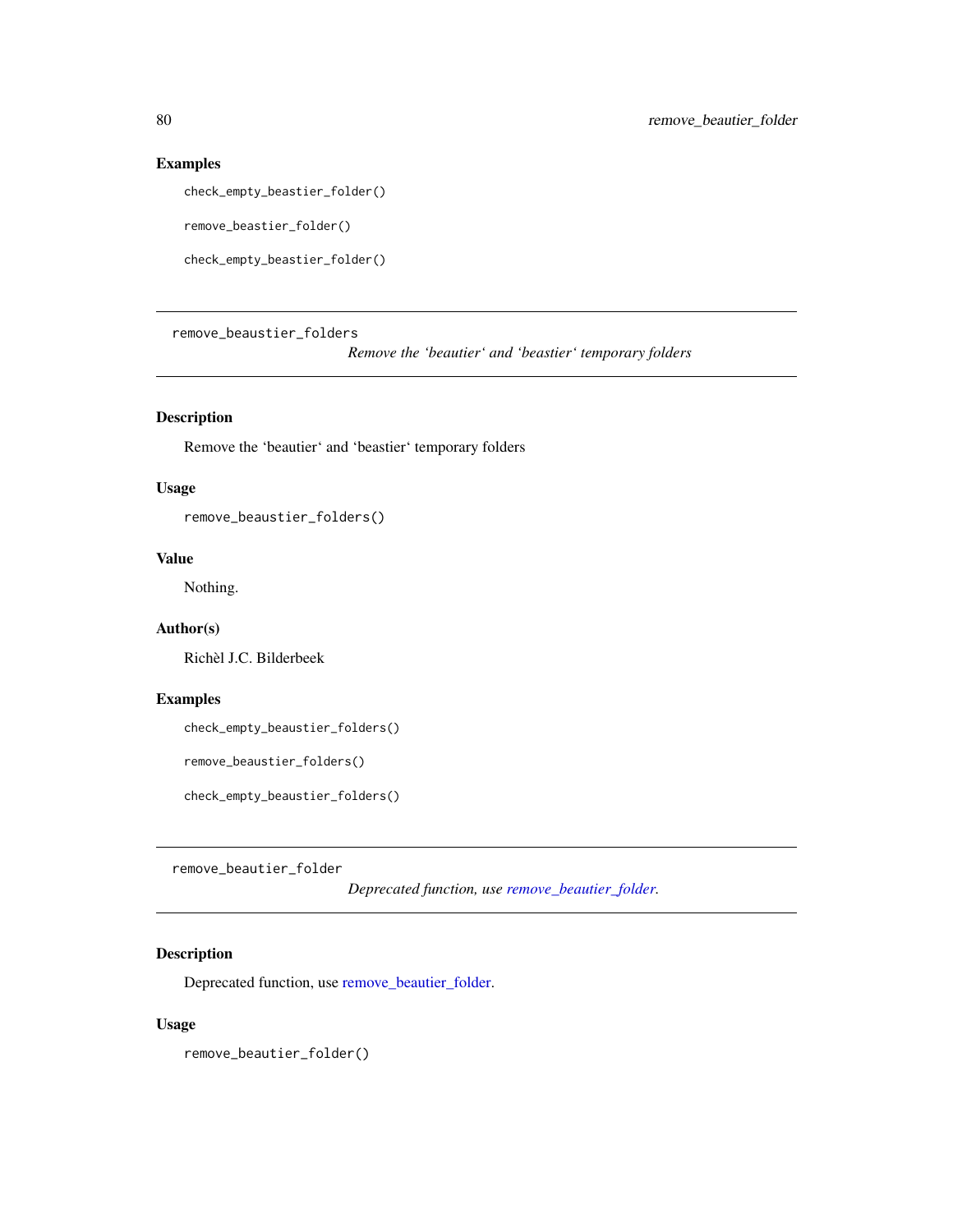## Examples

```
check_empty_beastier_folder()

remove_beastier_folder()

check_empty_beastier_folder()
```

---

## remove_beaustier_folders

*Remove the 'beautier' and 'beastier' temporary folders*

### Description

Remove the 'beautier' and 'beastier' temporary folders

### Usage

```
remove_beaustier_folders()
```

### Value

Nothing.

### Author(s)

Richèl J.C. Bilderbeek

### Examples

```
check_empty_beaustier_folders()

remove_beaustier_folders()

check_empty_beaustier_folders()
```

---

## remove_beautier_folder

*Deprecated function, use remove_beautier_folder.*

### Description

Deprecated function, use remove_beautier_folder.

### Usage

```
remove_beautier_folder()
```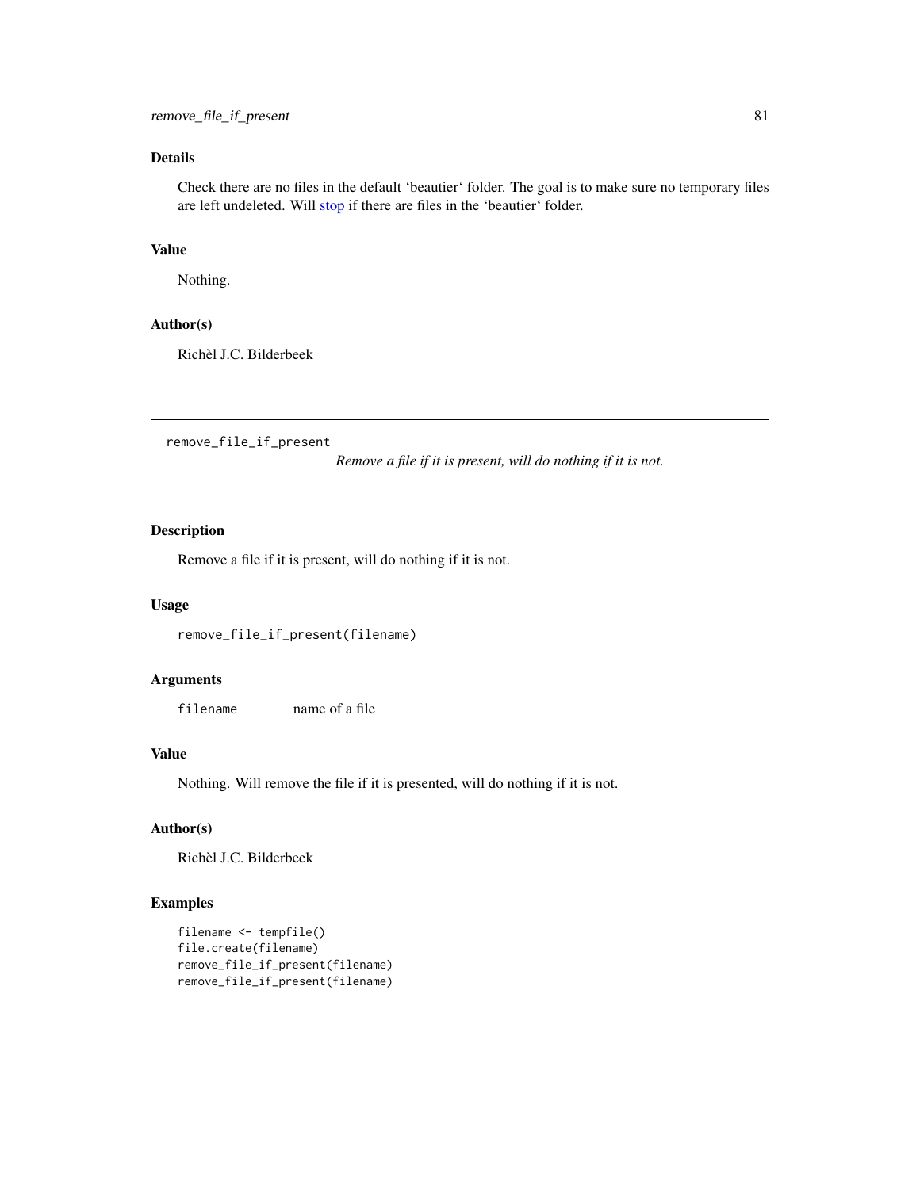## Details

Check there are no files in the default 'beautier' folder. The goal is to make sure no temporary files are left undeleted. Will stop if there are files in the 'beautier' folder.

## Value

Nothing.

## Author(s)

Richèl J.C. Bilderbeek

---

# remove_file_if_present

*Remove a file if it is present, will do nothing if it is not.*

---

## Description

Remove a file if it is present, will do nothing if it is not.

## Usage

```
remove_file_if_present(filename)
```

## Arguments

| | |
|---|---|
| filename | name of a file |

## Value

Nothing. Will remove the file if it is presented, will do nothing if it is not.

## Author(s)

Richèl J.C. Bilderbeek

## Examples

```
filename <- tempfile()
file.create(filename)
remove_file_if_present(filename)
remove_file_if_present(filename)
```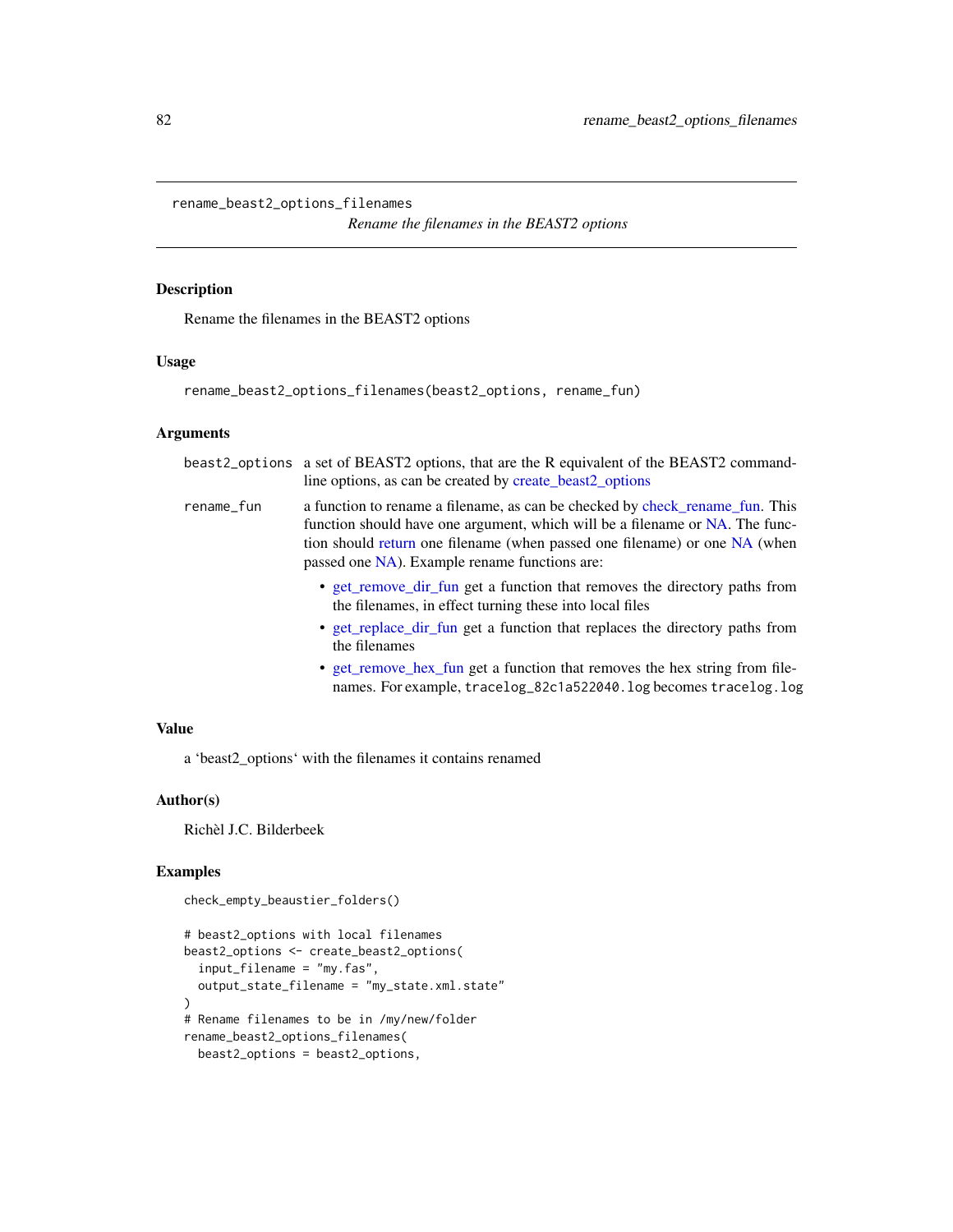rename_beast2_options_filenames

*Rename the filenames in the BEAST2 options*

## Description

Rename the filenames in the BEAST2 options

## Usage

```
rename_beast2_options_filenames(beast2_options, rename_fun)
```

## Arguments

| | |
|---|---|
| beast2_options | a set of BEAST2 options, that are the R equivalent of the BEAST2 command-line options, as can be created by create_beast2_options |
| rename_fun | a function to rename a filename, as can be checked by check_rename_fun. This function should have one argument, which will be a filename or NA. The function should return one filename (when passed one filename) or one NA (when passed one NA). Example rename functions are: • get_remove_dir_fun get a function that removes the directory paths from the filenames, in effect turning these into local files • get_replace_dir_fun get a function that replaces the directory paths from the filenames • get_remove_hex_fun get a function that removes the hex string from filenames. For example, `tracelog_82c1a522040.log` becomes `tracelog.log` |

## Value

a 'beast2_options' with the filenames it contains renamed

## Author(s)

Richèl J.C. Bilderbeek

## Examples

```
check_empty_beaustier_folders()

# beast2_options with local filenames
beast2_options <- create_beast2_options(
  input_filename = "my.fas",
  output_state_filename = "my_state.xml.state"
)
# Rename filenames to be in /my/new/folder
rename_beast2_options_filenames(
  beast2_options = beast2_options,
```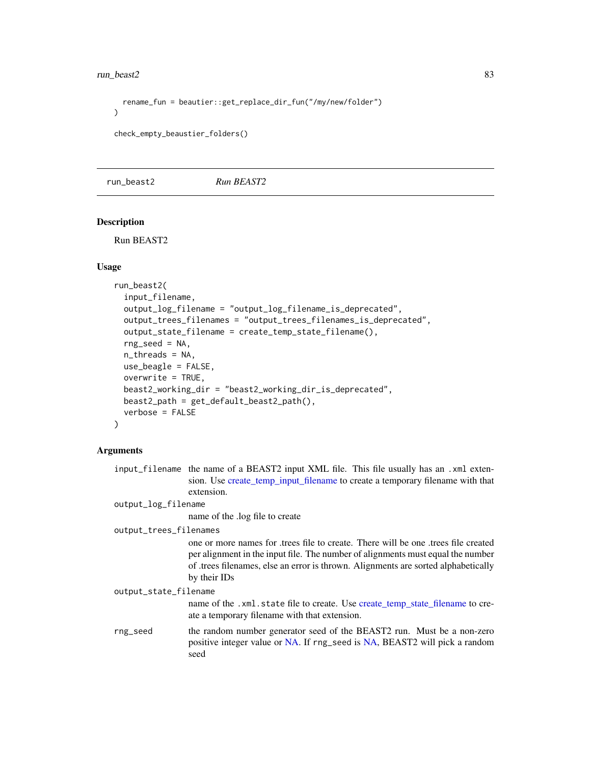```
  rename_fun = beautier::get_replace_dir_fun("/my/new/folder")
)

check_empty_beaustier_folders()
```

## run_beast2 — *Run BEAST2*

### Description

Run BEAST2

### Usage

```
run_beast2(
  input_filename,
  output_log_filename = "output_log_filename_is_deprecated",
  output_trees_filenames = "output_trees_filenames_is_deprecated",
  output_state_filename = create_temp_state_filename(),
  rng_seed = NA,
  n_threads = NA,
  use_beagle = FALSE,
  overwrite = TRUE,
  beast2_working_dir = "beast2_working_dir_is_deprecated",
  beast2_path = get_default_beast2_path(),
  verbose = FALSE
)
```

### Arguments

- `input_filename` — the name of a BEAST2 input XML file. This file usually has an `.xml` extension. Use create_temp_input_filename to create a temporary filename with that extension.
- `output_log_filename` — name of the .log file to create
- `output_trees_filenames` — one or more names for .trees file to create. There will be one .trees file created per alignment in the input file. The number of alignments must equal the number of .trees filenames, else an error is thrown. Alignments are sorted alphabetically by their IDs
- `output_state_filename` — name of the `.xml.state` file to create. Use create_temp_state_filename to create a temporary filename with that extension.
- `rng_seed` — the random number generator seed of the BEAST2 run. Must be a non-zero positive integer value or NA. If `rng_seed` is NA, BEAST2 will pick a random seed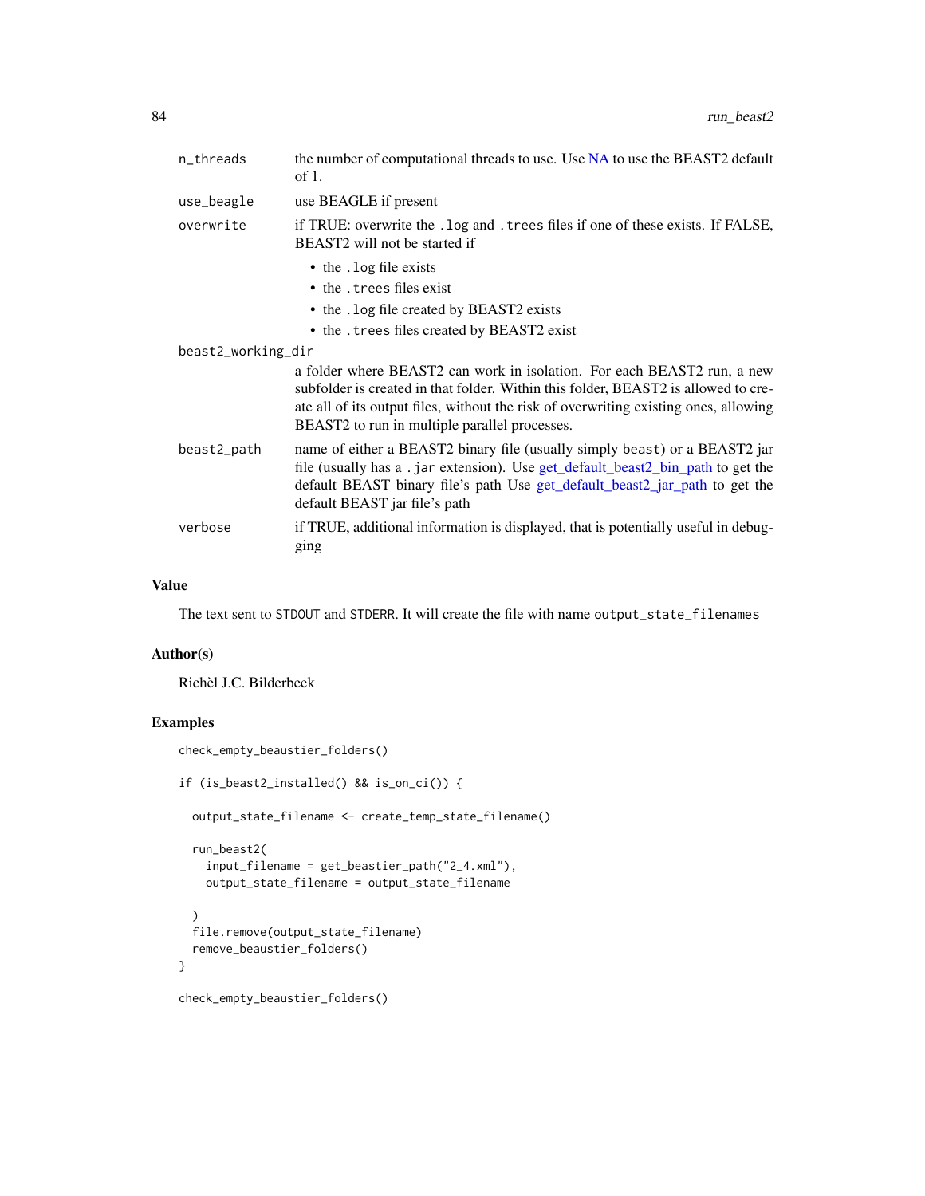n_threads
: the number of computational threads to use. Use NA to use the BEAST2 default of 1.

use_beagle
: use BEAGLE if present

overwrite
: if TRUE: overwrite the `.log` and `.trees` files if one of these exists. If FALSE, BEAST2 will not be started if
  - the `.log` file exists
  - the `.trees` files exist
  - the `.log` file created by BEAST2 exists
  - the `.trees` files created by BEAST2 exist

beast2_working_dir
: a folder where BEAST2 can work in isolation. For each BEAST2 run, a new subfolder is created in that folder. Within this folder, BEAST2 is allowed to create all of its output files, without the risk of overwriting existing ones, allowing BEAST2 to run in multiple parallel processes.

beast2_path
: name of either a BEAST2 binary file (usually simply `beast`) or a BEAST2 jar file (usually has a `.jar` extension). Use get_default_beast2_bin_path to get the default BEAST binary file's path Use get_default_beast2_jar_path to get the default BEAST jar file's path

verbose
: if TRUE, additional information is displayed, that is potentially useful in debugging

## Value

The text sent to `STDOUT` and `STDERR`. It will create the file with name `output_state_filenames`

## Author(s)

Richèl J.C. Bilderbeek

## Examples

```
check_empty_beaustier_folders()

if (is_beast2_installed() && is_on_ci()) {

  output_state_filename <- create_temp_state_filename()

  run_beast2(
    input_filename = get_beastier_path("2_4.xml"),
    output_state_filename = output_state_filename

  )
  file.remove(output_state_filename)
  remove_beaustier_folders()
}

check_empty_beaustier_folders()
```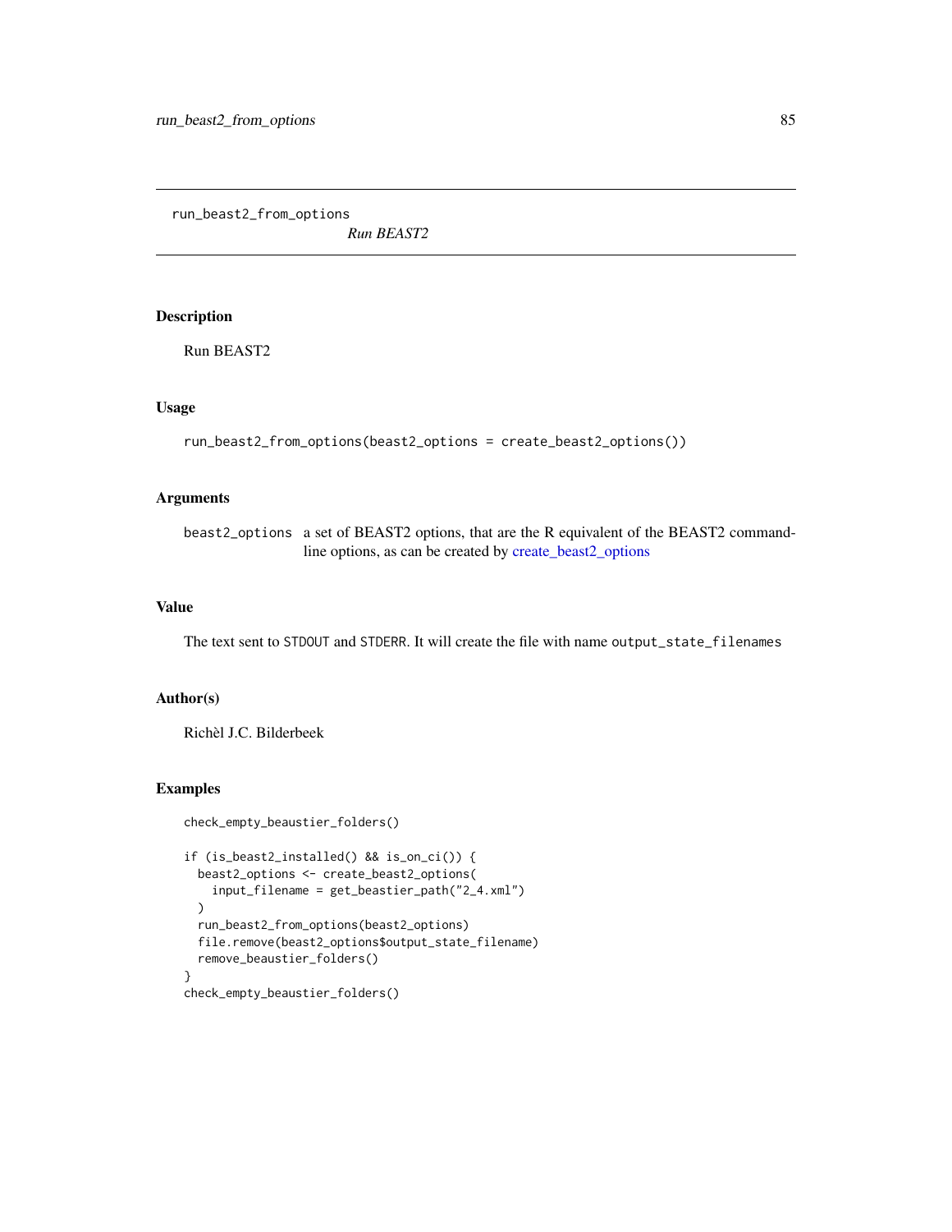run_beast2_from_options

*Run BEAST2*

## Description

Run BEAST2

## Usage

```
run_beast2_from_options(beast2_options = create_beast2_options())
```

## Arguments

| | |
|---|---|
| beast2_options | a set of BEAST2 options, that are the R equivalent of the BEAST2 command-line options, as can be created by create_beast2_options |

## Value

The text sent to STDOUT and STDERR. It will create the file with name output_state_filenames

## Author(s)

Richèl J.C. Bilderbeek

## Examples

```
check_empty_beaustier_folders()

if (is_beast2_installed() && is_on_ci()) {
  beast2_options <- create_beast2_options(
    input_filename = get_beastier_path("2_4.xml")
  )
  run_beast2_from_options(beast2_options)
  file.remove(beast2_options$output_state_filename)
  remove_beaustier_folders()
}
check_empty_beaustier_folders()
```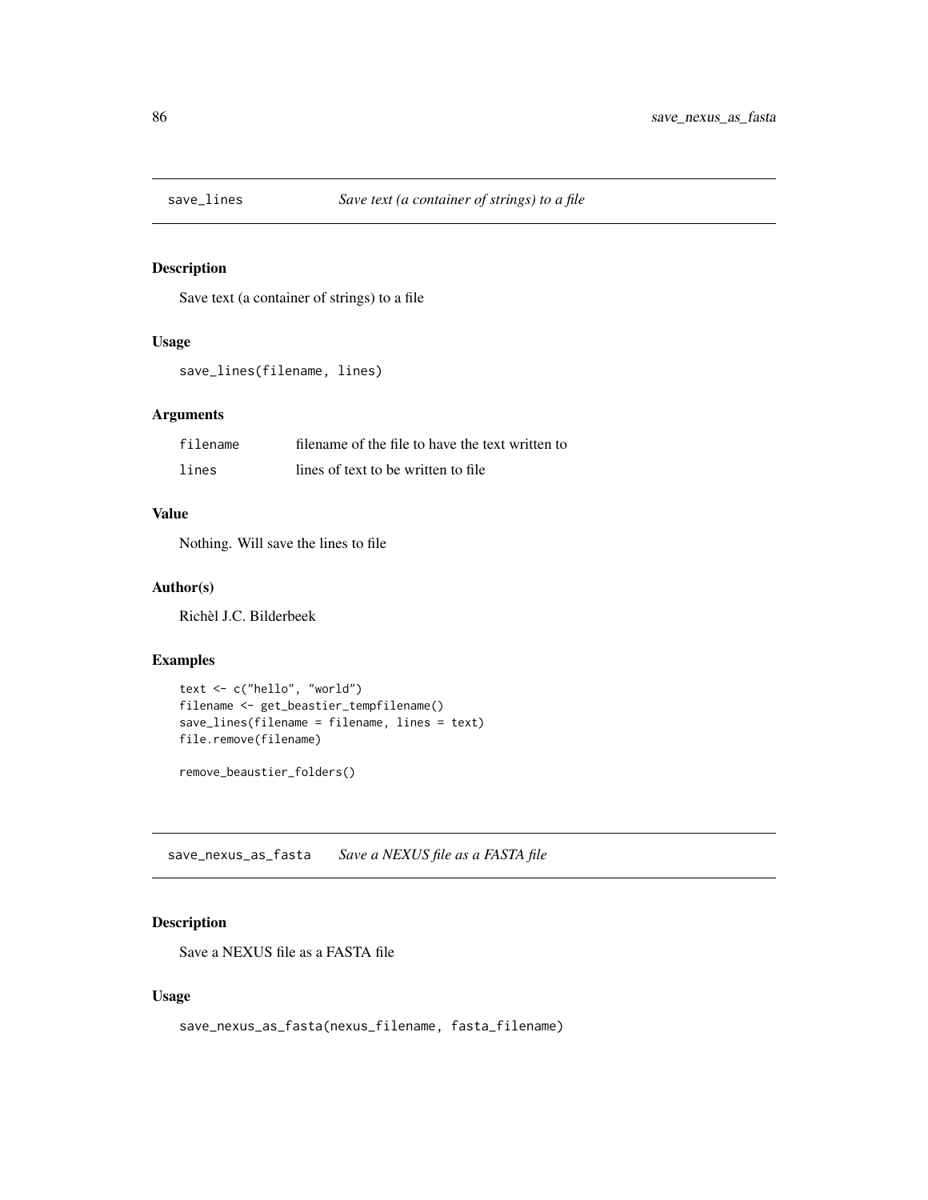## save_lines *Save text (a container of strings) to a file*

### Description

Save text (a container of strings) to a file

### Usage

```
save_lines(filename, lines)
```

### Arguments

| | |
|---|---|
| filename | filename of the file to have the text written to |
| lines | lines of text to be written to file |

### Value

Nothing. Will save the lines to file

### Author(s)

Richèl J.C. Bilderbeek

### Examples

```
text <- c("hello", "world")
filename <- get_beastier_tempfilename()
save_lines(filename = filename, lines = text)
file.remove(filename)

remove_beaustier_folders()
```

## save_nexus_as_fasta *Save a NEXUS file as a FASTA file*

### Description

Save a NEXUS file as a FASTA file

### Usage

```
save_nexus_as_fasta(nexus_filename, fasta_filename)
```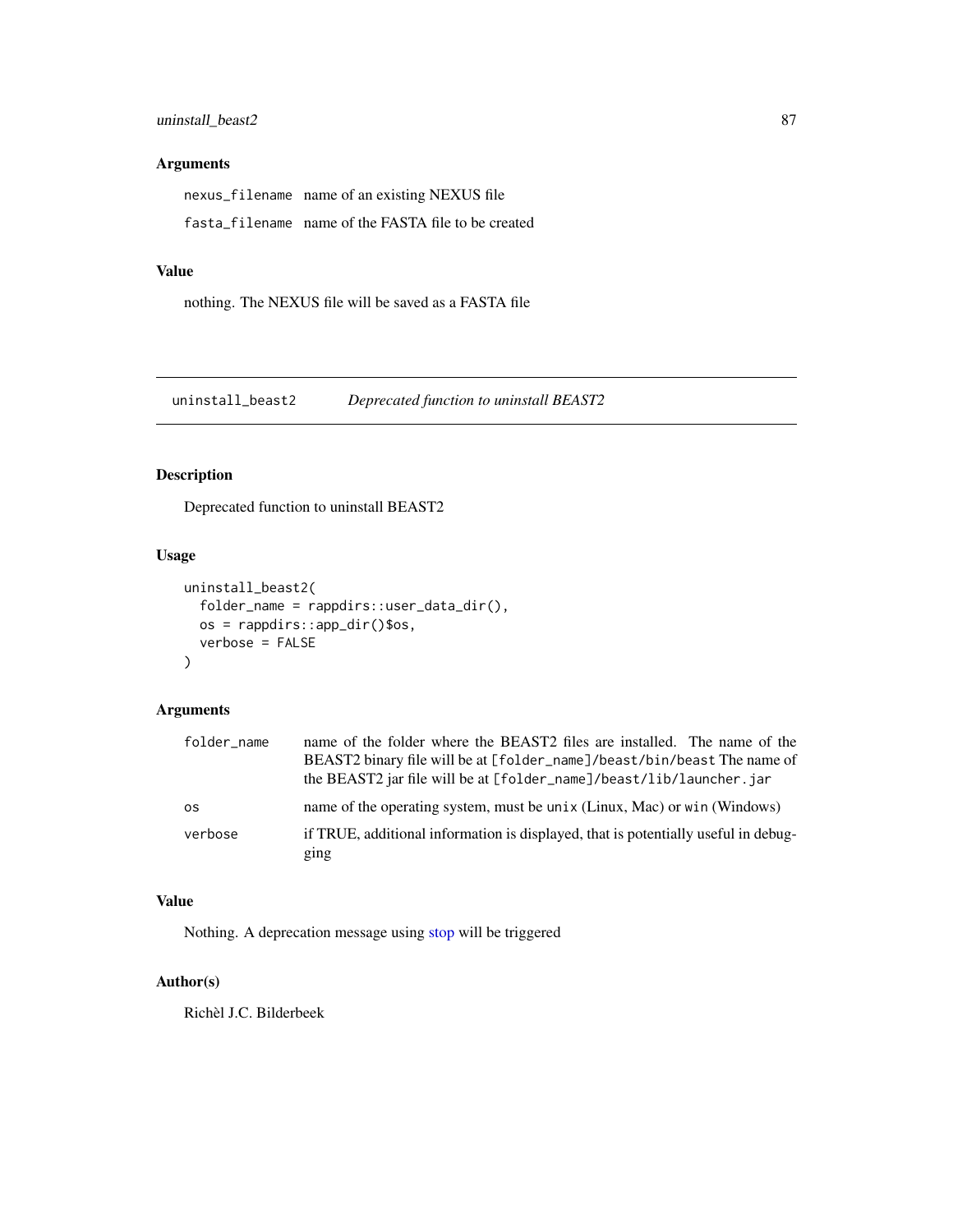### Arguments

| | |
|---|---|
| `nexus_filename` | name of an existing NEXUS file |
| `fasta_filename` | name of the FASTA file to be created |

### Value

nothing. The NEXUS file will be saved as a FASTA file

---

## `uninstall_beast2` *Deprecated function to uninstall BEAST2*

---

### Description

Deprecated function to uninstall BEAST2

### Usage

```
uninstall_beast2(
  folder_name = rappdirs::user_data_dir(),
  os = rappdirs::app_dir()$os,
  verbose = FALSE
)
```

### Arguments

| | |
|---|---|
| `folder_name` | name of the folder where the BEAST2 files are installed. The name of the BEAST2 binary file will be at `[folder_name]/beast/bin/beast` The name of the BEAST2 jar file will be at `[folder_name]/beast/lib/launcher.jar` |
| `os` | name of the operating system, must be `unix` (Linux, Mac) or `win` (Windows) |
| `verbose` | if TRUE, additional information is displayed, that is potentially useful in debugging |

### Value

Nothing. A deprecation message using stop will be triggered

### Author(s)

Richèl J.C. Bilderbeek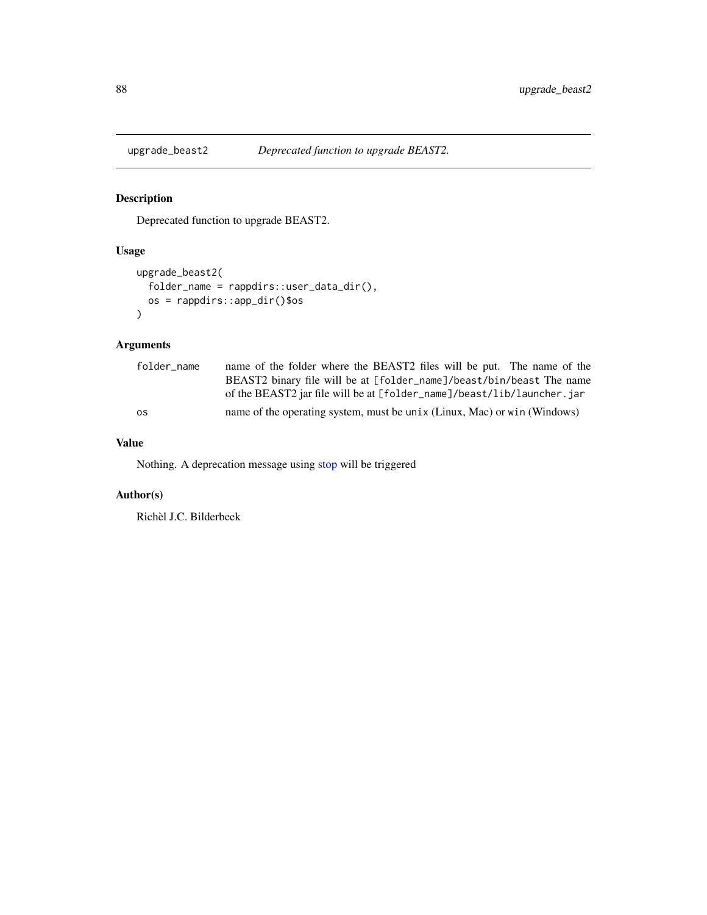upgrade_beast2 *Deprecated function to upgrade BEAST2.*

## Description

Deprecated function to upgrade BEAST2.

## Usage

```
upgrade_beast2(
  folder_name = rappdirs::user_data_dir(),
  os = rappdirs::app_dir()$os
)
```

## Arguments

| | |
|---|---|
| folder_name | name of the folder where the BEAST2 files will be put. The name of the BEAST2 binary file will be at `[folder_name]/beast/bin/beast` The name of the BEAST2 jar file will be at `[folder_name]/beast/lib/launcher.jar` |
| os | name of the operating system, must be `unix` (Linux, Mac) or `win` (Windows) |

## Value

Nothing. A deprecation message using stop will be triggered

## Author(s)

Richèl J.C. Bilderbeek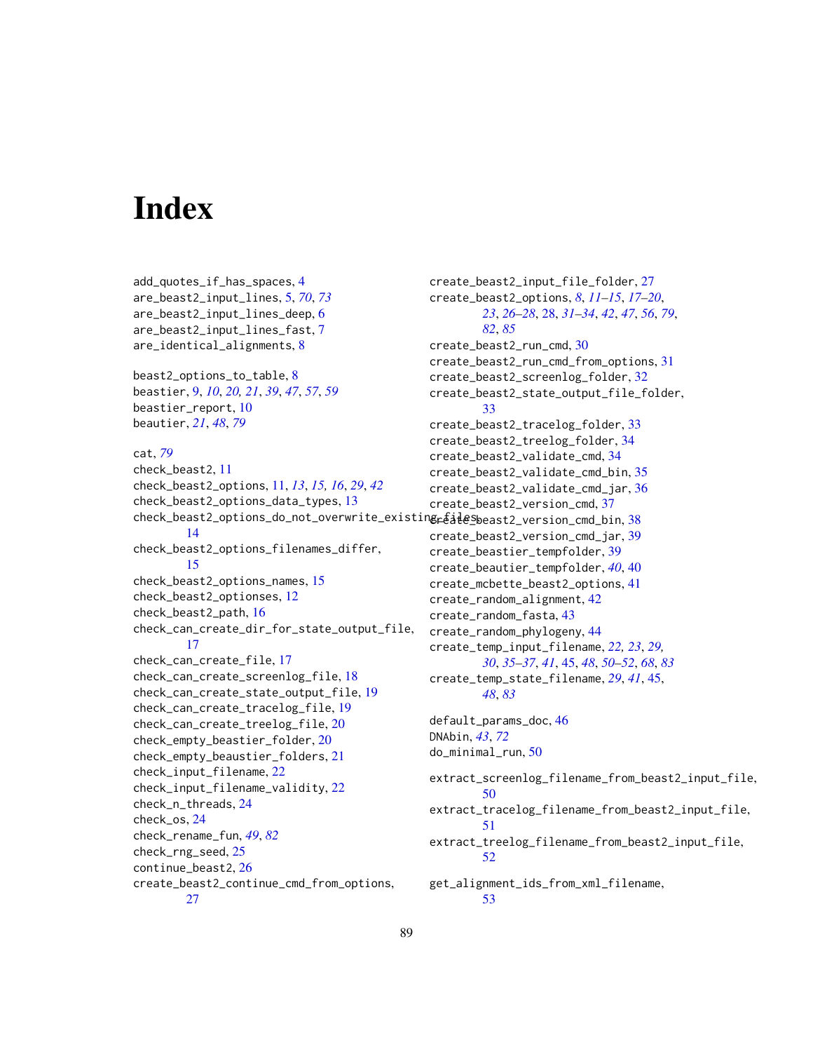# Index

add_quotes_if_has_spaces, 4
are_beast2_input_lines, 5, *70*, *73*
are_beast2_input_lines_deep, 6
are_beast2_input_lines_fast, 7
are_identical_alignments, 8

beast2_options_to_table, 8
beastier, 9, *10*, *20, 21*, *39*, *47*, *57*, *59*
beastier_report, 10
beautier, *21*, *48*, *79*

cat, *79*
check_beast2, 11
check_beast2_options, 11, *13*, *15, 16*, *29*, *42*
check_beast2_options_data_types, 13
check_beast2_options_do_not_overwrite_existing_files, 14
check_beast2_options_filenames_differ, 15
check_beast2_options_names, 15
check_beast2_optionses, 12
check_beast2_path, 16
check_can_create_dir_for_state_output_file, 17
check_can_create_file, 17
check_can_create_screenlog_file, 18
check_can_create_state_output_file, 19
check_can_create_tracelog_file, 19
check_can_create_treelog_file, 20
check_empty_beastier_folder, 20
check_empty_beaustier_folders, 21
check_input_filename, 22
check_input_filename_validity, 22
check_n_threads, 24
check_os, 24
check_rename_fun, *49*, *82*
check_rng_seed, 25
continue_beast2, 26
create_beast2_continue_cmd_from_options, 27
create_beast2_input_file_folder, 27
create_beast2_options, *8*, *11–15*, *17–20*, *23*, *26–28*, 28, *31–34*, *42*, *47*, *56*, *79*, *82*, *85*
create_beast2_run_cmd, 30
create_beast2_run_cmd_from_options, 31
create_beast2_screenlog_folder, 32
create_beast2_state_output_file_folder, 33
create_beast2_tracelog_folder, 33
create_beast2_treelog_folder, 34
create_beast2_validate_cmd, 34
create_beast2_validate_cmd_bin, 35
create_beast2_validate_cmd_jar, 36
create_beast2_version_cmd, 37
create_beast2_version_cmd_bin, 38
create_beast2_version_cmd_jar, 39
create_beastier_tempfolder, 39
create_beautier_tempfolder, *40*, 40
create_mcbette_beast2_options, 41
create_random_alignment, 42
create_random_fasta, 43
create_random_phylogeny, 44
create_temp_input_filename, *22*, *23*, *29, 30*, *35–37*, *41*, 45, *48*, *50–52*, *68*, *83*
create_temp_state_filename, *29*, *41*, 45, *48*, *83*

default_params_doc, 46
DNAbin, *43*, *72*
do_minimal_run, 50

extract_screenlog_filename_from_beast2_input_file, 50
extract_tracelog_filename_from_beast2_input_file, 51
extract_treelog_filename_from_beast2_input_file, 52

get_alignment_ids_from_xml_filename, 53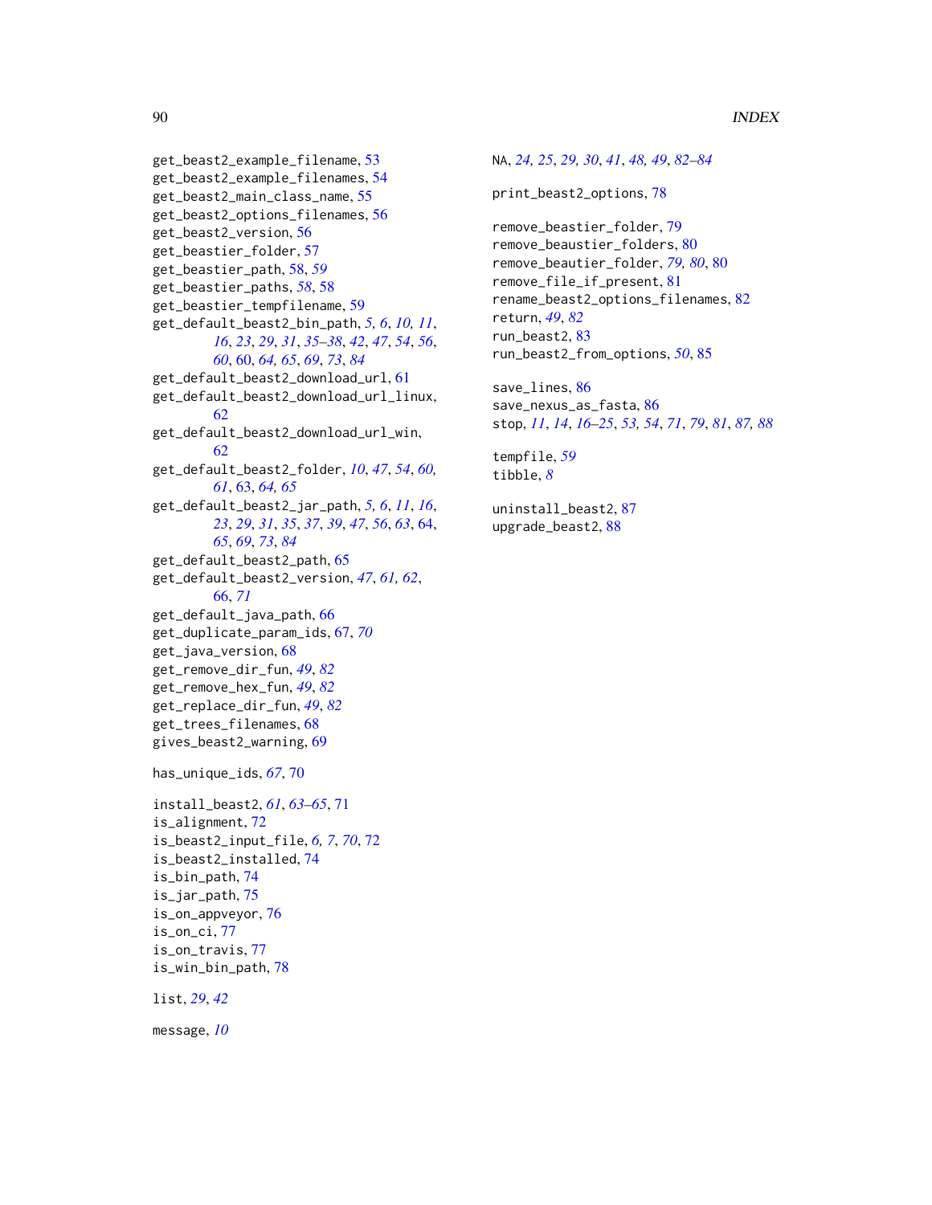get_beast2_example_filename, 53
get_beast2_example_filenames, 54
get_beast2_main_class_name, 55
get_beast2_options_filenames, 56
get_beast2_version, 56
get_beastier_folder, 57
get_beastier_path, 58, *59*
get_beastier_paths, *58*, 58
get_beastier_tempfilename, 59
get_default_beast2_bin_path, *5, 6*, *10, 11*, *16*, *23*, *29*, *31*, *35–38*, *42*, *47*, *54*, *56*, *60*, 60, *64, 65*, *69*, *73*, *84*
get_default_beast2_download_url, 61
get_default_beast2_download_url_linux, 62
get_default_beast2_download_url_win, 62
get_default_beast2_folder, *10*, *47*, *54*, *60, 61*, 63, *64, 65*
get_default_beast2_jar_path, *5, 6*, *11*, *16*, *23*, *29*, *31*, *35*, *37*, *39*, *47*, *56*, *63*, 64, *65*, *69*, *73*, *84*
get_default_beast2_path, 65
get_default_beast2_version, *47*, *61, 62*, 66, *71*
get_default_java_path, 66
get_duplicate_param_ids, 67, *70*
get_java_version, 68
get_remove_dir_fun, *49*, *82*
get_remove_hex_fun, *49*, *82*
get_replace_dir_fun, *49*, *82*
get_trees_filenames, 68
gives_beast2_warning, 69

has_unique_ids, *67*, 70

install_beast2, *61*, *63–65*, 71
is_alignment, 72
is_beast2_input_file, *6, 7*, *70*, 72
is_beast2_installed, 74
is_bin_path, 74
is_jar_path, 75
is_on_appveyor, 76
is_on_ci, 77
is_on_travis, 77
is_win_bin_path, 78

list, *29*, *42*

message, *10*

NA, *24, 25*, *29, 30*, *41*, *48, 49*, *82–84*

print_beast2_options, 78

remove_beastier_folder, 79
remove_beaustier_folders, 80
remove_beautier_folder, *79, 80*, 80
remove_file_if_present, 81
rename_beast2_options_filenames, 82
return, *49*, *82*
run_beast2, 83
run_beast2_from_options, *50*, 85

save_lines, 86
save_nexus_as_fasta, 86
stop, *11*, *14*, *16–25*, *53, 54*, *71*, *79*, *81*, *87, 88*

tempfile, *59*
tibble, *8*

uninstall_beast2, 87
upgrade_beast2, 88